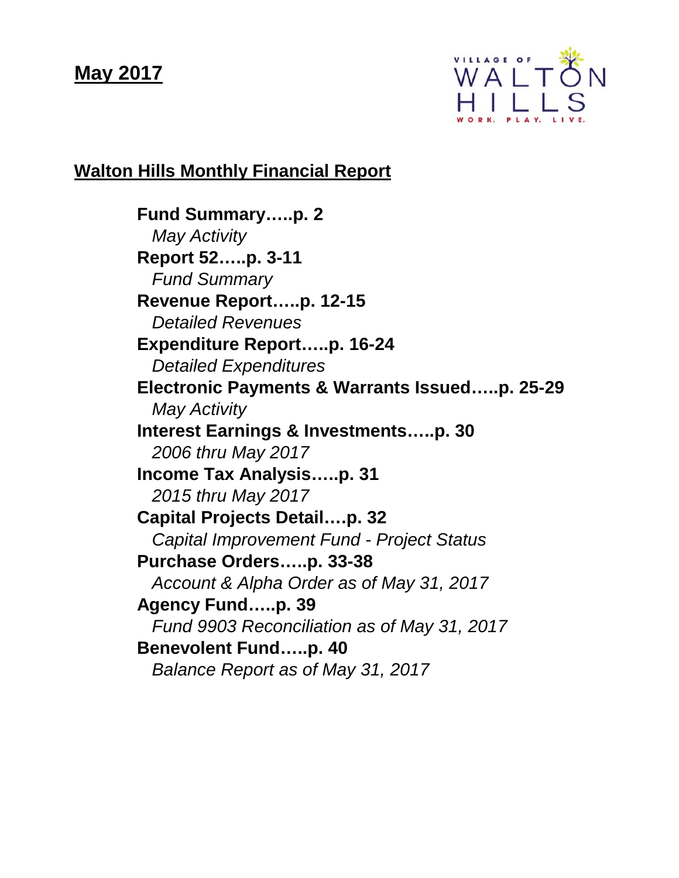**May 2017**

VILLAGE OF WALTON HILLS
WORK. PLAY. LIVE.

## Walton Hills Monthly Financial Report

**Fund Summary…..p. 2**
*May Activity*

**Report 52…..p. 3-11**
*Fund Summary*

**Revenue Report…..p. 12-15**
*Detailed Revenues*

**Expenditure Report…..p. 16-24**
*Detailed Expenditures*

**Electronic Payments & Warrants Issued…..p. 25-29**
*May Activity*

**Interest Earnings & Investments…..p. 30**
*2006 thru May 2017*

**Income Tax Analysis…..p. 31**
*2015 thru May 2017*

**Capital Projects Detail….p. 32**
*Capital Improvement Fund - Project Status*

**Purchase Orders…..p. 33-38**
*Account & Alpha Order as of May 31, 2017*

**Agency Fund…..p. 39**
*Fund 9903 Reconciliation as of May 31, 2017*

**Benevolent Fund…..p. 40**
*Balance Report as of May 31, 2017*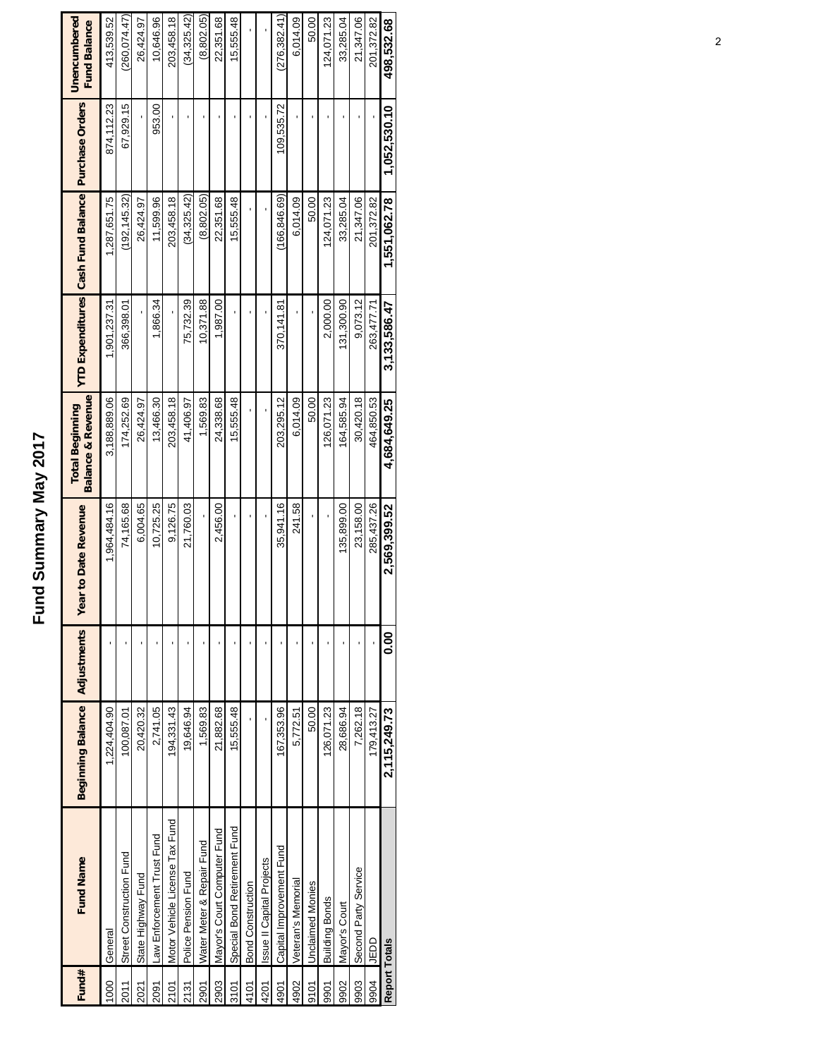# Fund Summary May 2017

| Fund# | Fund Name | Beginning Balance | Adjustments | Year to Date Revenue | Total Beginning Balance & Revenue | YTD Expenditures | Cash Fund Balance | Purchase Orders | Unencumbered Fund Balance |
|---|---|---|---|---|---|---|---|---|---|
| 1000 | General | 1,224,404.90 | - | 1,964,484.16 | 3,188,889.06 | 1,901,237.31 | 1,287,651.75 | 874,112.23 | 413,539.52 |
| 2011 | Street Construction Fund | 100,087.01 | - | 74,165.68 | 174,252.69 | 366,398.01 | (192,145.32) | 67,929.15 | (260,074.47) |
| 2021 | State Highway Fund | 20,420.32 | - | 6,004.65 | 26,424.97 | - | 26,424.97 | - | 26,424.97 |
| 2091 | Law Enforcement Trust Fund | 2,741.05 | - | 10,725.25 | 13,466.30 | 1,866.34 | 11,599.96 | 953.00 | 10,646.96 |
| 2101 | Motor Vehicle License Tax Fund | 194,331.43 | - | 9,126.75 | 203,458.18 | - | 203,458.18 | - | 203,458.18 |
| 2131 | Police Pension Fund | 19,646.94 | - | 21,760.03 | 41,406.97 | 75,732.39 | (34,325.42) | - | (34,325.42) |
| 2901 | Water Meter & Repair Fund | 1,569.83 | - | - | 1,569.83 | 10,371.88 | (8,802.05) | - | (8,802.05) |
| 2903 | Mayor's Court Computer Fund | 21,882.68 | - | 2,456.00 | 24,338.68 | 1,987.00 | 22,351.68 | - | 22,351.68 |
| 3101 | Special Bond Retirement Fund | 15,555.48 | - | - | 15,555.48 | - | 15,555.48 | - | 15,555.48 |
| 4101 | Bond Construction | - | - | - | - | - | - | - | - |
| 4201 | Issue II Capital Projects | - | - | - | - | - | - | - | - |
| 4901 | Capital Improvement Fund | 167,353.96 | - | 35,941.16 | 203,295.12 | 370,141.81 | (166,846.69) | 109,535.72 | (276,382.41) |
| 4902 | Veteran's Memorial | 5,772.51 | - | 241.58 | 6,014.09 | - | 6,014.09 | - | 6,014.09 |
| 9101 | Unclaimed Monies | 50.00 | - | - | 50.00 | - | 50.00 | - | 50.00 |
| 9901 | Building Bonds | 126,071.23 | - | - | 126,071.23 | 2,000.00 | 124,071.23 | - | 124,071.23 |
| 9902 | Mayor's Court | 28,686.94 | - | 135,899.00 | 164,585.94 | 131,300.90 | 33,285.04 | - | 33,285.04 |
| 9903 | Second Party Service | 7,262.18 | - | 23,158.00 | 30,420.18 | 9,073.12 | 21,347.06 | - | 21,347.06 |
| 9904 | JEDD | 179,413.27 | - | 285,437.26 | 464,850.53 | 263,477.71 | 201,372.82 | - | 201,372.82 |
| **Report Totals** | | **2,115,249.73** | **0.00** | **2,569,399.52** | **4,684,649.25** | **3,133,586.47** | **1,551,062.78** | **1,052,530.10** | **498,532.68** |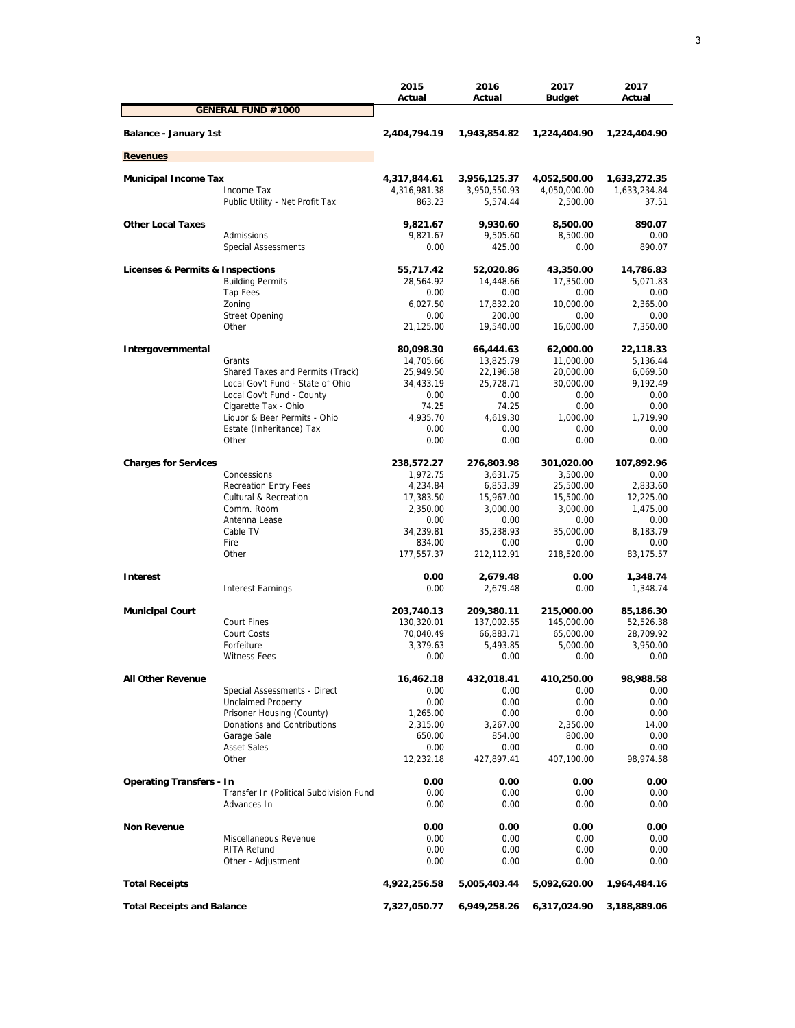| | | 2015 Actual | 2016 Actual | 2017 Budget | 2017 Actual |
|---|---|---|---|---|---|
| **GENERAL FUND #1000** | | | | | |
| **Balance - January 1st** | | **2,404,794.19** | **1,943,854.82** | **1,224,404.90** | **1,224,404.90** |
| **Revenues** | | | | | |
| **Municipal Income Tax** | | **4,317,844.61** | **3,956,125.37** | **4,052,500.00** | **1,633,272.35** |
| | Income Tax | 4,316,981.38 | 3,950,550.93 | 4,050,000.00 | 1,633,234.84 |
| | Public Utility - Net Profit Tax | 863.23 | 5,574.44 | 2,500.00 | 37.51 |
| **Other Local Taxes** | | **9,821.67** | **9,930.60** | **8,500.00** | **890.07** |
| | Admissions | 9,821.67 | 9,505.60 | 8,500.00 | 0.00 |
| | Special Assessments | 0.00 | 425.00 | 0.00 | 890.07 |
| **Licenses & Permits & Inspections** | | **55,717.42** | **52,020.86** | **43,350.00** | **14,786.83** |
| | Building Permits | 28,564.92 | 14,448.66 | 17,350.00 | 5,071.83 |
| | Tap Fees | 0.00 | 0.00 | 0.00 | 0.00 |
| | Zoning | 6,027.50 | 17,832.20 | 10,000.00 | 2,365.00 |
| | Street Opening | 0.00 | 200.00 | 0.00 | 0.00 |
| | Other | 21,125.00 | 19,540.00 | 16,000.00 | 7,350.00 |
| **Intergovernmental** | | **80,098.30** | **66,444.63** | **62,000.00** | **22,118.33** |
| | Grants | 14,705.66 | 13,825.79 | 11,000.00 | 5,136.44 |
| | Shared Taxes and Permits (Track) | 25,949.50 | 22,196.58 | 20,000.00 | 6,069.50 |
| | Local Gov't Fund - State of Ohio | 34,433.19 | 25,728.71 | 30,000.00 | 9,192.49 |
| | Local Gov't Fund - County | 0.00 | 0.00 | 0.00 | 0.00 |
| | Cigarette Tax - Ohio | 74.25 | 74.25 | 0.00 | 0.00 |
| | Liquor & Beer Permits - Ohio | 4,935.70 | 4,619.30 | 1,000.00 | 1,719.90 |
| | Estate (Inheritance) Tax | 0.00 | 0.00 | 0.00 | 0.00 |
| | Other | 0.00 | 0.00 | 0.00 | 0.00 |
| **Charges for Services** | | **238,572.27** | **276,803.98** | **301,020.00** | **107,892.96** |
| | Concessions | 1,972.75 | 3,631.75 | 3,500.00 | 0.00 |
| | Recreation Entry Fees | 4,234.84 | 6,853.39 | 25,500.00 | 2,833.60 |
| | Cultural & Recreation | 17,383.50 | 15,967.00 | 15,500.00 | 12,225.00 |
| | Comm. Room | 2,350.00 | 3,000.00 | 3,000.00 | 1,475.00 |
| | Antenna Lease | 0.00 | 0.00 | 0.00 | 0.00 |
| | Cable TV | 34,239.81 | 35,238.93 | 35,000.00 | 8,183.79 |
| | Fire | 834.00 | 0.00 | 0.00 | 0.00 |
| | Other | 177,557.37 | 212,112.91 | 218,520.00 | 83,175.57 |
| **Interest** | | **0.00** | **2,679.48** | **0.00** | **1,348.74** |
| | Interest Earnings | 0.00 | 2,679.48 | 0.00 | 1,348.74 |
| **Municipal Court** | | **203,740.13** | **209,380.11** | **215,000.00** | **85,186.30** |
| | Court Fines | 130,320.01 | 137,002.55 | 145,000.00 | 52,526.38 |
| | Court Costs | 70,040.49 | 66,883.71 | 65,000.00 | 28,709.92 |
| | Forfeiture | 3,379.63 | 5,493.85 | 5,000.00 | 3,950.00 |
| | Witness Fees | 0.00 | 0.00 | 0.00 | 0.00 |
| **All Other Revenue** | | **16,462.18** | **432,018.41** | **410,250.00** | **98,988.58** |
| | Special Assessments - Direct | 0.00 | 0.00 | 0.00 | 0.00 |
| | Unclaimed Property | 0.00 | 0.00 | 0.00 | 0.00 |
| | Prisoner Housing (County) | 1,265.00 | 0.00 | 0.00 | 0.00 |
| | Donations and Contributions | 2,315.00 | 3,267.00 | 2,350.00 | 14.00 |
| | Garage Sale | 650.00 | 854.00 | 800.00 | 0.00 |
| | Asset Sales | 0.00 | 0.00 | 0.00 | 0.00 |
| | Other | 12,232.18 | 427,897.41 | 407,100.00 | 98,974.58 |
| **Operating Transfers - In** | | **0.00** | **0.00** | **0.00** | **0.00** |
| | Transfer In (Political Subdivision Fund | 0.00 | 0.00 | 0.00 | 0.00 |
| | Advances In | 0.00 | 0.00 | 0.00 | 0.00 |
| **Non Revenue** | | **0.00** | **0.00** | **0.00** | **0.00** |
| | Miscellaneous Revenue | 0.00 | 0.00 | 0.00 | 0.00 |
| | RITA Refund | 0.00 | 0.00 | 0.00 | 0.00 |
| | Other - Adjustment | 0.00 | 0.00 | 0.00 | 0.00 |
| **Total Receipts** | | **4,922,256.58** | **5,005,403.44** | **5,092,620.00** | **1,964,484.16** |
| **Total Receipts and Balance** | | **7,327,050.77** | **6,949,258.26** | **6,317,024.90** | **3,188,889.06** |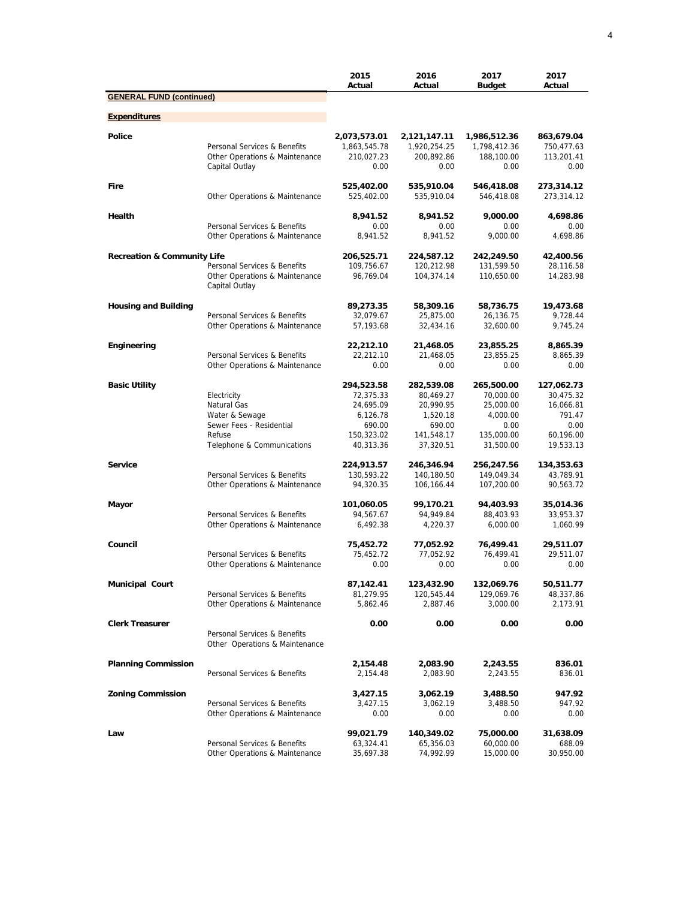## GENERAL FUND (continued)

### Expenditures

| | | 2015 Actual | 2016 Actual | 2017 Budget | 2017 Actual |
|---|---|---|---|---|---|
| **Police** | | **2,073,573.01** | **2,121,147.11** | **1,986,512.36** | **863,679.04** |
| | Personal Services & Benefits | 1,863,545.78 | 1,920,254.25 | 1,798,412.36 | 750,477.63 |
| | Other Operations & Maintenance | 210,027.23 | 200,892.86 | 188,100.00 | 113,201.41 |
| | Capital Outlay | 0.00 | 0.00 | 0.00 | 0.00 |
| **Fire** | | **525,402.00** | **535,910.04** | **546,418.08** | **273,314.12** |
| | Other Operations & Maintenance | 525,402.00 | 535,910.04 | 546,418.08 | 273,314.12 |
| **Health** | | **8,941.52** | **8,941.52** | **9,000.00** | **4,698.86** |
| | Personal Services & Benefits | 0.00 | 0.00 | 0.00 | 0.00 |
| | Other Operations & Maintenance | 8,941.52 | 8,941.52 | 9,000.00 | 4,698.86 |
| **Recreation & Community Life** | | **206,525.71** | **224,587.12** | **242,249.50** | **42,400.56** |
| | Personal Services & Benefits | 109,756.67 | 120,212.98 | 131,599.50 | 28,116.58 |
| | Other Operations & Maintenance | 96,769.04 | 104,374.14 | 110,650.00 | 14,283.98 |
| | Capital Outlay | | | | |
| **Housing and Building** | | **89,273.35** | **58,309.16** | **58,736.75** | **19,473.68** |
| | Personal Services & Benefits | 32,079.67 | 25,875.00 | 26,136.75 | 9,728.44 |
| | Other Operations & Maintenance | 57,193.68 | 32,434.16 | 32,600.00 | 9,745.24 |
| **Engineering** | | **22,212.10** | **21,468.05** | **23,855.25** | **8,865.39** |
| | Personal Services & Benefits | 22,212.10 | 21,468.05 | 23,855.25 | 8,865.39 |
| | Other Operations & Maintenance | 0.00 | 0.00 | 0.00 | 0.00 |
| **Basic Utility** | | **294,523.58** | **282,539.08** | **265,500.00** | **127,062.73** |
| | Electricity | 72,375.33 | 80,469.27 | 70,000.00 | 30,475.32 |
| | Natural Gas | 24,695.09 | 20,990.95 | 25,000.00 | 16,066.81 |
| | Water & Sewage | 6,126.78 | 1,520.18 | 4,000.00 | 791.47 |
| | Sewer Fees - Residential | 690.00 | 690.00 | 0.00 | 0.00 |
| | Refuse | 150,323.02 | 141,548.17 | 135,000.00 | 60,196.00 |
| | Telephone & Communications | 40,313.36 | 37,320.51 | 31,500.00 | 19,533.13 |
| **Service** | | **224,913.57** | **246,346.94** | **256,247.56** | **134,353.63** |
| | Personal Services & Benefits | 130,593.22 | 140,180.50 | 149,049.34 | 43,789.91 |
| | Other Operations & Maintenance | 94,320.35 | 106,166.44 | 107,200.00 | 90,563.72 |
| **Mayor** | | **101,060.05** | **99,170.21** | **94,403.93** | **35,014.36** |
| | Personal Services & Benefits | 94,567.67 | 94,949.84 | 88,403.93 | 33,953.37 |
| | Other Operations & Maintenance | 6,492.38 | 4,220.37 | 6,000.00 | 1,060.99 |
| **Council** | | **75,452.72** | **77,052.92** | **76,499.41** | **29,511.07** |
| | Personal Services & Benefits | 75,452.72 | 77,052.92 | 76,499.41 | 29,511.07 |
| | Other Operations & Maintenance | 0.00 | 0.00 | 0.00 | 0.00 |
| **Municipal Court** | | **87,142.41** | **123,432.90** | **132,069.76** | **50,511.77** |
| | Personal Services & Benefits | 81,279.95 | 120,545.44 | 129,069.76 | 48,337.86 |
| | Other Operations & Maintenance | 5,862.46 | 2,887.46 | 3,000.00 | 2,173.91 |
| **Clerk Treasurer** | | **0.00** | **0.00** | **0.00** | **0.00** |
| | Personal Services & Benefits | | | | |
| | Other Operations & Maintenance | | | | |
| **Planning Commission** | | **2,154.48** | **2,083.90** | **2,243.55** | **836.01** |
| | Personal Services & Benefits | 2,154.48 | 2,083.90 | 2,243.55 | 836.01 |
| **Zoning Commission** | | **3,427.15** | **3,062.19** | **3,488.50** | **947.92** |
| | Personal Services & Benefits | 3,427.15 | 3,062.19 | 3,488.50 | 947.92 |
| | Other Operations & Maintenance | 0.00 | 0.00 | 0.00 | 0.00 |
| **Law** | | **99,021.79** | **140,349.02** | **75,000.00** | **31,638.09** |
| | Personal Services & Benefits | 63,324.41 | 65,356.03 | 60,000.00 | 688.09 |
| | Other Operations & Maintenance | 35,697.38 | 74,992.99 | 15,000.00 | 30,950.00 |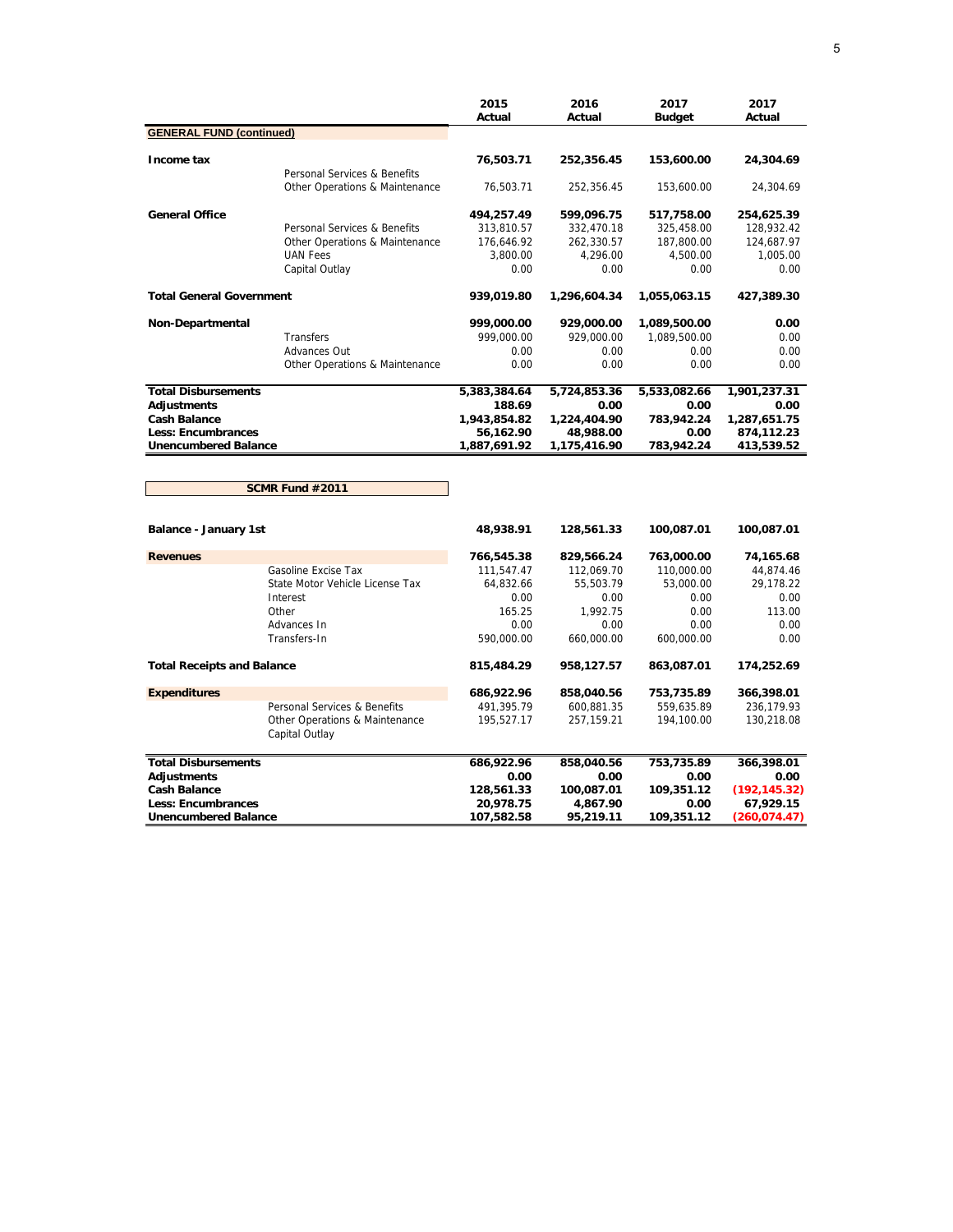| | | 2015 Actual | 2016 Actual | 2017 Budget | 2017 Actual |
|---|---|---|---|---|---|
| **GENERAL FUND (continued)** | | | | | |
| **Income tax** | | **76,503.71** | **252,356.45** | **153,600.00** | **24,304.69** |
| | Personal Services & Benefits | | | | |
| | Other Operations & Maintenance | 76,503.71 | 252,356.45 | 153,600.00 | 24,304.69 |
| **General Office** | | **494,257.49** | **599,096.75** | **517,758.00** | **254,625.39** |
| | Personal Services & Benefits | 313,810.57 | 332,470.18 | 325,458.00 | 128,932.42 |
| | Other Operations & Maintenance | 176,646.92 | 262,330.57 | 187,800.00 | 124,687.97 |
| | UAN Fees | 3,800.00 | 4,296.00 | 4,500.00 | 1,005.00 |
| | Capital Outlay | 0.00 | 0.00 | 0.00 | 0.00 |
| **Total General Government** | | **939,019.80** | **1,296,604.34** | **1,055,063.15** | **427,389.30** |
| **Non-Departmental** | | **999,000.00** | **929,000.00** | **1,089,500.00** | **0.00** |
| | Transfers | 999,000.00 | 929,000.00 | 1,089,500.00 | 0.00 |
| | Advances Out | 0.00 | 0.00 | 0.00 | 0.00 |
| | Other Operations & Maintenance | 0.00 | 0.00 | 0.00 | 0.00 |
| **Total Disbursements** | | **5,383,384.64** | **5,724,853.36** | **5,533,082.66** | **1,901,237.31** |
| **Adjustments** | | **188.69** | **0.00** | **0.00** | **0.00** |
| **Cash Balance** | | **1,943,854.82** | **1,224,404.90** | **783,942.24** | **1,287,651.75** |
| **Less: Encumbrances** | | **56,162.90** | **48,988.00** | **0.00** | **874,112.23** |
| **Unencumbered Balance** | | **1,887,691.92** | **1,175,416.90** | **783,942.24** | **413,539.52** |

**SCMR Fund #2011**

| | | 2015 Actual | 2016 Actual | 2017 Budget | 2017 Actual |
|---|---|---|---|---|---|
| **Balance - January 1st** | | **48,938.91** | **128,561.33** | **100,087.01** | **100,087.01** |
| **Revenues** | | **766,545.38** | **829,566.24** | **763,000.00** | **74,165.68** |
| | Gasoline Excise Tax | 111,547.47 | 112,069.70 | 110,000.00 | 44,874.46 |
| | State Motor Vehicle License Tax | 64,832.66 | 55,503.79 | 53,000.00 | 29,178.22 |
| | Interest | 0.00 | 0.00 | 0.00 | 0.00 |
| | Other | 165.25 | 1,992.75 | 0.00 | 113.00 |
| | Advances In | 0.00 | 0.00 | 0.00 | 0.00 |
| | Transfers-In | 590,000.00 | 660,000.00 | 600,000.00 | 0.00 |
| **Total Receipts and Balance** | | **815,484.29** | **958,127.57** | **863,087.01** | **174,252.69** |
| **Expenditures** | | **686,922.96** | **858,040.56** | **753,735.89** | **366,398.01** |
| | Personal Services & Benefits | 491,395.79 | 600,881.35 | 559,635.89 | 236,179.93 |
| | Other Operations & Maintenance | 195,527.17 | 257,159.21 | 194,100.00 | 130,218.08 |
| | Capital Outlay | | | | |
| **Total Disbursements** | | **686,922.96** | **858,040.56** | **753,735.89** | **366,398.01** |
| **Adjustments** | | **0.00** | **0.00** | **0.00** | **0.00** |
| **Cash Balance** | | **128,561.33** | **100,087.01** | **109,351.12** | **(192,145.32)** |
| **Less: Encumbrances** | | **20,978.75** | **4,867.90** | **0.00** | **67,929.15** |
| **Unencumbered Balance** | | **107,582.58** | **95,219.11** | **109,351.12** | **(260,074.47)** |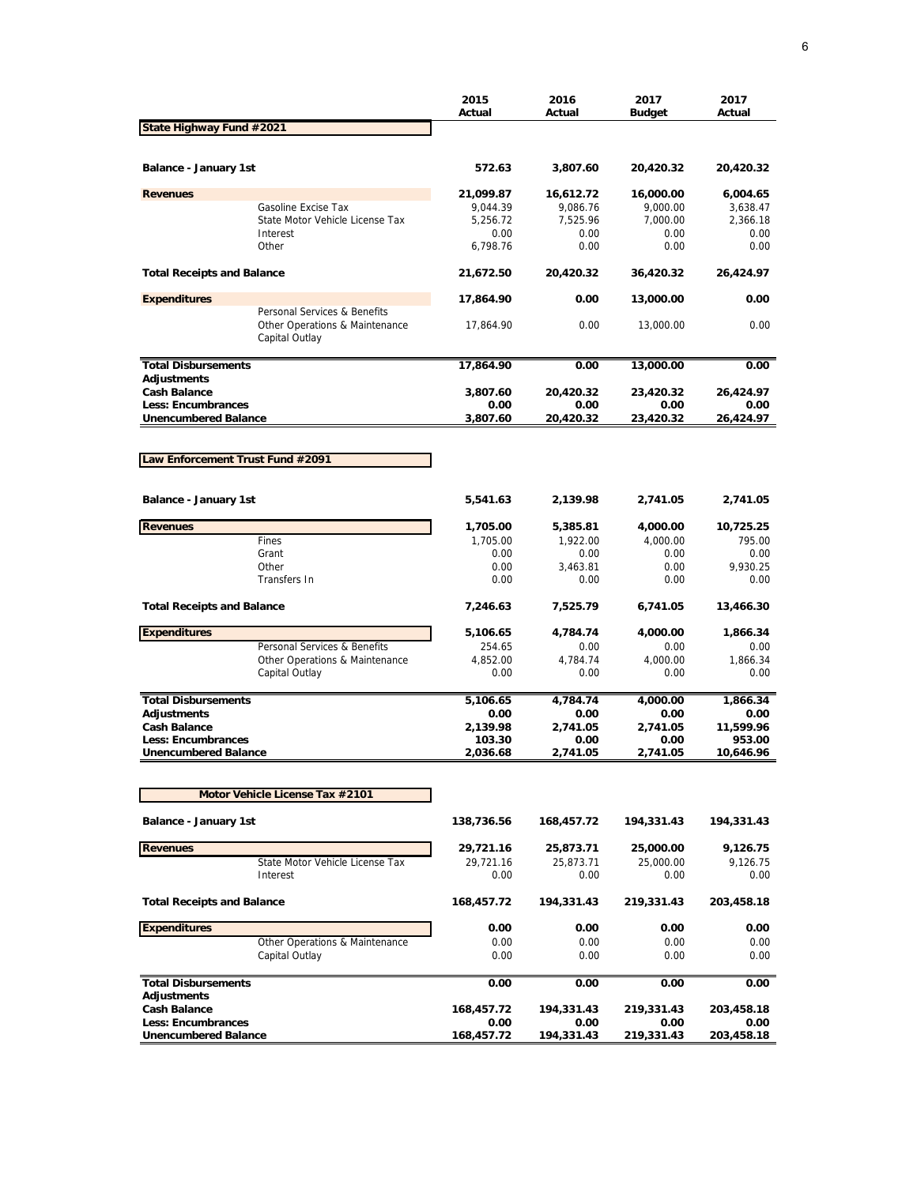| | | 2015 Actual | 2016 Actual | 2017 Budget | 2017 Actual |
|---|---|---|---|---|---|
| **State Highway Fund #2021** | | | | | |
| **Balance - January 1st** | | **572.63** | **3,807.60** | **20,420.32** | **20,420.32** |
| **Revenues** | | **21,099.87** | **16,612.72** | **16,000.00** | **6,004.65** |
| | Gasoline Excise Tax | 9,044.39 | 9,086.76 | 9,000.00 | 3,638.47 |
| | State Motor Vehicle License Tax | 5,256.72 | 7,525.96 | 7,000.00 | 2,366.18 |
| | Interest | 0.00 | 0.00 | 0.00 | 0.00 |
| | Other | 6,798.76 | 0.00 | 0.00 | 0.00 |
| **Total Receipts and Balance** | | **21,672.50** | **20,420.32** | **36,420.32** | **26,424.97** |
| **Expenditures** | | **17,864.90** | **0.00** | **13,000.00** | **0.00** |
| | Personal Services & Benefits | | | | |
| | Other Operations & Maintenance | 17,864.90 | 0.00 | 13,000.00 | 0.00 |
| | Capital Outlay | | | | |
| **Total Disbursements** | | **17,864.90** | **0.00** | **13,000.00** | **0.00** |
| **Adjustments** | | | | | |
| **Cash Balance** | | **3,807.60** | **20,420.32** | **23,420.32** | **26,424.97** |
| **Less: Encumbrances** | | **0.00** | **0.00** | **0.00** | **0.00** |
| **Unencumbered Balance** | | **3,807.60** | **20,420.32** | **23,420.32** | **26,424.97** |

| | | 2015 Actual | 2016 Actual | 2017 Budget | 2017 Actual |
|---|---|---|---|---|---|
| **Law Enforcement Trust Fund #2091** | | | | | |
| **Balance - January 1st** | | **5,541.63** | **2,139.98** | **2,741.05** | **2,741.05** |
| **Revenues** | | **1,705.00** | **5,385.81** | **4,000.00** | **10,725.25** |
| | Fines | 1,705.00 | 1,922.00 | 4,000.00 | 795.00 |
| | Grant | 0.00 | 0.00 | 0.00 | 0.00 |
| | Other | 0.00 | 3,463.81 | 0.00 | 9,930.25 |
| | Transfers In | 0.00 | 0.00 | 0.00 | 0.00 |
| **Total Receipts and Balance** | | **7,246.63** | **7,525.79** | **6,741.05** | **13,466.30** |
| **Expenditures** | | **5,106.65** | **4,784.74** | **4,000.00** | **1,866.34** |
| | Personal Services & Benefits | 254.65 | 0.00 | 0.00 | 0.00 |
| | Other Operations & Maintenance | 4,852.00 | 4,784.74 | 4,000.00 | 1,866.34 |
| | Capital Outlay | 0.00 | 0.00 | 0.00 | 0.00 |
| **Total Disbursements** | | **5,106.65** | **4,784.74** | **4,000.00** | **1,866.34** |
| **Adjustments** | | **0.00** | **0.00** | **0.00** | **0.00** |
| **Cash Balance** | | **2,139.98** | **2,741.05** | **2,741.05** | **11,599.96** |
| **Less: Encumbrances** | | **103.30** | **0.00** | **0.00** | **953.00** |
| **Unencumbered Balance** | | **2,036.68** | **2,741.05** | **2,741.05** | **10,646.96** |

| | | 2015 Actual | 2016 Actual | 2017 Budget | 2017 Actual |
|---|---|---|---|---|---|
| **Motor Vehicle License Tax #2101** | | | | | |
| **Balance - January 1st** | | **138,736.56** | **168,457.72** | **194,331.43** | **194,331.43** |
| **Revenues** | | **29,721.16** | **25,873.71** | **25,000.00** | **9,126.75** |
| | State Motor Vehicle License Tax | 29,721.16 | 25,873.71 | 25,000.00 | 9,126.75 |
| | Interest | 0.00 | 0.00 | 0.00 | 0.00 |
| **Total Receipts and Balance** | | **168,457.72** | **194,331.43** | **219,331.43** | **203,458.18** |
| **Expenditures** | | **0.00** | **0.00** | **0.00** | **0.00** |
| | Other Operations & Maintenance | 0.00 | 0.00 | 0.00 | 0.00 |
| | Capital Outlay | 0.00 | 0.00 | 0.00 | 0.00 |
| **Total Disbursements** | | **0.00** | **0.00** | **0.00** | **0.00** |
| **Adjustments** | | | | | |
| **Cash Balance** | | **168,457.72** | **194,331.43** | **219,331.43** | **203,458.18** |
| **Less: Encumbrances** | | **0.00** | **0.00** | **0.00** | **0.00** |
| **Unencumbered Balance** | | **168,457.72** | **194,331.43** | **219,331.43** | **203,458.18** |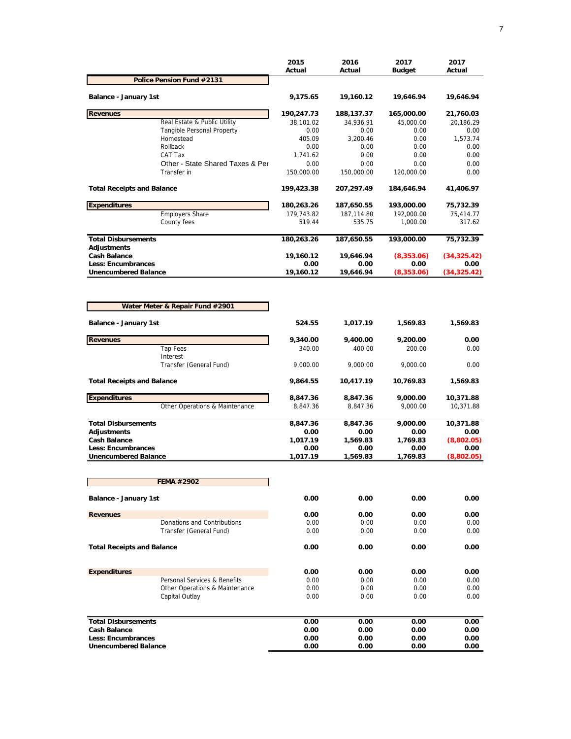| | 2015 Actual | 2016 Actual | 2017 Budget | 2017 Actual |
|---|---|---|---|---|
| **Police Pension Fund #2131** | | | | |
| **Balance - January 1st** | **9,175.65** | **19,160.12** | **19,646.94** | **19,646.94** |
| **Revenues** | **190,247.73** | **188,137.37** | **165,000.00** | **21,760.03** |
| Real Estate & Public Utility | 38,101.02 | 34,936.91 | 45,000.00 | 20,186.29 |
| Tangible Personal Property | 0.00 | 0.00 | 0.00 | 0.00 |
| Homestead | 405.09 | 3,200.46 | 0.00 | 1,573.74 |
| Rollback | 0.00 | 0.00 | 0.00 | 0.00 |
| CAT Tax | 1,741.62 | 0.00 | 0.00 | 0.00 |
| Other - State Shared Taxes & Per | 0.00 | 0.00 | 0.00 | 0.00 |
| Transfer in | 150,000.00 | 150,000.00 | 120,000.00 | 0.00 |
| **Total Receipts and Balance** | **199,423.38** | **207,297.49** | **184,646.94** | **41,406.97** |
| **Expenditures** | **180,263.26** | **187,650.55** | **193,000.00** | **75,732.39** |
| Employers Share | 179,743.82 | 187,114.80 | 192,000.00 | 75,414.77 |
| County fees | 519.44 | 535.75 | 1,000.00 | 317.62 |
| **Total Disbursements** | **180,263.26** | **187,650.55** | **193,000.00** | **75,732.39** |
| **Adjustments** | | | | |
| **Cash Balance** | **19,160.12** | **19,646.94** | **(8,353.06)** | **(34,325.42)** |
| **Less: Encumbrances** | **0.00** | **0.00** | **0.00** | **0.00** |
| **Unencumbered Balance** | **19,160.12** | **19,646.94** | **(8,353.06)** | **(34,325.42)** |

| | 2015 Actual | 2016 Actual | 2017 Budget | 2017 Actual |
|---|---|---|---|---|
| **Water Meter & Repair Fund #2901** | | | | |
| **Balance - January 1st** | **524.55** | **1,017.19** | **1,569.83** | **1,569.83** |
| **Revenues** | **9,340.00** | **9,400.00** | **9,200.00** | **0.00** |
| Tap Fees | 340.00 | 400.00 | 200.00 | 0.00 |
| Interest | | | | |
| Transfer (General Fund) | 9,000.00 | 9,000.00 | 9,000.00 | 0.00 |
| **Total Receipts and Balance** | **9,864.55** | **10,417.19** | **10,769.83** | **1,569.83** |
| **Expenditures** | **8,847.36** | **8,847.36** | **9,000.00** | **10,371.88** |
| Other Operations & Maintenance | 8,847.36 | 8,847.36 | 9,000.00 | 10,371.88 |
| **Total Disbursements** | **8,847.36** | **8,847.36** | **9,000.00** | **10,371.88** |
| **Adjustments** | **0.00** | **0.00** | **0.00** | **0.00** |
| **Cash Balance** | **1,017.19** | **1,569.83** | **1,769.83** | **(8,802.05)** |
| **Less: Encumbrances** | **0.00** | **0.00** | **0.00** | **0.00** |
| **Unencumbered Balance** | **1,017.19** | **1,569.83** | **1,769.83** | **(8,802.05)** |

| | 2015 Actual | 2016 Actual | 2017 Budget | 2017 Actual |
|---|---|---|---|---|
| **FEMA #2902** | | | | |
| **Balance - January 1st** | **0.00** | **0.00** | **0.00** | **0.00** |
| **Revenues** | **0.00** | **0.00** | **0.00** | **0.00** |
| Donations and Contributions | 0.00 | 0.00 | 0.00 | 0.00 |
| Transfer (General Fund) | 0.00 | 0.00 | 0.00 | 0.00 |
| **Total Receipts and Balance** | **0.00** | **0.00** | **0.00** | **0.00** |
| **Expenditures** | **0.00** | **0.00** | **0.00** | **0.00** |
| Personal Services & Benefits | 0.00 | 0.00 | 0.00 | 0.00 |
| Other Operations & Maintenance | 0.00 | 0.00 | 0.00 | 0.00 |
| Capital Outlay | 0.00 | 0.00 | 0.00 | 0.00 |
| **Total Disbursements** | **0.00** | **0.00** | **0.00** | **0.00** |
| **Cash Balance** | **0.00** | **0.00** | **0.00** | **0.00** |
| **Less: Encumbrances** | **0.00** | **0.00** | **0.00** | **0.00** |
| **Unencumbered Balance** | **0.00** | **0.00** | **0.00** | **0.00** |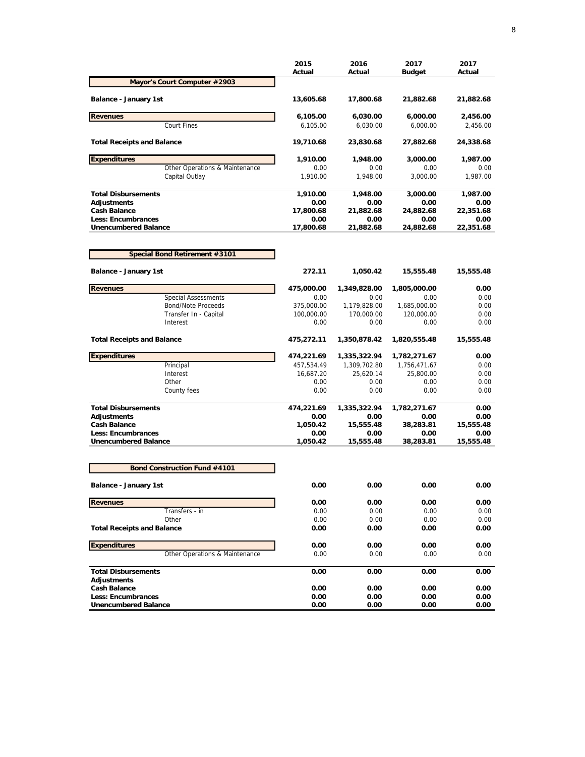| | 2015 Actual | 2016 Actual | 2017 Budget | 2017 Actual |
|---|---|---|---|---|
| **Mayor's Court Computer #2903** | | | | |
| **Balance - January 1st** | **13,605.68** | **17,800.68** | **21,882.68** | **21,882.68** |
| **Revenues** | **6,105.00** | **6,030.00** | **6,000.00** | **2,456.00** |
| Court Fines | 6,105.00 | 6,030.00 | 6,000.00 | 2,456.00 |
| **Total Receipts and Balance** | **19,710.68** | **23,830.68** | **27,882.68** | **24,338.68** |
| **Expenditures** | **1,910.00** | **1,948.00** | **3,000.00** | **1,987.00** |
| Other Operations & Maintenance | 0.00 | 0.00 | 0.00 | 0.00 |
| Capital Outlay | 1,910.00 | 1,948.00 | 3,000.00 | 1,987.00 |
| **Total Disbursements** | **1,910.00** | **1,948.00** | **3,000.00** | **1,987.00** |
| **Adjustments** | **0.00** | **0.00** | **0.00** | **0.00** |
| **Cash Balance** | **17,800.68** | **21,882.68** | **24,882.68** | **22,351.68** |
| **Less: Encumbrances** | **0.00** | **0.00** | **0.00** | **0.00** |
| **Unencumbered Balance** | **17,800.68** | **21,882.68** | **24,882.68** | **22,351.68** |

| | 2015 Actual | 2016 Actual | 2017 Budget | 2017 Actual |
|---|---|---|---|---|
| **Special Bond Retirement #3101** | | | | |
| **Balance - January 1st** | **272.11** | **1,050.42** | **15,555.48** | **15,555.48** |
| **Revenues** | **475,000.00** | **1,349,828.00** | **1,805,000.00** | **0.00** |
| Special Assessments | 0.00 | 0.00 | 0.00 | 0.00 |
| Bond/Note Proceeds | 375,000.00 | 1,179,828.00 | 1,685,000.00 | 0.00 |
| Transfer In - Capital | 100,000.00 | 170,000.00 | 120,000.00 | 0.00 |
| Interest | 0.00 | 0.00 | 0.00 | 0.00 |
| **Total Receipts and Balance** | **475,272.11** | **1,350,878.42** | **1,820,555.48** | **15,555.48** |
| **Expenditures** | **474,221.69** | **1,335,322.94** | **1,782,271.67** | **0.00** |
| Principal | 457,534.49 | 1,309,702.80 | 1,756,471.67 | 0.00 |
| Interest | 16,687.20 | 25,620.14 | 25,800.00 | 0.00 |
| Other | 0.00 | 0.00 | 0.00 | 0.00 |
| County fees | 0.00 | 0.00 | 0.00 | 0.00 |
| **Total Disbursements** | **474,221.69** | **1,335,322.94** | **1,782,271.67** | **0.00** |
| **Adjustments** | **0.00** | **0.00** | **0.00** | **0.00** |
| **Cash Balance** | **1,050.42** | **15,555.48** | **38,283.81** | **15,555.48** |
| **Less: Encumbrances** | **0.00** | **0.00** | **0.00** | **0.00** |
| **Unencumbered Balance** | **1,050.42** | **15,555.48** | **38,283.81** | **15,555.48** |

| | 2015 Actual | 2016 Actual | 2017 Budget | 2017 Actual |
|---|---|---|---|---|
| **Bond Construction Fund #4101** | | | | |
| **Balance - January 1st** | **0.00** | **0.00** | **0.00** | **0.00** |
| **Revenues** | **0.00** | **0.00** | **0.00** | **0.00** |
| Transfers - in | 0.00 | 0.00 | 0.00 | 0.00 |
| Other | 0.00 | 0.00 | 0.00 | 0.00 |
| **Total Receipts and Balance** | **0.00** | **0.00** | **0.00** | **0.00** |
| **Expenditures** | **0.00** | **0.00** | **0.00** | **0.00** |
| Other Operations & Maintenance | 0.00 | 0.00 | 0.00 | 0.00 |
| **Total Disbursements** | **0.00** | **0.00** | **0.00** | **0.00** |
| **Adjustments** | | | | |
| **Cash Balance** | **0.00** | **0.00** | **0.00** | **0.00** |
| **Less: Encumbrances** | **0.00** | **0.00** | **0.00** | **0.00** |
| **Unencumbered Balance** | **0.00** | **0.00** | **0.00** | **0.00** |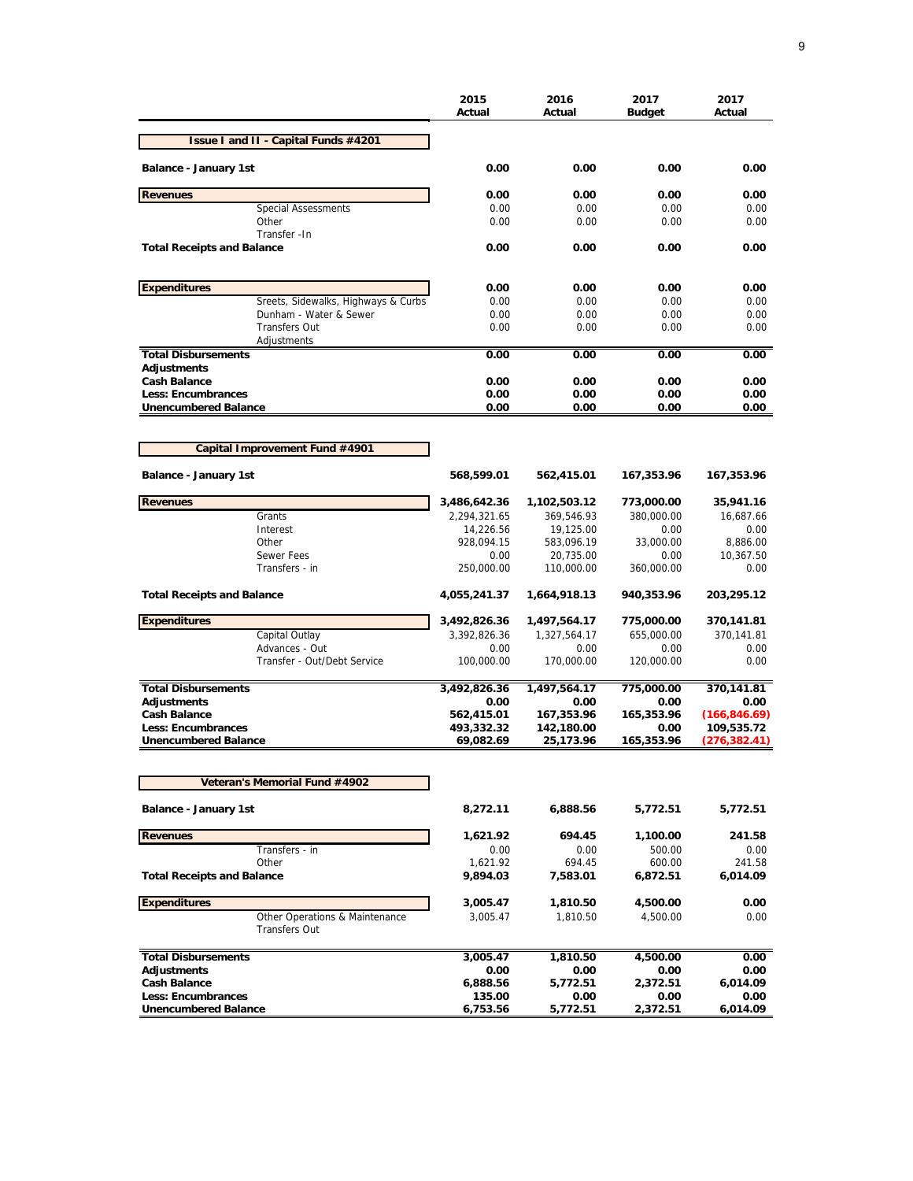| | 2015 Actual | 2016 Actual | 2017 Budget | 2017 Actual |
|---|---|---|---|---|
| **Issue I and II - Capital Funds #4201** | | | | |
| **Balance - January 1st** | **0.00** | **0.00** | **0.00** | **0.00** |
| **Revenues** | **0.00** | **0.00** | **0.00** | **0.00** |
| Special Assessments | 0.00 | 0.00 | 0.00 | 0.00 |
| Other | 0.00 | 0.00 | 0.00 | 0.00 |
| Transfer -In | | | | |
| **Total Receipts and Balance** | **0.00** | **0.00** | **0.00** | **0.00** |
| **Expenditures** | **0.00** | **0.00** | **0.00** | **0.00** |
| Sreets, Sidewalks, Highways & Curbs | 0.00 | 0.00 | 0.00 | 0.00 |
| Dunham - Water & Sewer | 0.00 | 0.00 | 0.00 | 0.00 |
| Transfers Out | 0.00 | 0.00 | 0.00 | 0.00 |
| Adjustments | | | | |
| **Total Disbursements** | **0.00** | **0.00** | **0.00** | **0.00** |
| **Adjustments** | | | | |
| **Cash Balance** | **0.00** | **0.00** | **0.00** | **0.00** |
| **Less: Encumbrances** | **0.00** | **0.00** | **0.00** | **0.00** |
| **Unencumbered Balance** | **0.00** | **0.00** | **0.00** | **0.00** |

| | 2015 Actual | 2016 Actual | 2017 Budget | 2017 Actual |
|---|---|---|---|---|
| **Capital Improvement Fund #4901** | | | | |
| **Balance - January 1st** | **568,599.01** | **562,415.01** | **167,353.96** | **167,353.96** |
| **Revenues** | **3,486,642.36** | **1,102,503.12** | **773,000.00** | **35,941.16** |
| Grants | 2,294,321.65 | 369,546.93 | 380,000.00 | 16,687.66 |
| Interest | 14,226.56 | 19,125.00 | 0.00 | 0.00 |
| Other | 928,094.15 | 583,096.19 | 33,000.00 | 8,886.00 |
| Sewer Fees | 0.00 | 20,735.00 | 0.00 | 10,367.50 |
| Transfers - in | 250,000.00 | 110,000.00 | 360,000.00 | 0.00 |
| **Total Receipts and Balance** | **4,055,241.37** | **1,664,918.13** | **940,353.96** | **203,295.12** |
| **Expenditures** | **3,492,826.36** | **1,497,564.17** | **775,000.00** | **370,141.81** |
| Capital Outlay | 3,392,826.36 | 1,327,564.17 | 655,000.00 | 370,141.81 |
| Advances - Out | 0.00 | 0.00 | 0.00 | 0.00 |
| Transfer - Out/Debt Service | 100,000.00 | 170,000.00 | 120,000.00 | 0.00 |
| **Total Disbursements** | **3,492,826.36** | **1,497,564.17** | **775,000.00** | **370,141.81** |
| **Adjustments** | **0.00** | **0.00** | **0.00** | **0.00** |
| **Cash Balance** | **562,415.01** | **167,353.96** | **165,353.96** | **(166,846.69)** |
| **Less: Encumbrances** | **493,332.32** | **142,180.00** | **0.00** | **109,535.72** |
| **Unencumbered Balance** | **69,082.69** | **25,173.96** | **165,353.96** | **(276,382.41)** |

| | 2015 Actual | 2016 Actual | 2017 Budget | 2017 Actual |
|---|---|---|---|---|
| **Veteran's Memorial Fund #4902** | | | | |
| **Balance - January 1st** | **8,272.11** | **6,888.56** | **5,772.51** | **5,772.51** |
| **Revenues** | **1,621.92** | **694.45** | **1,100.00** | **241.58** |
| Transfers - in | 0.00 | 0.00 | 500.00 | 0.00 |
| Other | 1,621.92 | 694.45 | 600.00 | 241.58 |
| **Total Receipts and Balance** | **9,894.03** | **7,583.01** | **6,872.51** | **6,014.09** |
| **Expenditures** | **3,005.47** | **1,810.50** | **4,500.00** | **0.00** |
| Other Operations & Maintenance | 3,005.47 | 1,810.50 | 4,500.00 | 0.00 |
| Transfers Out | | | | |
| **Total Disbursements** | **3,005.47** | **1,810.50** | **4,500.00** | **0.00** |
| **Adjustments** | **0.00** | **0.00** | **0.00** | **0.00** |
| **Cash Balance** | **6,888.56** | **5,772.51** | **2,372.51** | **6,014.09** |
| **Less: Encumbrances** | **135.00** | **0.00** | **0.00** | **0.00** |
| **Unencumbered Balance** | **6,753.56** | **5,772.51** | **2,372.51** | **6,014.09** |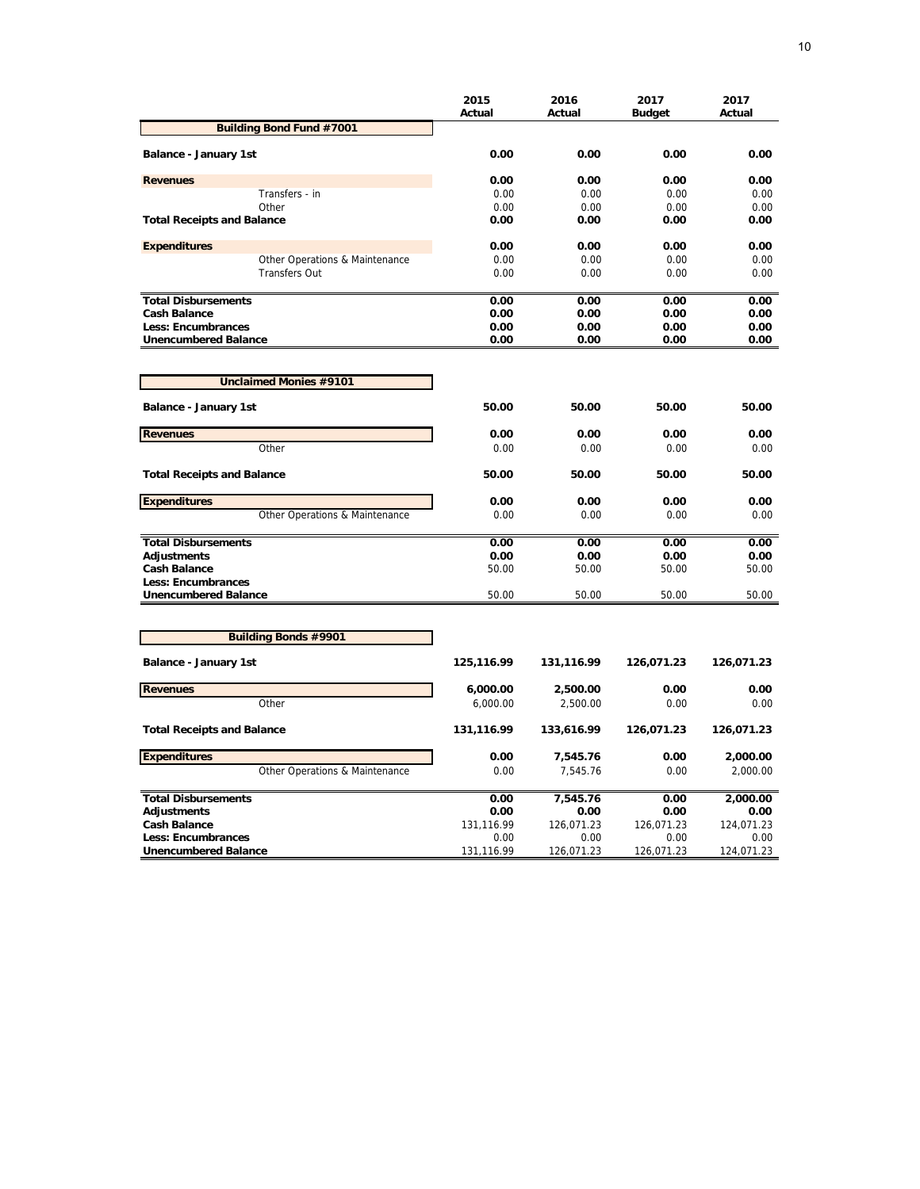| | 2015 Actual | 2016 Actual | 2017 Budget | 2017 Actual |
|---|---|---|---|---|
| **Building Bond Fund #7001** | | | | |
| **Balance - January 1st** | **0.00** | **0.00** | **0.00** | **0.00** |
| **Revenues** | **0.00** | **0.00** | **0.00** | **0.00** |
| Transfers - in | 0.00 | 0.00 | 0.00 | 0.00 |
| Other | 0.00 | 0.00 | 0.00 | 0.00 |
| **Total Receipts and Balance** | **0.00** | **0.00** | **0.00** | **0.00** |
| **Expenditures** | **0.00** | **0.00** | **0.00** | **0.00** |
| Other Operations & Maintenance | 0.00 | 0.00 | 0.00 | 0.00 |
| Transfers Out | 0.00 | 0.00 | 0.00 | 0.00 |
| **Total Disbursements** | **0.00** | **0.00** | **0.00** | **0.00** |
| **Cash Balance** | **0.00** | **0.00** | **0.00** | **0.00** |
| **Less: Encumbrances** | **0.00** | **0.00** | **0.00** | **0.00** |
| **Unencumbered Balance** | **0.00** | **0.00** | **0.00** | **0.00** |

| | 2015 Actual | 2016 Actual | 2017 Budget | 2017 Actual |
|---|---|---|---|---|
| **Unclaimed Monies #9101** | | | | |
| **Balance - January 1st** | **50.00** | **50.00** | **50.00** | **50.00** |
| **Revenues** | **0.00** | **0.00** | **0.00** | **0.00** |
| Other | 0.00 | 0.00 | 0.00 | 0.00 |
| **Total Receipts and Balance** | **50.00** | **50.00** | **50.00** | **50.00** |
| **Expenditures** | **0.00** | **0.00** | **0.00** | **0.00** |
| Other Operations & Maintenance | 0.00 | 0.00 | 0.00 | 0.00 |
| **Total Disbursements** | **0.00** | **0.00** | **0.00** | **0.00** |
| **Adjustments** | **0.00** | **0.00** | **0.00** | **0.00** |
| **Cash Balance** | 50.00 | 50.00 | 50.00 | 50.00 |
| **Less: Encumbrances** | | | | |
| **Unencumbered Balance** | 50.00 | 50.00 | 50.00 | 50.00 |

| | 2015 Actual | 2016 Actual | 2017 Budget | 2017 Actual |
|---|---|---|---|---|
| **Building Bonds #9901** | | | | |
| **Balance - January 1st** | **125,116.99** | **131,116.99** | **126,071.23** | **126,071.23** |
| **Revenues** | **6,000.00** | **2,500.00** | **0.00** | **0.00** |
| Other | 6,000.00 | 2,500.00 | 0.00 | 0.00 |
| **Total Receipts and Balance** | **131,116.99** | **133,616.99** | **126,071.23** | **126,071.23** |
| **Expenditures** | **0.00** | **7,545.76** | **0.00** | **2,000.00** |
| Other Operations & Maintenance | 0.00 | 7,545.76 | 0.00 | 2,000.00 |
| **Total Disbursements** | **0.00** | **7,545.76** | **0.00** | **2,000.00** |
| **Adjustments** | **0.00** | **0.00** | **0.00** | **0.00** |
| **Cash Balance** | 131,116.99 | 126,071.23 | 126,071.23 | 124,071.23 |
| **Less: Encumbrances** | 0.00 | 0.00 | 0.00 | 0.00 |
| **Unencumbered Balance** | 131,116.99 | 126,071.23 | 126,071.23 | 124,071.23 |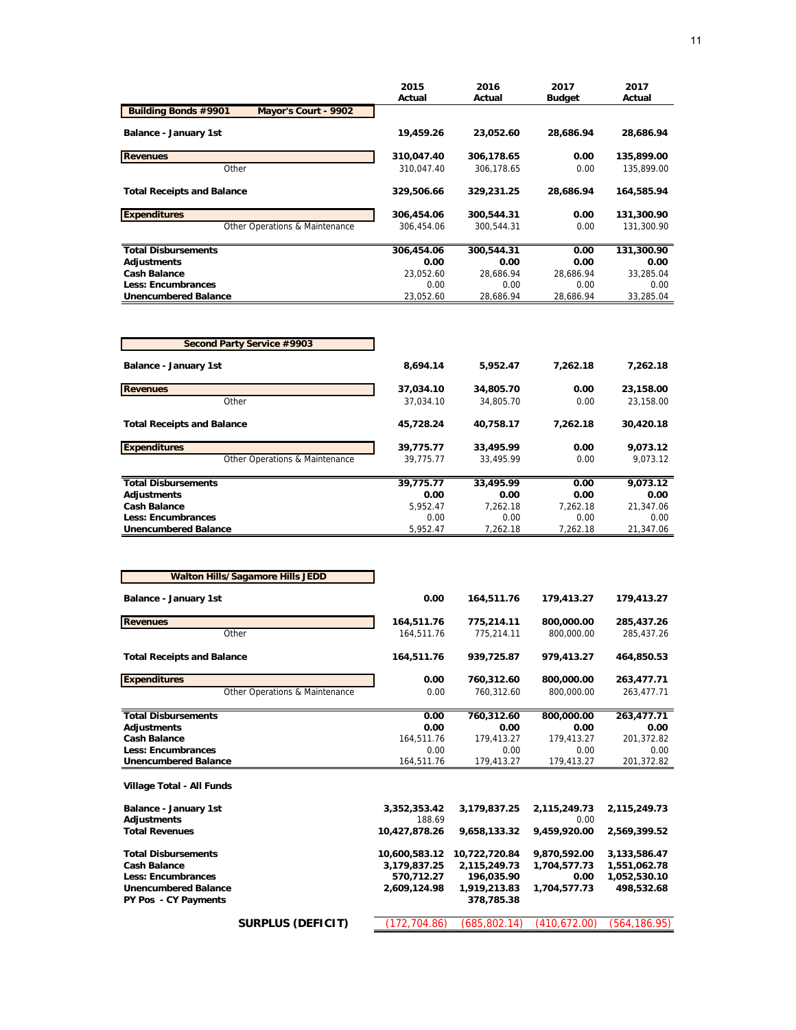| | 2015 Actual | 2016 Actual | 2017 Budget | 2017 Actual |
|---|---|---|---|---|
| **Building Bonds #9901 Mayor's Court - 9902** | | | | |
| **Balance - January 1st** | **19,459.26** | **23,052.60** | **28,686.94** | **28,686.94** |
| **Revenues** | **310,047.40** | **306,178.65** | **0.00** | **135,899.00** |
| Other | 310,047.40 | 306,178.65 | 0.00 | 135,899.00 |
| **Total Receipts and Balance** | **329,506.66** | **329,231.25** | **28,686.94** | **164,585.94** |
| **Expenditures** | **306,454.06** | **300,544.31** | **0.00** | **131,300.90** |
| Other Operations & Maintenance | 306,454.06 | 300,544.31 | 0.00 | 131,300.90 |
| **Total Disbursements** | **306,454.06** | **300,544.31** | **0.00** | **131,300.90** |
| **Adjustments** | **0.00** | **0.00** | **0.00** | **0.00** |
| **Cash Balance** | 23,052.60 | 28,686.94 | 28,686.94 | 33,285.04 |
| **Less: Encumbrances** | 0.00 | 0.00 | 0.00 | 0.00 |
| **Unencumbered Balance** | 23,052.60 | 28,686.94 | 28,686.94 | 33,285.04 |

| | 2015 Actual | 2016 Actual | 2017 Budget | 2017 Actual |
|---|---|---|---|---|
| **Second Party Service #9903** | | | | |
| **Balance - January 1st** | **8,694.14** | **5,952.47** | **7,262.18** | **7,262.18** |
| **Revenues** | **37,034.10** | **34,805.70** | **0.00** | **23,158.00** |
| Other | 37,034.10 | 34,805.70 | 0.00 | 23,158.00 |
| **Total Receipts and Balance** | **45,728.24** | **40,758.17** | **7,262.18** | **30,420.18** |
| **Expenditures** | **39,775.77** | **33,495.99** | **0.00** | **9,073.12** |
| Other Operations & Maintenance | 39,775.77 | 33,495.99 | 0.00 | 9,073.12 |
| **Total Disbursements** | **39,775.77** | **33,495.99** | **0.00** | **9,073.12** |
| **Adjustments** | **0.00** | **0.00** | **0.00** | **0.00** |
| **Cash Balance** | 5,952.47 | 7,262.18 | 7,262.18 | 21,347.06 |
| **Less: Encumbrances** | 0.00 | 0.00 | 0.00 | 0.00 |
| **Unencumbered Balance** | 5,952.47 | 7,262.18 | 7,262.18 | 21,347.06 |

| | 2015 Actual | 2016 Actual | 2017 Budget | 2017 Actual |
|---|---|---|---|---|
| **Walton Hills/Sagamore Hills JEDD** | | | | |
| **Balance - January 1st** | **0.00** | **164,511.76** | **179,413.27** | **179,413.27** |
| **Revenues** | **164,511.76** | **775,214.11** | **800,000.00** | **285,437.26** |
| Other | 164,511.76 | 775,214.11 | 800,000.00 | 285,437.26 |
| **Total Receipts and Balance** | **164,511.76** | **939,725.87** | **979,413.27** | **464,850.53** |
| **Expenditures** | **0.00** | **760,312.60** | **800,000.00** | **263,477.71** |
| Other Operations & Maintenance | 0.00 | 760,312.60 | 800,000.00 | 263,477.71 |
| **Total Disbursements** | **0.00** | **760,312.60** | **800,000.00** | **263,477.71** |
| **Adjustments** | **0.00** | **0.00** | **0.00** | **0.00** |
| **Cash Balance** | 164,511.76 | 179,413.27 | 179,413.27 | 201,372.82 |
| **Less: Encumbrances** | 0.00 | 0.00 | 0.00 | 0.00 |
| **Unencumbered Balance** | 164,511.76 | 179,413.27 | 179,413.27 | 201,372.82 |

| **Village Total - All Funds** | 2015 Actual | 2016 Actual | 2017 Budget | 2017 Actual |
|---|---|---|---|---|
| **Balance - January 1st** | **3,352,353.42** | **3,179,837.25** | **2,115,249.73** | **2,115,249.73** |
| **Adjustments** | 188.69 | | 0.00 | |
| **Total Revenues** | **10,427,878.26** | **9,658,133.32** | **9,459,920.00** | **2,569,399.52** |
| **Total Disbursements** | **10,600,583.12** | **10,722,720.84** | **9,870,592.00** | **3,133,586.47** |
| **Cash Balance** | **3,179,837.25** | **2,115,249.73** | **1,704,577.73** | **1,551,062.78** |
| **Less: Encumbrances** | **570,712.27** | **196,035.90** | **0.00** | **1,052,530.10** |
| **Unencumbered Balance** | **2,609,124.98** | **1,919,213.83** | **1,704,577.73** | **498,532.68** |
| **PY Pos - CY Payments** | | **378,785.38** | | |
| **SURPLUS (DEFICIT)** | (172,704.86) | (685,802.14) | (410,672.00) | (564,186.95) |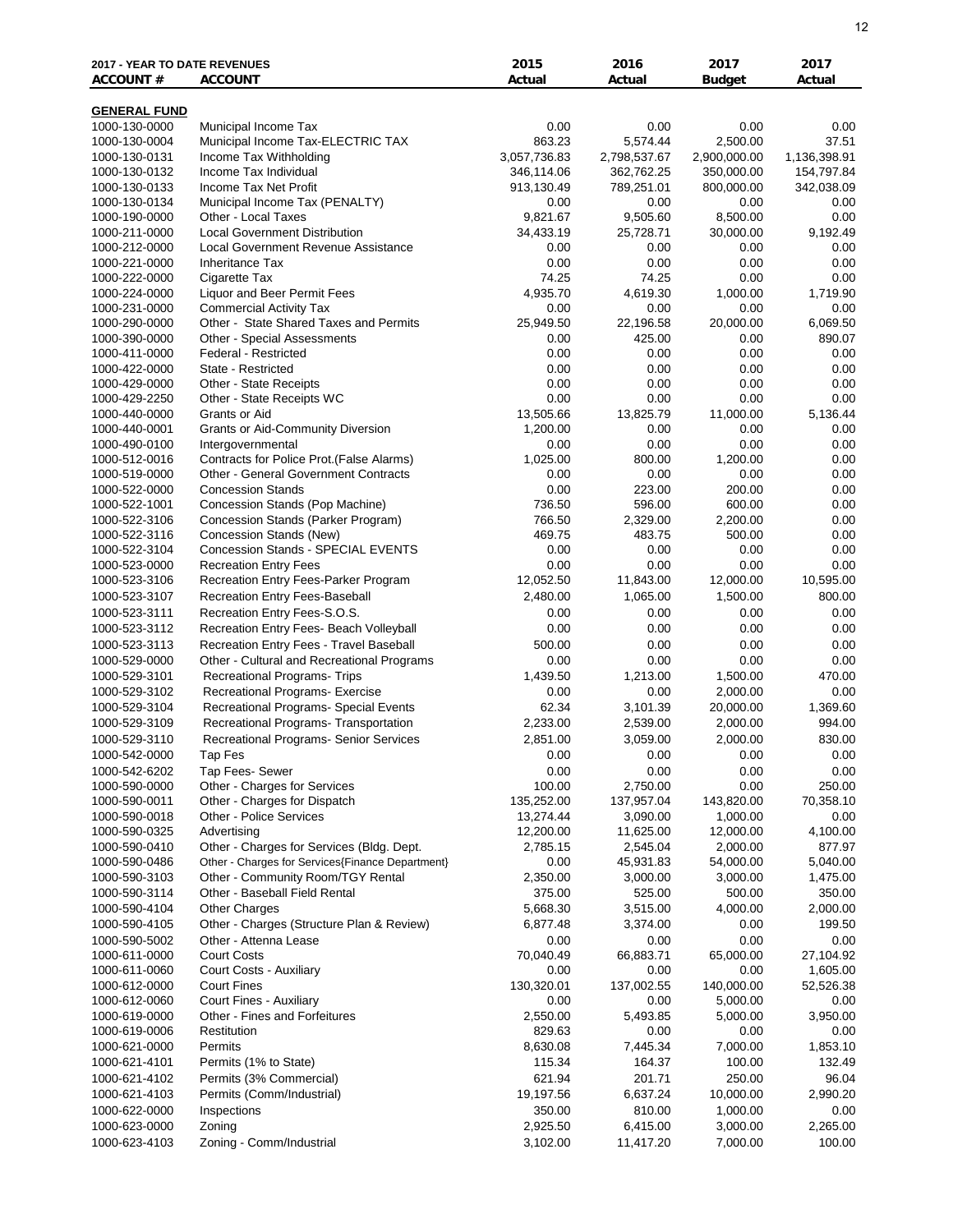| 2017 - YEAR TO DATE REVENUES ACCOUNT # | ACCOUNT | 2015 Actual | 2016 Actual | 2017 Budget | 2017 Actual |
|---|---|---|---|---|---|
| **GENERAL FUND** | | | | | |
| 1000-130-0000 | Municipal Income Tax | 0.00 | 0.00 | 0.00 | 0.00 |
| 1000-130-0004 | Municipal Income Tax-ELECTRIC TAX | 863.23 | 5,574.44 | 2,500.00 | 37.51 |
| 1000-130-0131 | Income Tax Withholding | 3,057,736.83 | 2,798,537.67 | 2,900,000.00 | 1,136,398.91 |
| 1000-130-0132 | Income Tax Individual | 346,114.06 | 362,762.25 | 350,000.00 | 154,797.84 |
| 1000-130-0133 | Income Tax Net Profit | 913,130.49 | 789,251.01 | 800,000.00 | 342,038.09 |
| 1000-130-0134 | Municipal Income Tax (PENALTY) | 0.00 | 0.00 | 0.00 | 0.00 |
| 1000-190-0000 | Other - Local Taxes | 9,821.67 | 9,505.60 | 8,500.00 | 0.00 |
| 1000-211-0000 | Local Government Distribution | 34,433.19 | 25,728.71 | 30,000.00 | 9,192.49 |
| 1000-212-0000 | Local Government Revenue Assistance | 0.00 | 0.00 | 0.00 | 0.00 |
| 1000-221-0000 | Inheritance Tax | 0.00 | 0.00 | 0.00 | 0.00 |
| 1000-222-0000 | Cigarette Tax | 74.25 | 74.25 | 0.00 | 0.00 |
| 1000-224-0000 | Liquor and Beer Permit Fees | 4,935.70 | 4,619.30 | 1,000.00 | 1,719.90 |
| 1000-231-0000 | Commercial Activity Tax | 0.00 | 0.00 | 0.00 | 0.00 |
| 1000-290-0000 | Other - State Shared Taxes and Permits | 25,949.50 | 22,196.58 | 20,000.00 | 6,069.50 |
| 1000-390-0000 | Other - Special Assessments | 0.00 | 425.00 | 0.00 | 890.07 |
| 1000-411-0000 | Federal - Restricted | 0.00 | 0.00 | 0.00 | 0.00 |
| 1000-422-0000 | State - Restricted | 0.00 | 0.00 | 0.00 | 0.00 |
| 1000-429-0000 | Other - State Receipts | 0.00 | 0.00 | 0.00 | 0.00 |
| 1000-429-2250 | Other - State Receipts WC | 0.00 | 0.00 | 0.00 | 0.00 |
| 1000-440-0000 | Grants or Aid | 13,505.66 | 13,825.79 | 11,000.00 | 5,136.44 |
| 1000-440-0001 | Grants or Aid-Community Diversion | 1,200.00 | 0.00 | 0.00 | 0.00 |
| 1000-490-0100 | Intergovernmental | 0.00 | 0.00 | 0.00 | 0.00 |
| 1000-512-0016 | Contracts for Police Prot.(False Alarms) | 1,025.00 | 800.00 | 1,200.00 | 0.00 |
| 1000-519-0000 | Other - General Government Contracts | 0.00 | 0.00 | 0.00 | 0.00 |
| 1000-522-0000 | Concession Stands | 0.00 | 223.00 | 200.00 | 0.00 |
| 1000-522-1001 | Concession Stands (Pop Machine) | 736.50 | 596.00 | 600.00 | 0.00 |
| 1000-522-3106 | Concession Stands (Parker Program) | 766.50 | 2,329.00 | 2,200.00 | 0.00 |
| 1000-522-3116 | Concession Stands (New) | 469.75 | 483.75 | 500.00 | 0.00 |
| 1000-522-3104 | Concession Stands - SPECIAL EVENTS | 0.00 | 0.00 | 0.00 | 0.00 |
| 1000-523-0000 | Recreation Entry Fees | 0.00 | 0.00 | 0.00 | 0.00 |
| 1000-523-3106 | Recreation Entry Fees-Parker Program | 12,052.50 | 11,843.00 | 12,000.00 | 10,595.00 |
| 1000-523-3107 | Recreation Entry Fees-Baseball | 2,480.00 | 1,065.00 | 1,500.00 | 800.00 |
| 1000-523-3111 | Recreation Entry Fees-S.O.S. | 0.00 | 0.00 | 0.00 | 0.00 |
| 1000-523-3112 | Recreation Entry Fees- Beach Volleyball | 0.00 | 0.00 | 0.00 | 0.00 |
| 1000-523-3113 | Recreation Entry Fees - Travel Baseball | 500.00 | 0.00 | 0.00 | 0.00 |
| 1000-529-0000 | Other - Cultural and Recreational Programs | 0.00 | 0.00 | 0.00 | 0.00 |
| 1000-529-3101 | Recreational Programs- Trips | 1,439.50 | 1,213.00 | 1,500.00 | 470.00 |
| 1000-529-3102 | Recreational Programs- Exercise | 0.00 | 0.00 | 2,000.00 | 0.00 |
| 1000-529-3104 | Recreational Programs- Special Events | 62.34 | 3,101.39 | 20,000.00 | 1,369.60 |
| 1000-529-3109 | Recreational Programs- Transportation | 2,233.00 | 2,539.00 | 2,000.00 | 994.00 |
| 1000-529-3110 | Recreational Programs- Senior Services | 2,851.00 | 3,059.00 | 2,000.00 | 830.00 |
| 1000-542-0000 | Tap Fes | 0.00 | 0.00 | 0.00 | 0.00 |
| 1000-542-6202 | Tap Fees- Sewer | 0.00 | 0.00 | 0.00 | 0.00 |
| 1000-590-0000 | Other - Charges for Services | 100.00 | 2,750.00 | 0.00 | 250.00 |
| 1000-590-0011 | Other - Charges for Dispatch | 135,252.00 | 137,957.04 | 143,820.00 | 70,358.10 |
| 1000-590-0018 | Other - Police Services | 13,274.44 | 3,090.00 | 1,000.00 | 0.00 |
| 1000-590-0325 | Advertising | 12,200.00 | 11,625.00 | 12,000.00 | 4,100.00 |
| 1000-590-0410 | Other - Charges for Services (Bldg. Dept. | 2,785.15 | 2,545.04 | 2,000.00 | 877.97 |
| 1000-590-0486 | Other - Charges for Services{Finance Department} | 0.00 | 45,931.83 | 54,000.00 | 5,040.00 |
| 1000-590-3103 | Other - Community Room/TGY Rental | 2,350.00 | 3,000.00 | 3,000.00 | 1,475.00 |
| 1000-590-3114 | Other - Baseball Field Rental | 375.00 | 525.00 | 500.00 | 350.00 |
| 1000-590-4104 | Other Charges | 5,668.30 | 3,515.00 | 4,000.00 | 2,000.00 |
| 1000-590-4105 | Other - Charges (Structure Plan & Review) | 6,877.48 | 3,374.00 | 0.00 | 199.50 |
| 1000-590-5002 | Other - Attenna Lease | 0.00 | 0.00 | 0.00 | 0.00 |
| 1000-611-0000 | Court Costs | 70,040.49 | 66,883.71 | 65,000.00 | 27,104.92 |
| 1000-611-0060 | Court Costs - Auxiliary | 0.00 | 0.00 | 0.00 | 1,605.00 |
| 1000-612-0000 | Court Fines | 130,320.01 | 137,002.55 | 140,000.00 | 52,526.38 |
| 1000-612-0060 | Court Fines - Auxiliary | 0.00 | 0.00 | 5,000.00 | 0.00 |
| 1000-619-0000 | Other - Fines and Forfeitures | 2,550.00 | 5,493.85 | 5,000.00 | 3,950.00 |
| 1000-619-0006 | Restitution | 829.63 | 0.00 | 0.00 | 0.00 |
| 1000-621-0000 | Permits | 8,630.08 | 7,445.34 | 7,000.00 | 1,853.10 |
| 1000-621-4101 | Permits (1% to State) | 115.34 | 164.37 | 100.00 | 132.49 |
| 1000-621-4102 | Permits (3% Commercial) | 621.94 | 201.71 | 250.00 | 96.04 |
| 1000-621-4103 | Permits (Comm/Industrial) | 19,197.56 | 6,637.24 | 10,000.00 | 2,990.20 |
| 1000-622-0000 | Inspections | 350.00 | 810.00 | 1,000.00 | 0.00 |
| 1000-623-0000 | Zoning | 2,925.50 | 6,415.00 | 3,000.00 | 2,265.00 |
| 1000-623-4103 | Zoning - Comm/Industrial | 3,102.00 | 11,417.20 | 7,000.00 | 100.00 |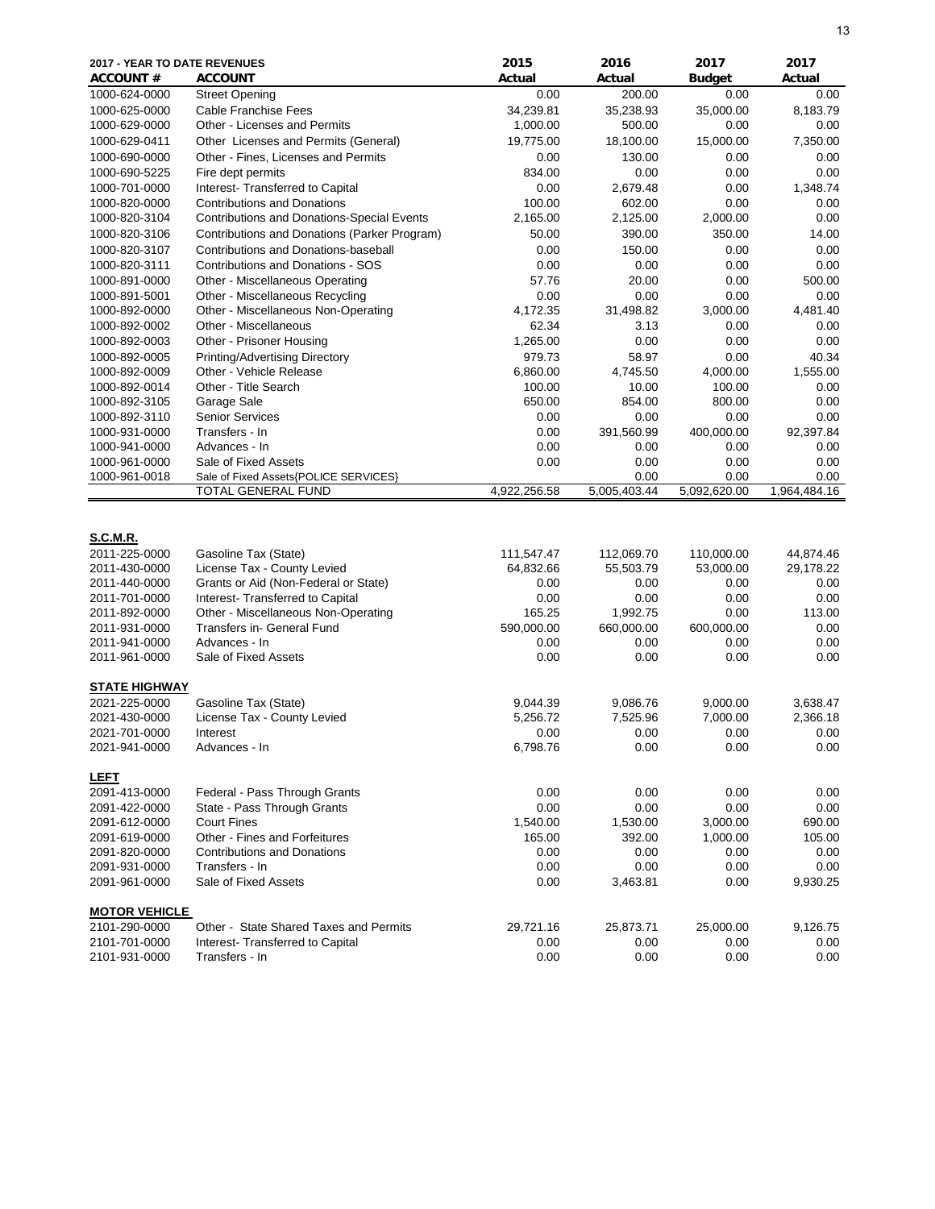| 2017 - YEAR TO DATE REVENUES | | 2015 | 2016 | 2017 | 2017 |
|---|---|---|---|---|---|
| **ACCOUNT #** | **ACCOUNT** | **Actual** | **Actual** | **Budget** | **Actual** |
| 1000-624-0000 | Street Opening | 0.00 | 200.00 | 0.00 | 0.00 |
| 1000-625-0000 | Cable Franchise Fees | 34,239.81 | 35,238.93 | 35,000.00 | 8,183.79 |
| 1000-629-0000 | Other - Licenses and Permits | 1,000.00 | 500.00 | 0.00 | 0.00 |
| 1000-629-0411 | Other Licenses and Permits (General) | 19,775.00 | 18,100.00 | 15,000.00 | 7,350.00 |
| 1000-690-0000 | Other - Fines, Licenses and Permits | 0.00 | 130.00 | 0.00 | 0.00 |
| 1000-690-5225 | Fire dept permits | 834.00 | 0.00 | 0.00 | 0.00 |
| 1000-701-0000 | Interest- Transferred to Capital | 0.00 | 2,679.48 | 0.00 | 1,348.74 |
| 1000-820-0000 | Contributions and Donations | 100.00 | 602.00 | 0.00 | 0.00 |
| 1000-820-3104 | Contributions and Donations-Special Events | 2,165.00 | 2,125.00 | 2,000.00 | 0.00 |
| 1000-820-3106 | Contributions and Donations (Parker Program) | 50.00 | 390.00 | 350.00 | 14.00 |
| 1000-820-3107 | Contributions and Donations-baseball | 0.00 | 150.00 | 0.00 | 0.00 |
| 1000-820-3111 | Contributions and Donations - SOS | 0.00 | 0.00 | 0.00 | 0.00 |
| 1000-891-0000 | Other - Miscellaneous Operating | 57.76 | 20.00 | 0.00 | 500.00 |
| 1000-891-5001 | Other - Miscellaneous Recycling | 0.00 | 0.00 | 0.00 | 0.00 |
| 1000-892-0000 | Other - Miscellaneous Non-Operating | 4,172.35 | 31,498.82 | 3,000.00 | 4,481.40 |
| 1000-892-0002 | Other - Miscellaneous | 62.34 | 3.13 | 0.00 | 0.00 |
| 1000-892-0003 | Other - Prisoner Housing | 1,265.00 | 0.00 | 0.00 | 0.00 |
| 1000-892-0005 | Printing/Advertising Directory | 979.73 | 58.97 | 0.00 | 40.34 |
| 1000-892-0009 | Other - Vehicle Release | 6,860.00 | 4,745.50 | 4,000.00 | 1,555.00 |
| 1000-892-0014 | Other - Title Search | 100.00 | 10.00 | 100.00 | 0.00 |
| 1000-892-3105 | Garage Sale | 650.00 | 854.00 | 800.00 | 0.00 |
| 1000-892-3110 | Senior Services | 0.00 | 0.00 | 0.00 | 0.00 |
| 1000-931-0000 | Transfers - In | 0.00 | 391,560.99 | 400,000.00 | 92,397.84 |
| 1000-941-0000 | Advances - In | 0.00 | 0.00 | 0.00 | 0.00 |
| 1000-961-0000 | Sale of Fixed Assets | 0.00 | 0.00 | 0.00 | 0.00 |
| 1000-961-0018 | Sale of Fixed Assets{POLICE SERVICES} | | 0.00 | 0.00 | 0.00 |
| | TOTAL GENERAL FUND | 4,922,256.58 | 5,005,403.44 | 5,092,620.00 | 1,964,484.16 |
| **S.C.M.R.** | | | | | |
| 2011-225-0000 | Gasoline Tax (State) | 111,547.47 | 112,069.70 | 110,000.00 | 44,874.46 |
| 2011-430-0000 | License Tax - County Levied | 64,832.66 | 55,503.79 | 53,000.00 | 29,178.22 |
| 2011-440-0000 | Grants or Aid (Non-Federal or State) | 0.00 | 0.00 | 0.00 | 0.00 |
| 2011-701-0000 | Interest- Transferred to Capital | 0.00 | 0.00 | 0.00 | 0.00 |
| 2011-892-0000 | Other - Miscellaneous Non-Operating | 165.25 | 1,992.75 | 0.00 | 113.00 |
| 2011-931-0000 | Transfers in- General Fund | 590,000.00 | 660,000.00 | 600,000.00 | 0.00 |
| 2011-941-0000 | Advances - In | 0.00 | 0.00 | 0.00 | 0.00 |
| 2011-961-0000 | Sale of Fixed Assets | 0.00 | 0.00 | 0.00 | 0.00 |
| **STATE HIGHWAY** | | | | | |
| 2021-225-0000 | Gasoline Tax (State) | 9,044.39 | 9,086.76 | 9,000.00 | 3,638.47 |
| 2021-430-0000 | License Tax - County Levied | 5,256.72 | 7,525.96 | 7,000.00 | 2,366.18 |
| 2021-701-0000 | Interest | 0.00 | 0.00 | 0.00 | 0.00 |
| 2021-941-0000 | Advances - In | 6,798.76 | 0.00 | 0.00 | 0.00 |
| **LEFT** | | | | | |
| 2091-413-0000 | Federal - Pass Through Grants | 0.00 | 0.00 | 0.00 | 0.00 |
| 2091-422-0000 | State - Pass Through Grants | 0.00 | 0.00 | 0.00 | 0.00 |
| 2091-612-0000 | Court Fines | 1,540.00 | 1,530.00 | 3,000.00 | 690.00 |
| 2091-619-0000 | Other - Fines and Forfeitures | 165.00 | 392.00 | 1,000.00 | 105.00 |
| 2091-820-0000 | Contributions and Donations | 0.00 | 0.00 | 0.00 | 0.00 |
| 2091-931-0000 | Transfers - In | 0.00 | 0.00 | 0.00 | 0.00 |
| 2091-961-0000 | Sale of Fixed Assets | 0.00 | 3,463.81 | 0.00 | 9,930.25 |
| **MOTOR VEHICLE** | | | | | |
| 2101-290-0000 | Other - State Shared Taxes and Permits | 29,721.16 | 25,873.71 | 25,000.00 | 9,126.75 |
| 2101-701-0000 | Interest- Transferred to Capital | 0.00 | 0.00 | 0.00 | 0.00 |
| 2101-931-0000 | Transfers - In | 0.00 | 0.00 | 0.00 | 0.00 |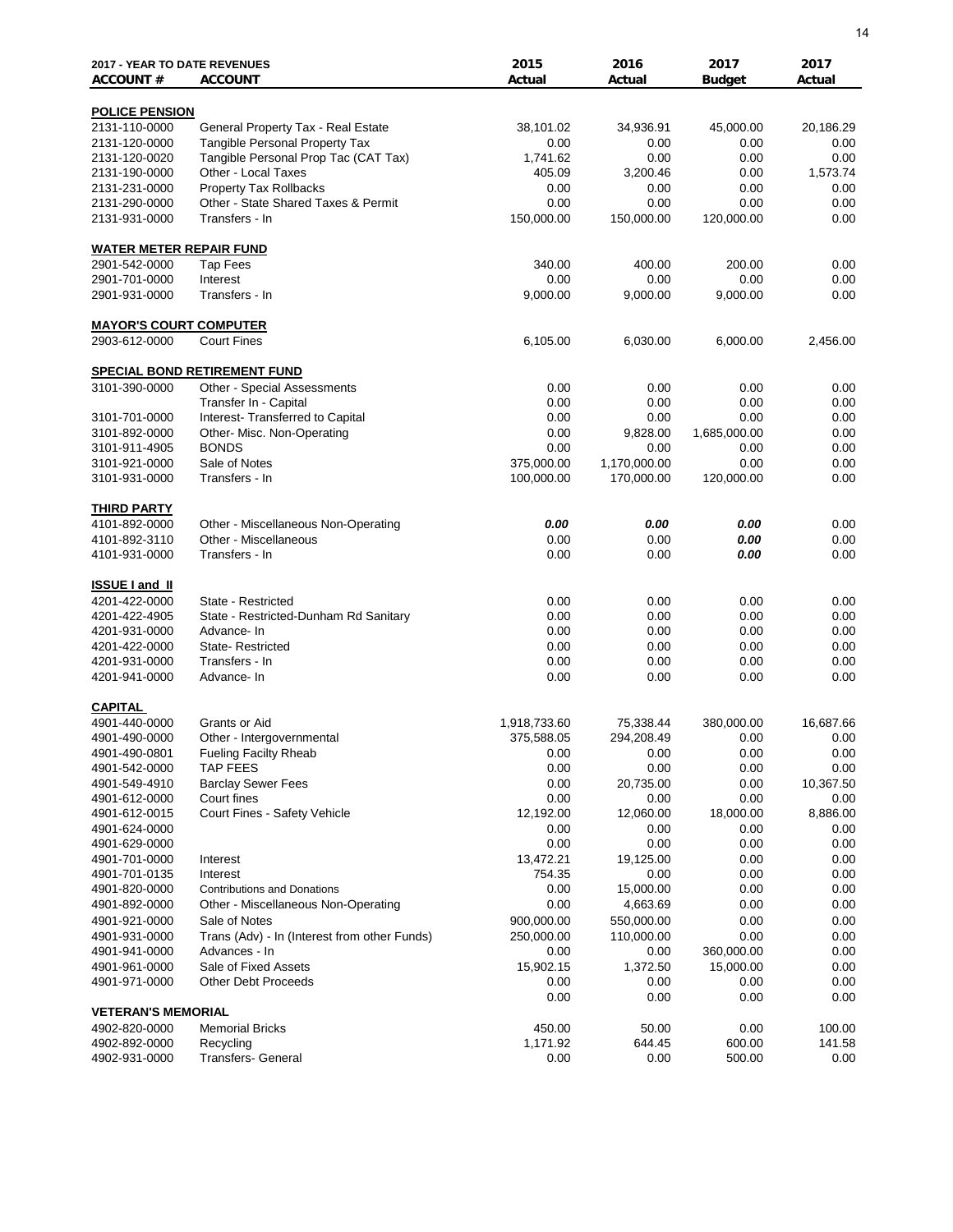| 2017 - YEAR TO DATE REVENUES<br>ACCOUNT # | ACCOUNT | 2015<br>Actual | 2016<br>Actual | 2017<br>Budget | 2017<br>Actual |
|---|---|---|---|---|---|
| **POLICE PENSION** | | | | | |
| 2131-110-0000 | General Property Tax - Real Estate | 38,101.02 | 34,936.91 | 45,000.00 | 20,186.29 |
| 2131-120-0000 | Tangible Personal Property Tax | 0.00 | 0.00 | 0.00 | 0.00 |
| 2131-120-0020 | Tangible Personal Prop Tac (CAT Tax) | 1,741.62 | 0.00 | 0.00 | 0.00 |
| 2131-190-0000 | Other - Local Taxes | 405.09 | 3,200.46 | 0.00 | 1,573.74 |
| 2131-231-0000 | Property Tax Rollbacks | 0.00 | 0.00 | 0.00 | 0.00 |
| 2131-290-0000 | Other - State Shared Taxes & Permit | 0.00 | 0.00 | 0.00 | 0.00 |
| 2131-931-0000 | Transfers - In | 150,000.00 | 150,000.00 | 120,000.00 | 0.00 |
| **WATER METER REPAIR FUND** | | | | | |
| 2901-542-0000 | Tap Fees | 340.00 | 400.00 | 200.00 | 0.00 |
| 2901-701-0000 | Interest | 0.00 | 0.00 | 0.00 | 0.00 |
| 2901-931-0000 | Transfers - In | 9,000.00 | 9,000.00 | 9,000.00 | 0.00 |
| **MAYOR'S COURT COMPUTER** | | | | | |
| 2903-612-0000 | Court Fines | 6,105.00 | 6,030.00 | 6,000.00 | 2,456.00 |
| **SPECIAL BOND RETIREMENT FUND** | | | | | |
| 3101-390-0000 | Other - Special Assessments | 0.00 | 0.00 | 0.00 | 0.00 |
| | Transfer In - Capital | 0.00 | 0.00 | 0.00 | 0.00 |
| 3101-701-0000 | Interest- Transferred to Capital | 0.00 | 0.00 | 0.00 | 0.00 |
| 3101-892-0000 | Other- Misc. Non-Operating | 0.00 | 9,828.00 | 1,685,000.00 | 0.00 |
| 3101-911-4905 | BONDS | 0.00 | 0.00 | 0.00 | 0.00 |
| 3101-921-0000 | Sale of Notes | 375,000.00 | 1,170,000.00 | 0.00 | 0.00 |
| 3101-931-0000 | Transfers - In | 100,000.00 | 170,000.00 | 120,000.00 | 0.00 |
| **THIRD PARTY** | | | | | |
| 4101-892-0000 | Other - Miscellaneous Non-Operating | ***0.00*** | ***0.00*** | ***0.00*** | 0.00 |
| 4101-892-3110 | Other - Miscellaneous | 0.00 | 0.00 | ***0.00*** | 0.00 |
| 4101-931-0000 | Transfers - In | 0.00 | 0.00 | ***0.00*** | 0.00 |
| **ISSUE I and II** | | | | | |
| 4201-422-0000 | State - Restricted | 0.00 | 0.00 | 0.00 | 0.00 |
| 4201-422-4905 | State - Restricted-Dunham Rd Sanitary | 0.00 | 0.00 | 0.00 | 0.00 |
| 4201-931-0000 | Advance- In | 0.00 | 0.00 | 0.00 | 0.00 |
| 4201-422-0000 | State- Restricted | 0.00 | 0.00 | 0.00 | 0.00 |
| 4201-931-0000 | Transfers - In | 0.00 | 0.00 | 0.00 | 0.00 |
| 4201-941-0000 | Advance- In | 0.00 | 0.00 | 0.00 | 0.00 |
| **CAPITAL** | | | | | |
| 4901-440-0000 | Grants or Aid | 1,918,733.60 | 75,338.44 | 380,000.00 | 16,687.66 |
| 4901-490-0000 | Other - Intergovernmental | 375,588.05 | 294,208.49 | 0.00 | 0.00 |
| 4901-490-0801 | Fueling Facilty Rheab | 0.00 | 0.00 | 0.00 | 0.00 |
| 4901-542-0000 | TAP FEES | 0.00 | 0.00 | 0.00 | 0.00 |
| 4901-549-4910 | Barclay Sewer Fees | 0.00 | 20,735.00 | 0.00 | 10,367.50 |
| 4901-612-0000 | Court fines | 0.00 | 0.00 | 0.00 | 0.00 |
| 4901-612-0015 | Court Fines - Safety Vehicle | 12,192.00 | 12,060.00 | 18,000.00 | 8,886.00 |
| 4901-624-0000 | | 0.00 | 0.00 | 0.00 | 0.00 |
| 4901-629-0000 | | 0.00 | 0.00 | 0.00 | 0.00 |
| 4901-701-0000 | Interest | 13,472.21 | 19,125.00 | 0.00 | 0.00 |
| 4901-701-0135 | Interest | 754.35 | 0.00 | 0.00 | 0.00 |
| 4901-820-0000 | Contributions and Donations | 0.00 | 15,000.00 | 0.00 | 0.00 |
| 4901-892-0000 | Other - Miscellaneous Non-Operating | 0.00 | 4,663.69 | 0.00 | 0.00 |
| 4901-921-0000 | Sale of Notes | 900,000.00 | 550,000.00 | 0.00 | 0.00 |
| 4901-931-0000 | Trans (Adv) - In (Interest from other Funds) | 250,000.00 | 110,000.00 | 0.00 | 0.00 |
| 4901-941-0000 | Advances - In | 0.00 | 0.00 | 360,000.00 | 0.00 |
| 4901-961-0000 | Sale of Fixed Assets | 15,902.15 | 1,372.50 | 15,000.00 | 0.00 |
| 4901-971-0000 | Other Debt Proceeds | 0.00 | 0.00 | 0.00 | 0.00 |
| | | 0.00 | 0.00 | 0.00 | 0.00 |
| **VETERAN'S MEMORIAL** | | | | | |
| 4902-820-0000 | Memorial Bricks | 450.00 | 50.00 | 0.00 | 100.00 |
| 4902-892-0000 | Recycling | 1,171.92 | 644.45 | 600.00 | 141.58 |
| 4902-931-0000 | Transfers- General | 0.00 | 0.00 | 500.00 | 0.00 |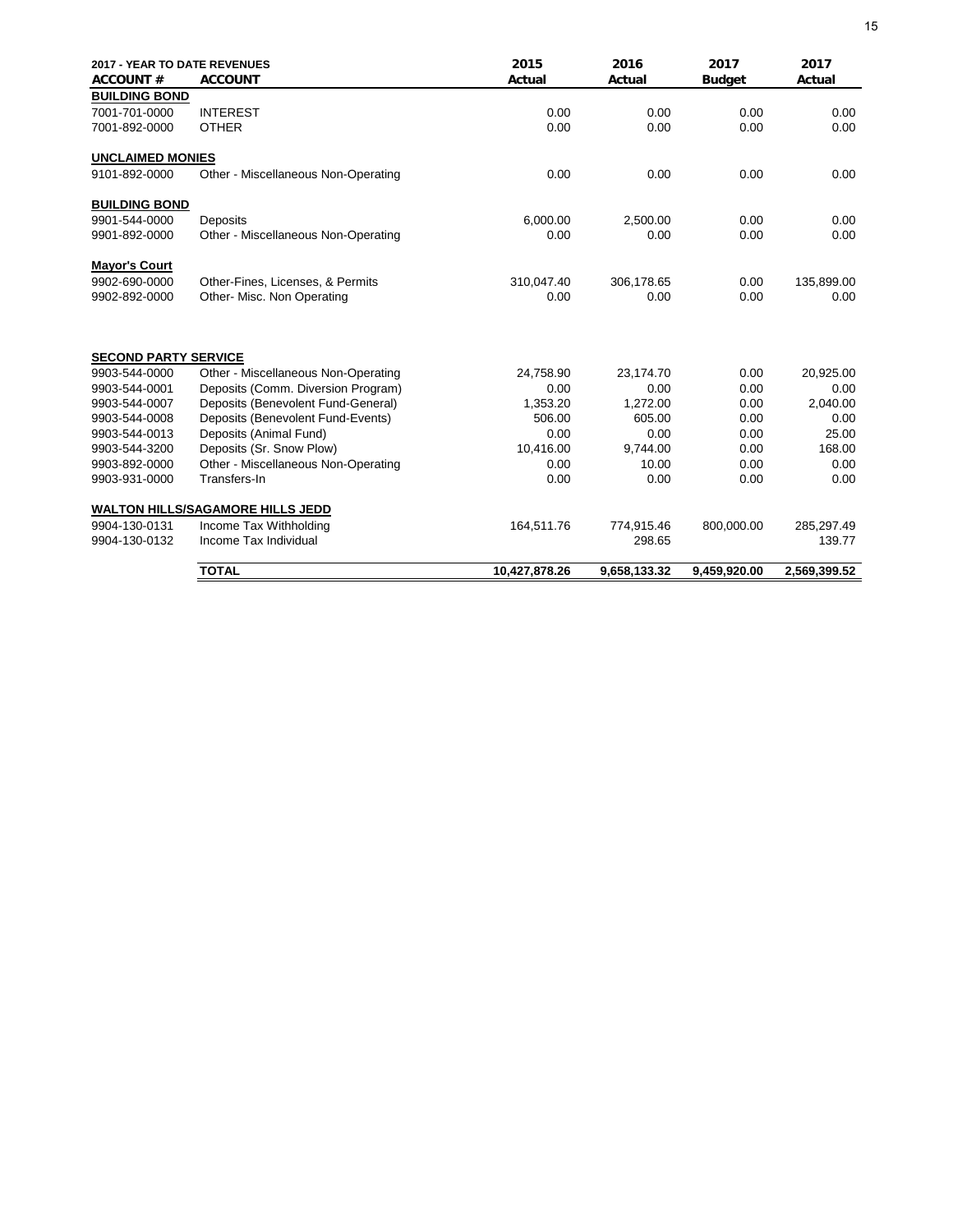| 2017 - YEAR TO DATE REVENUES | | 2015 | 2016 | 2017 | 2017 |
|---|---|---|---|---|---|
| **ACCOUNT #** | **ACCOUNT** | **Actual** | **Actual** | **Budget** | **Actual** |
| **BUILDING BOND** | | | | | |
| 7001-701-0000 | INTEREST | 0.00 | 0.00 | 0.00 | 0.00 |
| 7001-892-0000 | OTHER | 0.00 | 0.00 | 0.00 | 0.00 |
| **UNCLAIMED MONIES** | | | | | |
| 9101-892-0000 | Other - Miscellaneous Non-Operating | 0.00 | 0.00 | 0.00 | 0.00 |
| **BUILDING BOND** | | | | | |
| 9901-544-0000 | Deposits | 6,000.00 | 2,500.00 | 0.00 | 0.00 |
| 9901-892-0000 | Other - Miscellaneous Non-Operating | 0.00 | 0.00 | 0.00 | 0.00 |
| **Mayor's Court** | | | | | |
| 9902-690-0000 | Other-Fines, Licenses, & Permits | 310,047.40 | 306,178.65 | 0.00 | 135,899.00 |
| 9902-892-0000 | Other- Misc. Non Operating | 0.00 | 0.00 | 0.00 | 0.00 |
| **SECOND PARTY SERVICE** | | | | | |
| 9903-544-0000 | Other - Miscellaneous Non-Operating | 24,758.90 | 23,174.70 | 0.00 | 20,925.00 |
| 9903-544-0001 | Deposits (Comm. Diversion Program) | 0.00 | 0.00 | 0.00 | 0.00 |
| 9903-544-0007 | Deposits (Benevolent Fund-General) | 1,353.20 | 1,272.00 | 0.00 | 2,040.00 |
| 9903-544-0008 | Deposits (Benevolent Fund-Events) | 506.00 | 605.00 | 0.00 | 0.00 |
| 9903-544-0013 | Deposits (Animal Fund) | 0.00 | 0.00 | 0.00 | 25.00 |
| 9903-544-3200 | Deposits (Sr. Snow Plow) | 10,416.00 | 9,744.00 | 0.00 | 168.00 |
| 9903-892-0000 | Other - Miscellaneous Non-Operating | 0.00 | 10.00 | 0.00 | 0.00 |
| 9903-931-0000 | Transfers-In | 0.00 | 0.00 | 0.00 | 0.00 |
| **WALTON HILLS/SAGAMORE HILLS JEDD** | | | | | |
| 9904-130-0131 | Income Tax Withholding | 164,511.76 | 774,915.46 | 800,000.00 | 285,297.49 |
| 9904-130-0132 | Income Tax Individual | | 298.65 | | 139.77 |
| | **TOTAL** | **10,427,878.26** | **9,658,133.32** | **9,459,920.00** | **2,569,399.52** |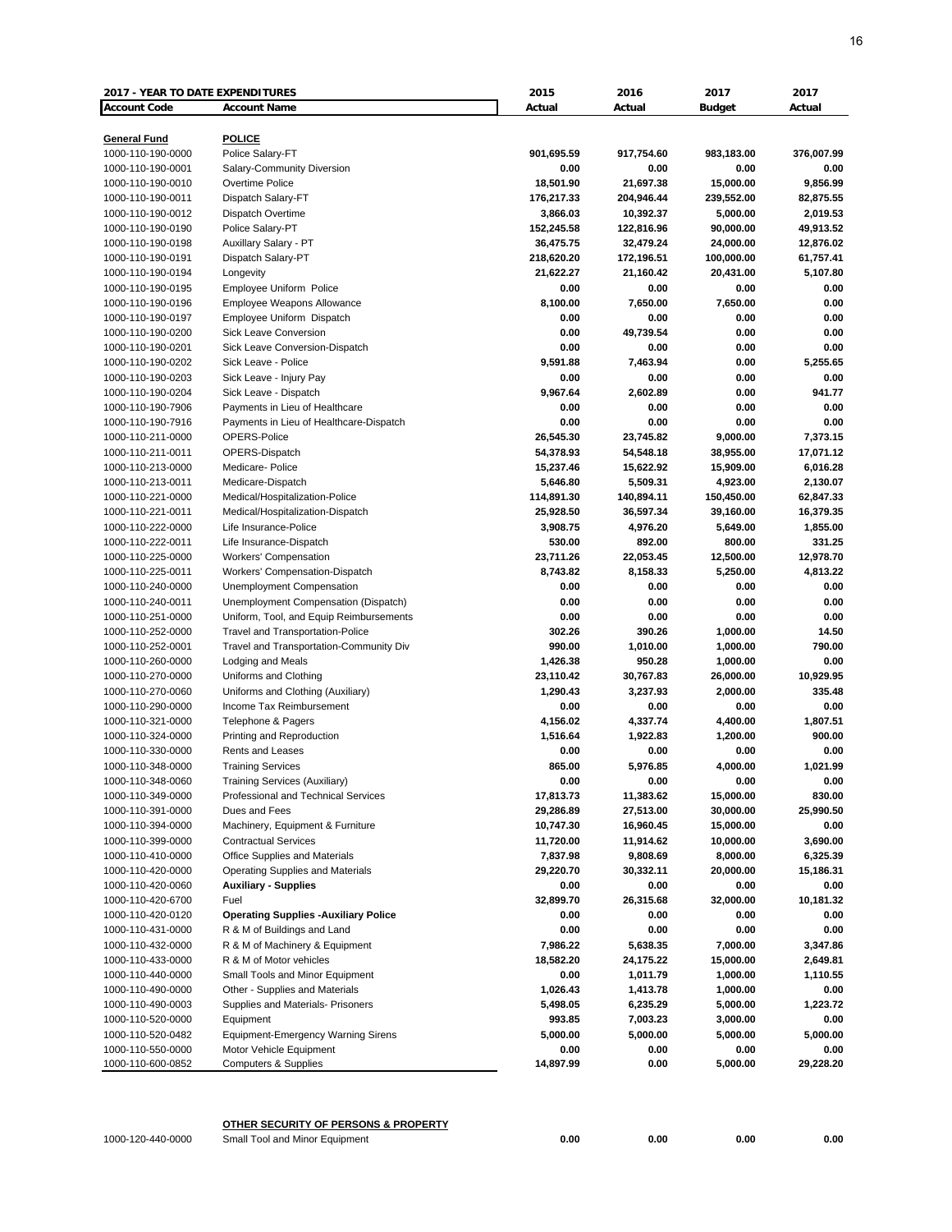| 2017 - YEAR TO DATE EXPENDITURES | | 2015 | 2016 | 2017 | 2017 |
|---|---|---|---|---|---|
| **Account Code** | **Account Name** | **Actual** | **Actual** | **Budget** | **Actual** |
| **General Fund** | **POLICE** | | | | |
| 1000-110-190-0000 | Police Salary-FT | **901,695.59** | **917,754.60** | **983,183.00** | **376,007.99** |
| 1000-110-190-0001 | Salary-Community Diversion | **0.00** | **0.00** | **0.00** | **0.00** |
| 1000-110-190-0010 | Overtime Police | **18,501.90** | **21,697.38** | **15,000.00** | **9,856.99** |
| 1000-110-190-0011 | Dispatch Salary-FT | **176,217.33** | **204,946.44** | **239,552.00** | **82,875.55** |
| 1000-110-190-0012 | Dispatch Overtime | **3,866.03** | **10,392.37** | **5,000.00** | **2,019.53** |
| 1000-110-190-0190 | Police Salary-PT | **152,245.58** | **122,816.96** | **90,000.00** | **49,913.52** |
| 1000-110-190-0198 | Auxillary Salary - PT | **36,475.75** | **32,479.24** | **24,000.00** | **12,876.02** |
| 1000-110-190-0191 | Dispatch Salary-PT | **218,620.20** | **172,196.51** | **100,000.00** | **61,757.41** |
| 1000-110-190-0194 | Longevity | **21,622.27** | **21,160.42** | **20,431.00** | **5,107.80** |
| 1000-110-190-0195 | Employee Uniform Police | **0.00** | **0.00** | **0.00** | **0.00** |
| 1000-110-190-0196 | Employee Weapons Allowance | **8,100.00** | **7,650.00** | **7,650.00** | **0.00** |
| 1000-110-190-0197 | Employee Uniform Dispatch | **0.00** | **0.00** | **0.00** | **0.00** |
| 1000-110-190-0200 | Sick Leave Conversion | **0.00** | **49,739.54** | **0.00** | **0.00** |
| 1000-110-190-0201 | Sick Leave Conversion-Dispatch | **0.00** | **0.00** | **0.00** | **0.00** |
| 1000-110-190-0202 | Sick Leave - Police | **9,591.88** | **7,463.94** | **0.00** | **5,255.65** |
| 1000-110-190-0203 | Sick Leave - Injury Pay | **0.00** | **0.00** | **0.00** | **0.00** |
| 1000-110-190-0204 | Sick Leave - Dispatch | **9,967.64** | **2,602.89** | **0.00** | **941.77** |
| 1000-110-190-7906 | Payments in Lieu of Healthcare | **0.00** | **0.00** | **0.00** | **0.00** |
| 1000-110-190-7916 | Payments in Lieu of Healthcare-Dispatch | **0.00** | **0.00** | **0.00** | **0.00** |
| 1000-110-211-0000 | OPERS-Police | **26,545.30** | **23,745.82** | **9,000.00** | **7,373.15** |
| 1000-110-211-0011 | OPERS-Dispatch | **54,378.93** | **54,548.18** | **38,955.00** | **17,071.12** |
| 1000-110-213-0000 | Medicare- Police | **15,237.46** | **15,622.92** | **15,909.00** | **6,016.28** |
| 1000-110-213-0011 | Medicare-Dispatch | **5,646.80** | **5,509.31** | **4,923.00** | **2,130.07** |
| 1000-110-221-0000 | Medical/Hospitalization-Police | **114,891.30** | **140,894.11** | **150,450.00** | **62,847.33** |
| 1000-110-221-0011 | Medical/Hospitalization-Dispatch | **25,928.50** | **36,597.34** | **39,160.00** | **16,379.35** |
| 1000-110-222-0000 | Life Insurance-Police | **3,908.75** | **4,976.20** | **5,649.00** | **1,855.00** |
| 1000-110-222-0011 | Life Insurance-Dispatch | **530.00** | **892.00** | **800.00** | **331.25** |
| 1000-110-225-0000 | Workers' Compensation | **23,711.26** | **22,053.45** | **12,500.00** | **12,978.70** |
| 1000-110-225-0011 | Workers' Compensation-Dispatch | **8,743.82** | **8,158.33** | **5,250.00** | **4,813.22** |
| 1000-110-240-0000 | Unemployment Compensation | **0.00** | **0.00** | **0.00** | **0.00** |
| 1000-110-240-0011 | Unemployment Compensation (Dispatch) | **0.00** | **0.00** | **0.00** | **0.00** |
| 1000-110-251-0000 | Uniform, Tool, and Equip Reimbursements | **0.00** | **0.00** | **0.00** | **0.00** |
| 1000-110-252-0000 | Travel and Transportation-Police | **302.26** | **390.26** | **1,000.00** | **14.50** |
| 1000-110-252-0001 | Travel and Transportation-Community Div | **990.00** | **1,010.00** | **1,000.00** | **790.00** |
| 1000-110-260-0000 | Lodging and Meals | **1,426.38** | **950.28** | **1,000.00** | **0.00** |
| 1000-110-270-0000 | Uniforms and Clothing | **23,110.42** | **30,767.83** | **26,000.00** | **10,929.95** |
| 1000-110-270-0060 | Uniforms and Clothing (Auxiliary) | **1,290.43** | **3,237.93** | **2,000.00** | **335.48** |
| 1000-110-290-0000 | Income Tax Reimbursement | **0.00** | **0.00** | **0.00** | **0.00** |
| 1000-110-321-0000 | Telephone & Pagers | **4,156.02** | **4,337.74** | **4,400.00** | **1,807.51** |
| 1000-110-324-0000 | Printing and Reproduction | **1,516.64** | **1,922.83** | **1,200.00** | **900.00** |
| 1000-110-330-0000 | Rents and Leases | **0.00** | **0.00** | **0.00** | **0.00** |
| 1000-110-348-0000 | Training Services | **865.00** | **5,976.85** | **4,000.00** | **1,021.99** |
| 1000-110-348-0060 | Training Services (Auxiliary) | **0.00** | **0.00** | **0.00** | **0.00** |
| 1000-110-349-0000 | Professional and Technical Services | **17,813.73** | **11,383.62** | **15,000.00** | **830.00** |
| 1000-110-391-0000 | Dues and Fees | **29,286.89** | **27,513.00** | **30,000.00** | **25,990.50** |
| 1000-110-394-0000 | Machinery, Equipment & Furniture | **10,747.30** | **16,960.45** | **15,000.00** | **0.00** |
| 1000-110-399-0000 | Contractual Services | **11,720.00** | **11,914.62** | **10,000.00** | **3,690.00** |
| 1000-110-410-0000 | Office Supplies and Materials | **7,837.98** | **9,808.69** | **8,000.00** | **6,325.39** |
| 1000-110-420-0000 | Operating Supplies and Materials | **29,220.70** | **30,332.11** | **20,000.00** | **15,186.31** |
| 1000-110-420-0060 | **Auxiliary - Supplies** | **0.00** | **0.00** | **0.00** | **0.00** |
| 1000-110-420-6700 | Fuel | **32,899.70** | **26,315.68** | **32,000.00** | **10,181.32** |
| 1000-110-420-0120 | **Operating Supplies -Auxiliary Police** | **0.00** | **0.00** | **0.00** | **0.00** |
| 1000-110-431-0000 | R & M of Buildings and Land | **0.00** | **0.00** | **0.00** | **0.00** |
| 1000-110-432-0000 | R & M of Machinery & Equipment | **7,986.22** | **5,638.35** | **7,000.00** | **3,347.86** |
| 1000-110-433-0000 | R & M of Motor vehicles | **18,582.20** | **24,175.22** | **15,000.00** | **2,649.81** |
| 1000-110-440-0000 | Small Tools and Minor Equipment | **0.00** | **1,011.79** | **1,000.00** | **1,110.55** |
| 1000-110-490-0000 | Other - Supplies and Materials | **1,026.43** | **1,413.78** | **1,000.00** | **0.00** |
| 1000-110-490-0003 | Supplies and Materials- Prisoners | **5,498.05** | **6,235.29** | **5,000.00** | **1,223.72** |
| 1000-110-520-0000 | Equipment | **993.85** | **7,003.23** | **3,000.00** | **0.00** |
| 1000-110-520-0482 | Equipment-Emergency Warning Sirens | **5,000.00** | **5,000.00** | **5,000.00** | **5,000.00** |
| 1000-110-550-0000 | Motor Vehicle Equipment | **0.00** | **0.00** | **0.00** | **0.00** |
| 1000-110-600-0852 | Computers & Supplies | **14,897.99** | **0.00** | **5,000.00** | **29,228.20** |
| | **OTHER SECURITY OF PERSONS & PROPERTY** | | | | |
| 1000-120-440-0000 | Small Tool and Minor Equipment | **0.00** | **0.00** | **0.00** | **0.00** |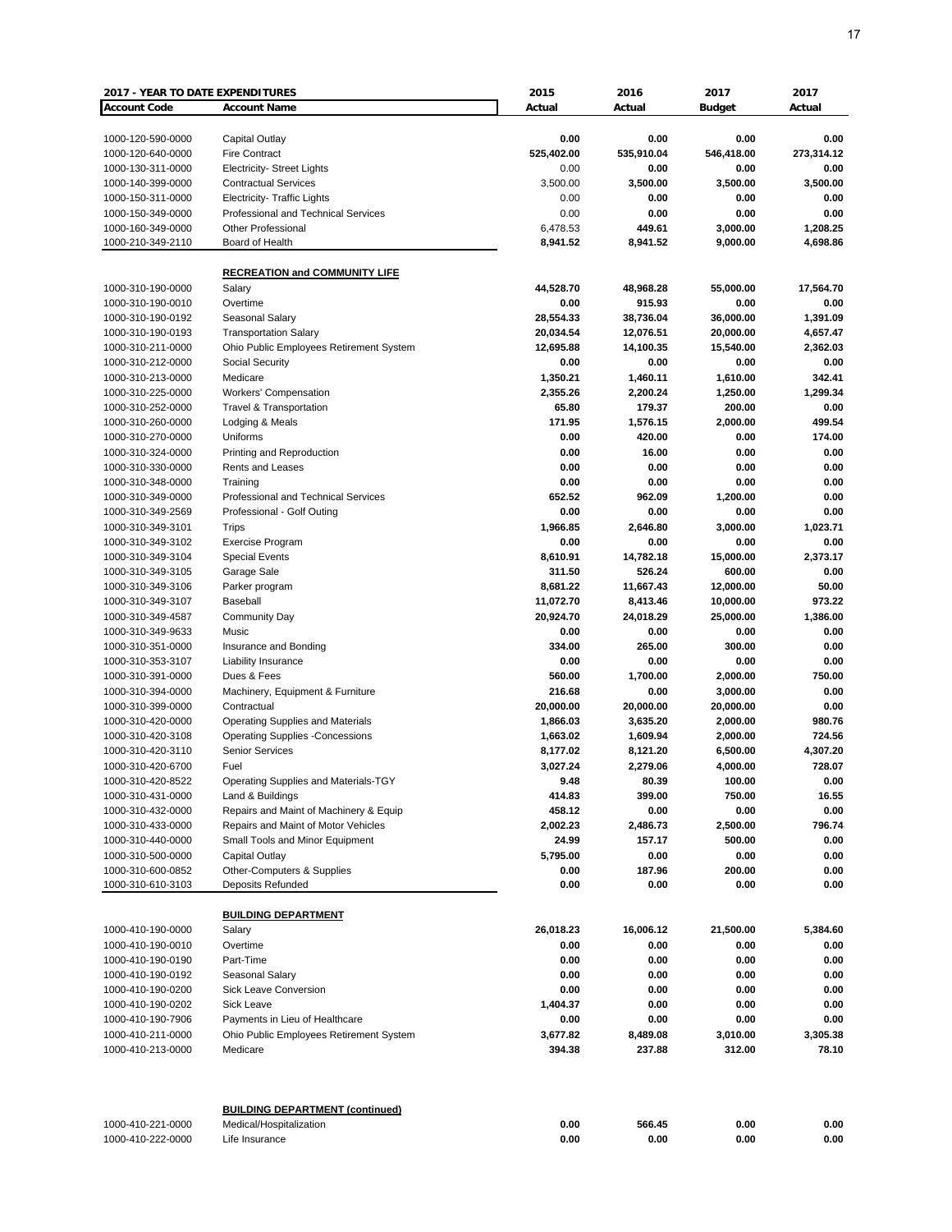| 2017 - YEAR TO DATE EXPENDITURES | | 2015 | 2016 | 2017 | 2017 |
|---|---|---|---|---|---|
| **Account Code** | **Account Name** | **Actual** | **Actual** | **Budget** | **Actual** |
| 1000-120-590-0000 | Capital Outlay | 0.00 | 0.00 | 0.00 | 0.00 |
| 1000-120-640-0000 | Fire Contract | 525,402.00 | 535,910.04 | 546,418.00 | 273,314.12 |
| 1000-130-311-0000 | Electricity- Street Lights | 0.00 | 0.00 | 0.00 | 0.00 |
| 1000-140-399-0000 | Contractual Services | 3,500.00 | 3,500.00 | 3,500.00 | 3,500.00 |
| 1000-150-311-0000 | Electricity- Traffic Lights | 0.00 | 0.00 | 0.00 | 0.00 |
| 1000-150-349-0000 | Professional and Technical Services | 0.00 | 0.00 | 0.00 | 0.00 |
| 1000-160-349-0000 | Other Professional | 6,478.53 | 449.61 | 3,000.00 | 1,208.25 |
| 1000-210-349-2110 | Board of Health | 8,941.52 | 8,941.52 | 9,000.00 | 4,698.86 |
| | **RECREATION and COMMUNITY LIFE** | | | | |
| 1000-310-190-0000 | Salary | 44,528.70 | 48,968.28 | 55,000.00 | 17,564.70 |
| 1000-310-190-0010 | Overtime | 0.00 | 915.93 | 0.00 | 0.00 |
| 1000-310-190-0192 | Seasonal Salary | 28,554.33 | 38,736.04 | 36,000.00 | 1,391.09 |
| 1000-310-190-0193 | Transportation Salary | 20,034.54 | 12,076.51 | 20,000.00 | 4,657.47 |
| 1000-310-211-0000 | Ohio Public Employees Retirement System | 12,695.88 | 14,100.35 | 15,540.00 | 2,362.03 |
| 1000-310-212-0000 | Social Security | 0.00 | 0.00 | 0.00 | 0.00 |
| 1000-310-213-0000 | Medicare | 1,350.21 | 1,460.11 | 1,610.00 | 342.41 |
| 1000-310-225-0000 | Workers' Compensation | 2,355.26 | 2,200.24 | 1,250.00 | 1,299.34 |
| 1000-310-252-0000 | Travel & Transportation | 65.80 | 179.37 | 200.00 | 0.00 |
| 1000-310-260-0000 | Lodging & Meals | 171.95 | 1,576.15 | 2,000.00 | 499.54 |
| 1000-310-270-0000 | Uniforms | 0.00 | 420.00 | 0.00 | 174.00 |
| 1000-310-324-0000 | Printing and Reproduction | 0.00 | 16.00 | 0.00 | 0.00 |
| 1000-310-330-0000 | Rents and Leases | 0.00 | 0.00 | 0.00 | 0.00 |
| 1000-310-348-0000 | Training | 0.00 | 0.00 | 0.00 | 0.00 |
| 1000-310-349-0000 | Professional and Technical Services | 652.52 | 962.09 | 1,200.00 | 0.00 |
| 1000-310-349-2569 | Professional - Golf Outing | 0.00 | 0.00 | 0.00 | 0.00 |
| 1000-310-349-3101 | Trips | 1,966.85 | 2,646.80 | 3,000.00 | 1,023.71 |
| 1000-310-349-3102 | Exercise Program | 0.00 | 0.00 | 0.00 | 0.00 |
| 1000-310-349-3104 | Special Events | 8,610.91 | 14,782.18 | 15,000.00 | 2,373.17 |
| 1000-310-349-3105 | Garage Sale | 311.50 | 526.24 | 600.00 | 0.00 |
| 1000-310-349-3106 | Parker program | 8,681.22 | 11,667.43 | 12,000.00 | 50.00 |
| 1000-310-349-3107 | Baseball | 11,072.70 | 8,413.46 | 10,000.00 | 973.22 |
| 1000-310-349-4587 | Community Day | 20,924.70 | 24,018.29 | 25,000.00 | 1,386.00 |
| 1000-310-349-9633 | Music | 0.00 | 0.00 | 0.00 | 0.00 |
| 1000-310-351-0000 | Insurance and Bonding | 334.00 | 265.00 | 300.00 | 0.00 |
| 1000-310-353-3107 | Liability Insurance | 0.00 | 0.00 | 0.00 | 0.00 |
| 1000-310-391-0000 | Dues & Fees | 560.00 | 1,700.00 | 2,000.00 | 750.00 |
| 1000-310-394-0000 | Machinery, Equipment & Furniture | 216.68 | 0.00 | 3,000.00 | 0.00 |
| 1000-310-399-0000 | Contractual | 20,000.00 | 20,000.00 | 20,000.00 | 0.00 |
| 1000-310-420-0000 | Operating Supplies and Materials | 1,866.03 | 3,635.20 | 2,000.00 | 980.76 |
| 1000-310-420-3108 | Operating Supplies -Concessions | 1,663.02 | 1,609.94 | 2,000.00 | 724.56 |
| 1000-310-420-3110 | Senior Services | 8,177.02 | 8,121.20 | 6,500.00 | 4,307.20 |
| 1000-310-420-6700 | Fuel | 3,027.24 | 2,279.06 | 4,000.00 | 728.07 |
| 1000-310-420-8522 | Operating Supplies and Materials-TGY | 9.48 | 80.39 | 100.00 | 0.00 |
| 1000-310-431-0000 | Land & Buildings | 414.83 | 399.00 | 750.00 | 16.55 |
| 1000-310-432-0000 | Repairs and Maint of Machinery & Equip | 458.12 | 0.00 | 0.00 | 0.00 |
| 1000-310-433-0000 | Repairs and Maint of Motor Vehicles | 2,002.23 | 2,486.73 | 2,500.00 | 796.74 |
| 1000-310-440-0000 | Small Tools and Minor Equipment | 24.99 | 157.17 | 500.00 | 0.00 |
| 1000-310-500-0000 | Capital Outlay | 5,795.00 | 0.00 | 0.00 | 0.00 |
| 1000-310-600-0852 | Other-Computers & Supplies | 0.00 | 187.96 | 200.00 | 0.00 |
| 1000-310-610-3103 | Deposits Refunded | 0.00 | 0.00 | 0.00 | 0.00 |
| | **BUILDING DEPARTMENT** | | | | |
| 1000-410-190-0000 | Salary | 26,018.23 | 16,006.12 | 21,500.00 | 5,384.60 |
| 1000-410-190-0010 | Overtime | 0.00 | 0.00 | 0.00 | 0.00 |
| 1000-410-190-0190 | Part-Time | 0.00 | 0.00 | 0.00 | 0.00 |
| 1000-410-190-0192 | Seasonal Salary | 0.00 | 0.00 | 0.00 | 0.00 |
| 1000-410-190-0200 | Sick Leave Conversion | 0.00 | 0.00 | 0.00 | 0.00 |
| 1000-410-190-0202 | Sick Leave | 1,404.37 | 0.00 | 0.00 | 0.00 |
| 1000-410-190-7906 | Payments in Lieu of Healthcare | 0.00 | 0.00 | 0.00 | 0.00 |
| 1000-410-211-0000 | Ohio Public Employees Retirement System | 3,677.82 | 8,489.08 | 3,010.00 | 3,305.38 |
| 1000-410-213-0000 | Medicare | 394.38 | 237.88 | 312.00 | 78.10 |
| | **BUILDING DEPARTMENT (continued)** | | | | |
| 1000-410-221-0000 | Medical/Hospitalization | 0.00 | 566.45 | 0.00 | 0.00 |
| 1000-410-222-0000 | Life Insurance | 0.00 | 0.00 | 0.00 | 0.00 |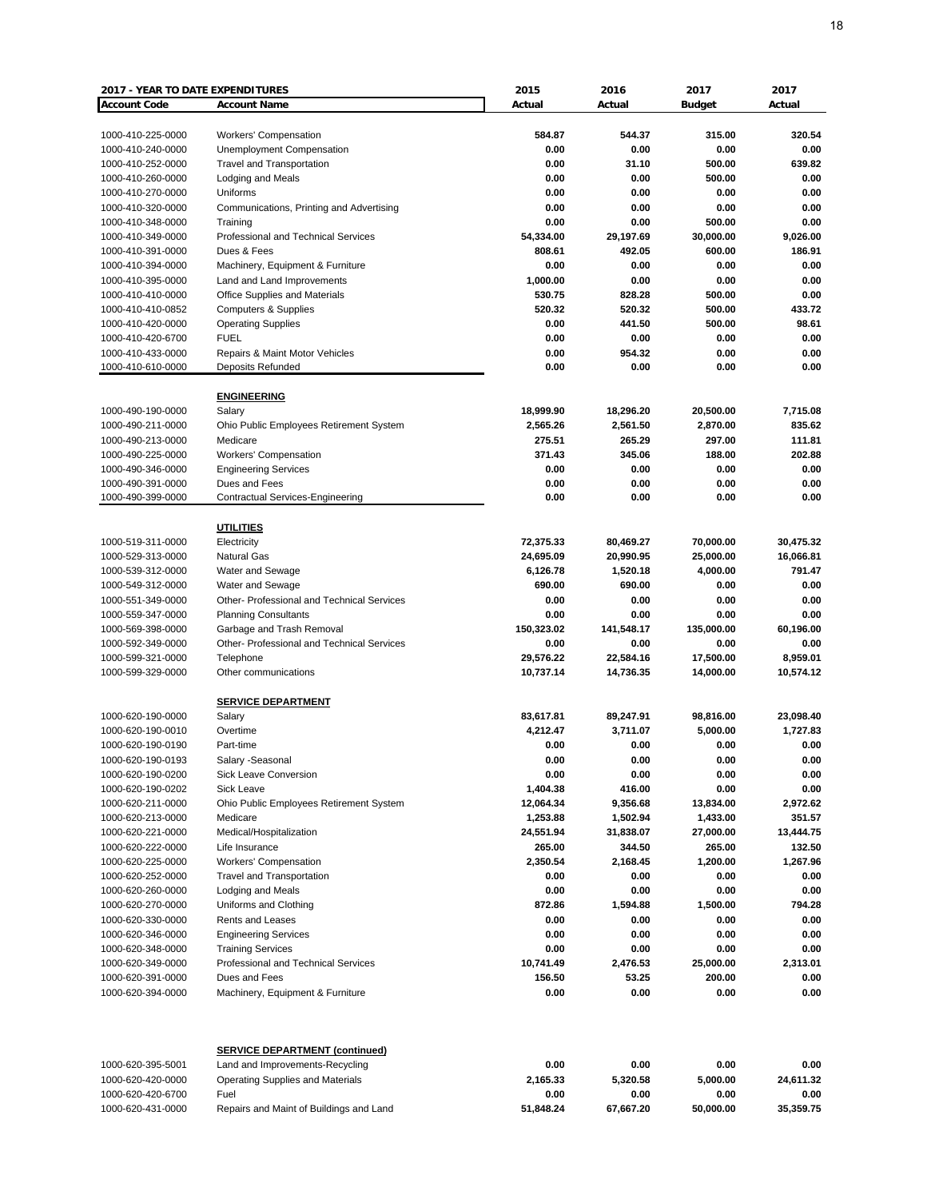| 2017 - YEAR TO DATE EXPENDITURES | | 2015 | 2016 | 2017 | 2017 |
|---|---|---|---|---|---|
| **Account Code** | **Account Name** | **Actual** | **Actual** | **Budget** | **Actual** |
| 1000-410-225-0000 | Workers' Compensation | 584.87 | 544.37 | 315.00 | 320.54 |
| 1000-410-240-0000 | Unemployment Compensation | 0.00 | 0.00 | 0.00 | 0.00 |
| 1000-410-252-0000 | Travel and Transportation | 0.00 | 31.10 | 500.00 | 639.82 |
| 1000-410-260-0000 | Lodging and Meals | 0.00 | 0.00 | 500.00 | 0.00 |
| 1000-410-270-0000 | Uniforms | 0.00 | 0.00 | 0.00 | 0.00 |
| 1000-410-320-0000 | Communications, Printing and Advertising | 0.00 | 0.00 | 0.00 | 0.00 |
| 1000-410-348-0000 | Training | 0.00 | 0.00 | 500.00 | 0.00 |
| 1000-410-349-0000 | Professional and Technical Services | 54,334.00 | 29,197.69 | 30,000.00 | 9,026.00 |
| 1000-410-391-0000 | Dues & Fees | 808.61 | 492.05 | 600.00 | 186.91 |
| 1000-410-394-0000 | Machinery, Equipment & Furniture | 0.00 | 0.00 | 0.00 | 0.00 |
| 1000-410-395-0000 | Land and Land Improvements | 1,000.00 | 0.00 | 0.00 | 0.00 |
| 1000-410-410-0000 | Office Supplies and Materials | 530.75 | 828.28 | 500.00 | 0.00 |
| 1000-410-410-0852 | Computers & Supplies | 520.32 | 520.32 | 500.00 | 433.72 |
| 1000-410-420-0000 | Operating Supplies | 0.00 | 441.50 | 500.00 | 98.61 |
| 1000-410-420-6700 | FUEL | 0.00 | 0.00 | 0.00 | 0.00 |
| 1000-410-433-0000 | Repairs & Maint Motor Vehicles | 0.00 | 954.32 | 0.00 | 0.00 |
| 1000-410-610-0000 | Deposits Refunded | 0.00 | 0.00 | 0.00 | 0.00 |
| | **ENGINEERING** | | | | |
| 1000-490-190-0000 | Salary | 18,999.90 | 18,296.20 | 20,500.00 | 7,715.08 |
| 1000-490-211-0000 | Ohio Public Employees Retirement System | 2,565.26 | 2,561.50 | 2,870.00 | 835.62 |
| 1000-490-213-0000 | Medicare | 275.51 | 265.29 | 297.00 | 111.81 |
| 1000-490-225-0000 | Workers' Compensation | 371.43 | 345.06 | 188.00 | 202.88 |
| 1000-490-346-0000 | Engineering Services | 0.00 | 0.00 | 0.00 | 0.00 |
| 1000-490-391-0000 | Dues and Fees | 0.00 | 0.00 | 0.00 | 0.00 |
| 1000-490-399-0000 | Contractual Services-Engineering | 0.00 | 0.00 | 0.00 | 0.00 |
| | **UTILITIES** | | | | |
| 1000-519-311-0000 | Electricity | 72,375.33 | 80,469.27 | 70,000.00 | 30,475.32 |
| 1000-529-313-0000 | Natural Gas | 24,695.09 | 20,990.95 | 25,000.00 | 16,066.81 |
| 1000-539-312-0000 | Water and Sewage | 6,126.78 | 1,520.18 | 4,000.00 | 791.47 |
| 1000-549-312-0000 | Water and Sewage | 690.00 | 690.00 | 0.00 | 0.00 |
| 1000-551-349-0000 | Other- Professional and Technical Services | 0.00 | 0.00 | 0.00 | 0.00 |
| 1000-559-347-0000 | Planning Consultants | 0.00 | 0.00 | 0.00 | 0.00 |
| 1000-569-398-0000 | Garbage and Trash Removal | 150,323.02 | 141,548.17 | 135,000.00 | 60,196.00 |
| 1000-592-349-0000 | Other- Professional and Technical Services | 0.00 | 0.00 | 0.00 | 0.00 |
| 1000-599-321-0000 | Telephone | 29,576.22 | 22,584.16 | 17,500.00 | 8,959.01 |
| 1000-599-329-0000 | Other communications | 10,737.14 | 14,736.35 | 14,000.00 | 10,574.12 |
| | **SERVICE DEPARTMENT** | | | | |
| 1000-620-190-0000 | Salary | 83,617.81 | 89,247.91 | 98,816.00 | 23,098.40 |
| 1000-620-190-0010 | Overtime | 4,212.47 | 3,711.07 | 5,000.00 | 1,727.83 |
| 1000-620-190-0190 | Part-time | 0.00 | 0.00 | 0.00 | 0.00 |
| 1000-620-190-0193 | Salary -Seasonal | 0.00 | 0.00 | 0.00 | 0.00 |
| 1000-620-190-0200 | Sick Leave Conversion | 0.00 | 0.00 | 0.00 | 0.00 |
| 1000-620-190-0202 | Sick Leave | 1,404.38 | 416.00 | 0.00 | 0.00 |
| 1000-620-211-0000 | Ohio Public Employees Retirement System | 12,064.34 | 9,356.68 | 13,834.00 | 2,972.62 |
| 1000-620-213-0000 | Medicare | 1,253.88 | 1,502.94 | 1,433.00 | 351.57 |
| 1000-620-221-0000 | Medical/Hospitalization | 24,551.94 | 31,838.07 | 27,000.00 | 13,444.75 |
| 1000-620-222-0000 | Life Insurance | 265.00 | 344.50 | 265.00 | 132.50 |
| 1000-620-225-0000 | Workers' Compensation | 2,350.54 | 2,168.45 | 1,200.00 | 1,267.96 |
| 1000-620-252-0000 | Travel and Transportation | 0.00 | 0.00 | 0.00 | 0.00 |
| 1000-620-260-0000 | Lodging and Meals | 0.00 | 0.00 | 0.00 | 0.00 |
| 1000-620-270-0000 | Uniforms and Clothing | 872.86 | 1,594.88 | 1,500.00 | 794.28 |
| 1000-620-330-0000 | Rents and Leases | 0.00 | 0.00 | 0.00 | 0.00 |
| 1000-620-346-0000 | Engineering Services | 0.00 | 0.00 | 0.00 | 0.00 |
| 1000-620-348-0000 | Training Services | 0.00 | 0.00 | 0.00 | 0.00 |
| 1000-620-349-0000 | Professional and Technical Services | 10,741.49 | 2,476.53 | 25,000.00 | 2,313.01 |
| 1000-620-391-0000 | Dues and Fees | 156.50 | 53.25 | 200.00 | 0.00 |
| 1000-620-394-0000 | Machinery, Equipment & Furniture | 0.00 | 0.00 | 0.00 | 0.00 |
| | **SERVICE DEPARTMENT (continued)** | | | | |
| 1000-620-395-5001 | Land and Improvements-Recycling | 0.00 | 0.00 | 0.00 | 0.00 |
| 1000-620-420-0000 | Operating Supplies and Materials | 2,165.33 | 5,320.58 | 5,000.00 | 24,611.32 |
| 1000-620-420-6700 | Fuel | 0.00 | 0.00 | 0.00 | 0.00 |
| 1000-620-431-0000 | Repairs and Maint of Buildings and Land | 51,848.24 | 67,667.20 | 50,000.00 | 35,359.75 |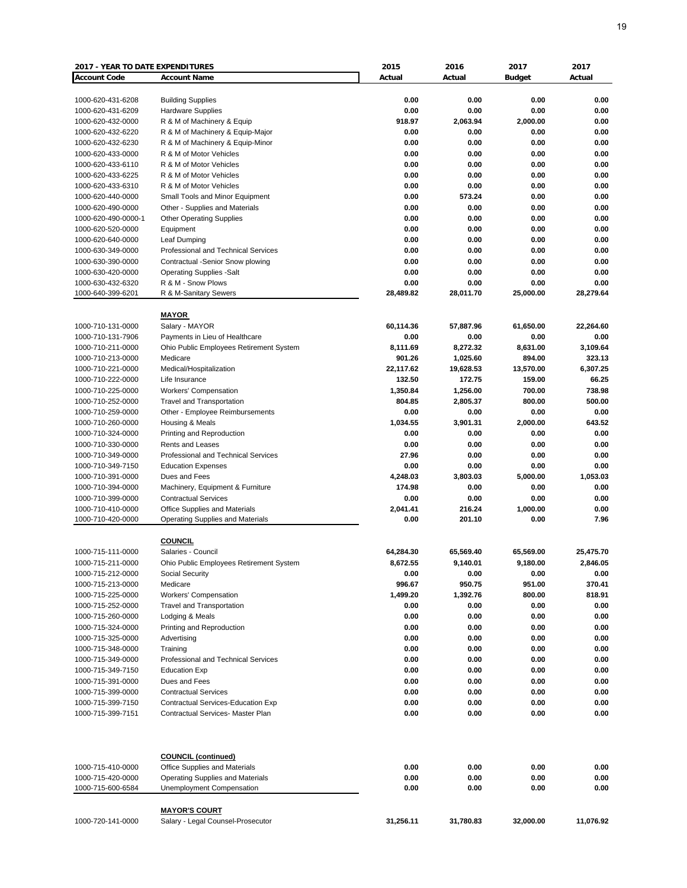| 2017 - YEAR TO DATE EXPENDITURES | | 2015 | 2016 | 2017 | 2017 |
|---|---|---|---|---|---|
| **Account Code** | **Account Name** | **Actual** | **Actual** | **Budget** | **Actual** |
| 1000-620-431-6208 | Building Supplies | 0.00 | 0.00 | 0.00 | 0.00 |
| 1000-620-431-6209 | Hardware Supplies | 0.00 | 0.00 | 0.00 | 0.00 |
| 1000-620-432-0000 | R & M of Machinery & Equip | 918.97 | 2,063.94 | 2,000.00 | 0.00 |
| 1000-620-432-6220 | R & M of Machinery & Equip-Major | 0.00 | 0.00 | 0.00 | 0.00 |
| 1000-620-432-6230 | R & M of Machinery & Equip-Minor | 0.00 | 0.00 | 0.00 | 0.00 |
| 1000-620-433-0000 | R & M of Motor Vehicles | 0.00 | 0.00 | 0.00 | 0.00 |
| 1000-620-433-6110 | R & M of Motor Vehicles | 0.00 | 0.00 | 0.00 | 0.00 |
| 1000-620-433-6225 | R & M of Motor Vehicles | 0.00 | 0.00 | 0.00 | 0.00 |
| 1000-620-433-6310 | R & M of Motor Vehicles | 0.00 | 0.00 | 0.00 | 0.00 |
| 1000-620-440-0000 | Small Tools and Minor Equipment | 0.00 | 573.24 | 0.00 | 0.00 |
| 1000-620-490-0000 | Other - Supplies and Materials | 0.00 | 0.00 | 0.00 | 0.00 |
| 1000-620-490-0000-1 | Other Operating Supplies | 0.00 | 0.00 | 0.00 | 0.00 |
| 1000-620-520-0000 | Equipment | 0.00 | 0.00 | 0.00 | 0.00 |
| 1000-620-640-0000 | Leaf Dumping | 0.00 | 0.00 | 0.00 | 0.00 |
| 1000-630-349-0000 | Professional and Technical Services | 0.00 | 0.00 | 0.00 | 0.00 |
| 1000-630-390-0000 | Contractual -Senior Snow plowing | 0.00 | 0.00 | 0.00 | 0.00 |
| 1000-630-420-0000 | Operating Supplies -Salt | 0.00 | 0.00 | 0.00 | 0.00 |
| 1000-630-432-6320 | R & M - Snow Plows | 0.00 | 0.00 | 0.00 | 0.00 |
| 1000-640-399-6201 | R & M-Sanitary Sewers | 28,489.82 | 28,011.70 | 25,000.00 | 28,279.64 |
| | **MAYOR** | | | | |
| 1000-710-131-0000 | Salary - MAYOR | 60,114.36 | 57,887.96 | 61,650.00 | 22,264.60 |
| 1000-710-131-7906 | Payments in Lieu of Healthcare | 0.00 | 0.00 | 0.00 | 0.00 |
| 1000-710-211-0000 | Ohio Public Employees Retirement System | 8,111.69 | 8,272.32 | 8,631.00 | 3,109.64 |
| 1000-710-213-0000 | Medicare | 901.26 | 1,025.60 | 894.00 | 323.13 |
| 1000-710-221-0000 | Medical/Hospitalization | 22,117.62 | 19,628.53 | 13,570.00 | 6,307.25 |
| 1000-710-222-0000 | Life Insurance | 132.50 | 172.75 | 159.00 | 66.25 |
| 1000-710-225-0000 | Workers' Compensation | 1,350.84 | 1,256.00 | 700.00 | 738.98 |
| 1000-710-252-0000 | Travel and Transportation | 804.85 | 2,805.37 | 800.00 | 500.00 |
| 1000-710-259-0000 | Other - Employee Reimbursements | 0.00 | 0.00 | 0.00 | 0.00 |
| 1000-710-260-0000 | Housing & Meals | 1,034.55 | 3,901.31 | 2,000.00 | 643.52 |
| 1000-710-324-0000 | Printing and Reproduction | 0.00 | 0.00 | 0.00 | 0.00 |
| 1000-710-330-0000 | Rents and Leases | 0.00 | 0.00 | 0.00 | 0.00 |
| 1000-710-349-0000 | Professional and Technical Services | 27.96 | 0.00 | 0.00 | 0.00 |
| 1000-710-349-7150 | Education Expenses | 0.00 | 0.00 | 0.00 | 0.00 |
| 1000-710-391-0000 | Dues and Fees | 4,248.03 | 3,803.03 | 5,000.00 | 1,053.03 |
| 1000-710-394-0000 | Machinery, Equipment & Furniture | 174.98 | 0.00 | 0.00 | 0.00 |
| 1000-710-399-0000 | Contractual Services | 0.00 | 0.00 | 0.00 | 0.00 |
| 1000-710-410-0000 | Office Supplies and Materials | 2,041.41 | 216.24 | 1,000.00 | 0.00 |
| 1000-710-420-0000 | Operating Supplies and Materials | 0.00 | 201.10 | 0.00 | 7.96 |
| | **COUNCIL** | | | | |
| 1000-715-111-0000 | Salaries - Council | 64,284.30 | 65,569.40 | 65,569.00 | 25,475.70 |
| 1000-715-211-0000 | Ohio Public Employees Retirement System | 8,672.55 | 9,140.01 | 9,180.00 | 2,846.05 |
| 1000-715-212-0000 | Social Security | 0.00 | 0.00 | 0.00 | 0.00 |
| 1000-715-213-0000 | Medicare | 996.67 | 950.75 | 951.00 | 370.41 |
| 1000-715-225-0000 | Workers' Compensation | 1,499.20 | 1,392.76 | 800.00 | 818.91 |
| 1000-715-252-0000 | Travel and Transportation | 0.00 | 0.00 | 0.00 | 0.00 |
| 1000-715-260-0000 | Lodging & Meals | 0.00 | 0.00 | 0.00 | 0.00 |
| 1000-715-324-0000 | Printing and Reproduction | 0.00 | 0.00 | 0.00 | 0.00 |
| 1000-715-325-0000 | Advertising | 0.00 | 0.00 | 0.00 | 0.00 |
| 1000-715-348-0000 | Training | 0.00 | 0.00 | 0.00 | 0.00 |
| 1000-715-349-0000 | Professional and Technical Services | 0.00 | 0.00 | 0.00 | 0.00 |
| 1000-715-349-7150 | Education Exp | 0.00 | 0.00 | 0.00 | 0.00 |
| 1000-715-391-0000 | Dues and Fees | 0.00 | 0.00 | 0.00 | 0.00 |
| 1000-715-399-0000 | Contractual Services | 0.00 | 0.00 | 0.00 | 0.00 |
| 1000-715-399-7150 | Contractual Services-Education Exp | 0.00 | 0.00 | 0.00 | 0.00 |
| 1000-715-399-7151 | Contractual Services- Master Plan | 0.00 | 0.00 | 0.00 | 0.00 |
| | **COUNCIL (continued)** | | | | |
| 1000-715-410-0000 | Office Supplies and Materials | 0.00 | 0.00 | 0.00 | 0.00 |
| 1000-715-420-0000 | Operating Supplies and Materials | 0.00 | 0.00 | 0.00 | 0.00 |
| 1000-715-600-6584 | Unemployment Compensation | 0.00 | 0.00 | 0.00 | 0.00 |
| | **MAYOR'S COURT** | | | | |
| 1000-720-141-0000 | Salary - Legal Counsel-Prosecutor | 31,256.11 | 31,780.83 | 32,000.00 | 11,076.92 |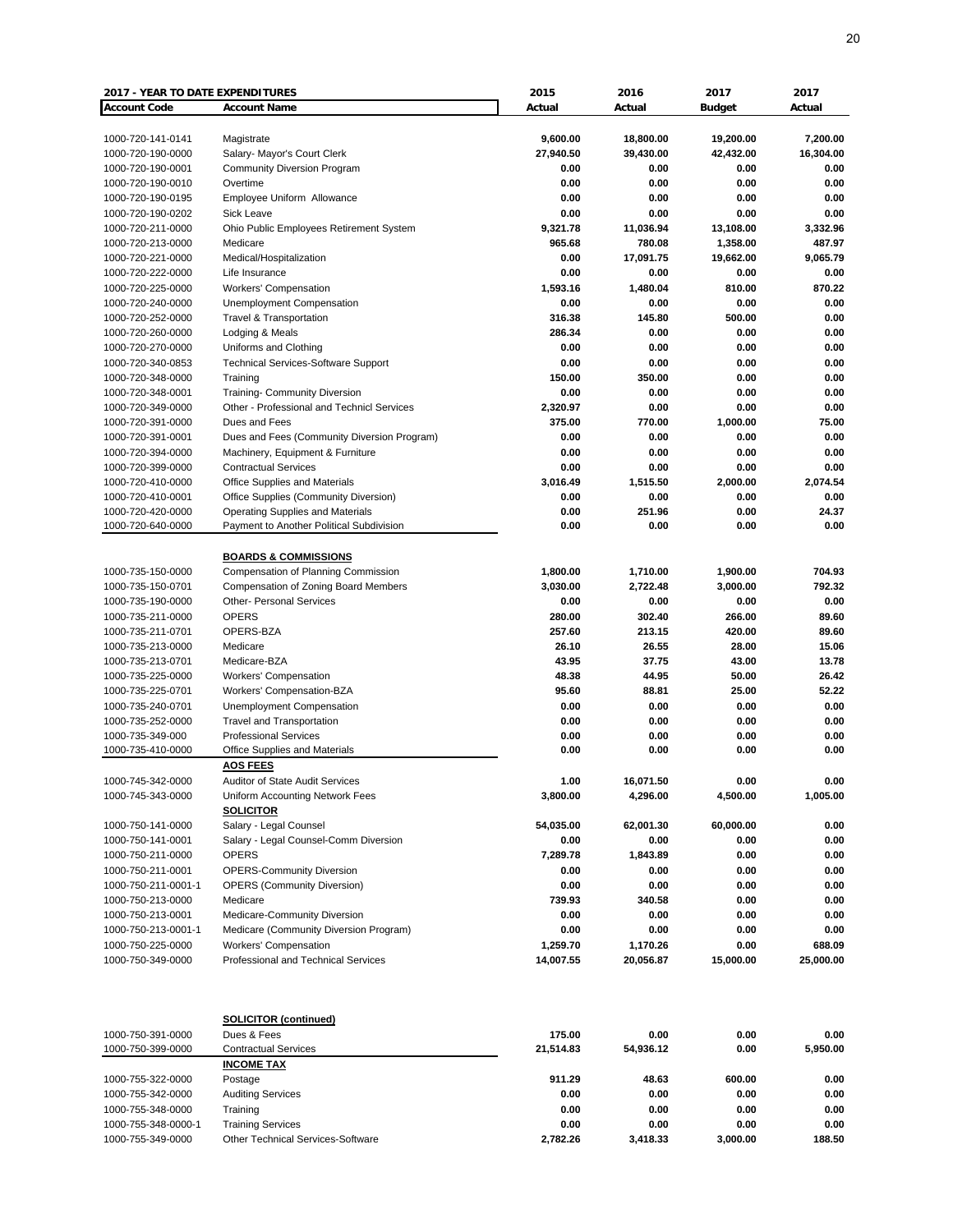| 2017 - YEAR TO DATE EXPENDITURES | | 2015 | 2016 | 2017 | 2017 |
|---|---|---|---|---|---|
| **Account Code** | **Account Name** | **Actual** | **Actual** | **Budget** | **Actual** |
| 1000-720-141-0141 | Magistrate | 9,600.00 | 18,800.00 | 19,200.00 | 7,200.00 |
| 1000-720-190-0000 | Salary- Mayor's Court Clerk | 27,940.50 | 39,430.00 | 42,432.00 | 16,304.00 |
| 1000-720-190-0001 | Community Diversion Program | 0.00 | 0.00 | 0.00 | 0.00 |
| 1000-720-190-0010 | Overtime | 0.00 | 0.00 | 0.00 | 0.00 |
| 1000-720-190-0195 | Employee Uniform Allowance | 0.00 | 0.00 | 0.00 | 0.00 |
| 1000-720-190-0202 | Sick Leave | 0.00 | 0.00 | 0.00 | 0.00 |
| 1000-720-211-0000 | Ohio Public Employees Retirement System | 9,321.78 | 11,036.94 | 13,108.00 | 3,332.96 |
| 1000-720-213-0000 | Medicare | 965.68 | 780.08 | 1,358.00 | 487.97 |
| 1000-720-221-0000 | Medical/Hospitalization | 0.00 | 17,091.75 | 19,662.00 | 9,065.79 |
| 1000-720-222-0000 | Life Insurance | 0.00 | 0.00 | 0.00 | 0.00 |
| 1000-720-225-0000 | Workers' Compensation | 1,593.16 | 1,480.04 | 810.00 | 870.22 |
| 1000-720-240-0000 | Unemployment Compensation | 0.00 | 0.00 | 0.00 | 0.00 |
| 1000-720-252-0000 | Travel & Transportation | 316.38 | 145.80 | 500.00 | 0.00 |
| 1000-720-260-0000 | Lodging & Meals | 286.34 | 0.00 | 0.00 | 0.00 |
| 1000-720-270-0000 | Uniforms and Clothing | 0.00 | 0.00 | 0.00 | 0.00 |
| 1000-720-340-0853 | Technical Services-Software Support | 0.00 | 0.00 | 0.00 | 0.00 |
| 1000-720-348-0000 | Training | 150.00 | 350.00 | 0.00 | 0.00 |
| 1000-720-348-0001 | Training- Community Diversion | 0.00 | 0.00 | 0.00 | 0.00 |
| 1000-720-349-0000 | Other - Professional and Technicl Services | 2,320.97 | 0.00 | 0.00 | 0.00 |
| 1000-720-391-0000 | Dues and Fees | 375.00 | 770.00 | 1,000.00 | 75.00 |
| 1000-720-391-0001 | Dues and Fees (Community Diversion Program) | 0.00 | 0.00 | 0.00 | 0.00 |
| 1000-720-394-0000 | Machinery, Equipment & Furniture | 0.00 | 0.00 | 0.00 | 0.00 |
| 1000-720-399-0000 | Contractual Services | 0.00 | 0.00 | 0.00 | 0.00 |
| 1000-720-410-0000 | Office Supplies and Materials | 3,016.49 | 1,515.50 | 2,000.00 | 2,074.54 |
| 1000-720-410-0001 | Office Supplies (Community Diversion) | 0.00 | 0.00 | 0.00 | 0.00 |
| 1000-720-420-0000 | Operating Supplies and Materials | 0.00 | 251.96 | 0.00 | 24.37 |
| 1000-720-640-0000 | Payment to Another Political Subdivision | 0.00 | 0.00 | 0.00 | 0.00 |
| | **BOARDS & COMMISSIONS** | | | | |
| 1000-735-150-0000 | Compensation of Planning Commission | 1,800.00 | 1,710.00 | 1,900.00 | 704.93 |
| 1000-735-150-0701 | Compensation of Zoning Board Members | 3,030.00 | 2,722.48 | 3,000.00 | 792.32 |
| 1000-735-190-0000 | Other- Personal Services | 0.00 | 0.00 | 0.00 | 0.00 |
| 1000-735-211-0000 | OPERS | 280.00 | 302.40 | 266.00 | 89.60 |
| 1000-735-211-0701 | OPERS-BZA | 257.60 | 213.15 | 420.00 | 89.60 |
| 1000-735-213-0000 | Medicare | 26.10 | 26.55 | 28.00 | 15.06 |
| 1000-735-213-0701 | Medicare-BZA | 43.95 | 37.75 | 43.00 | 13.78 |
| 1000-735-225-0000 | Workers' Compensation | 48.38 | 44.95 | 50.00 | 26.42 |
| 1000-735-225-0701 | Workers' Compensation-BZA | 95.60 | 88.81 | 25.00 | 52.22 |
| 1000-735-240-0701 | Unemployment Compensation | 0.00 | 0.00 | 0.00 | 0.00 |
| 1000-735-252-0000 | Travel and Transportation | 0.00 | 0.00 | 0.00 | 0.00 |
| 1000-735-349-000 | Professional Services | 0.00 | 0.00 | 0.00 | 0.00 |
| 1000-735-410-0000 | Office Supplies and Materials | 0.00 | 0.00 | 0.00 | 0.00 |
| | **AOS FEES** | | | | |
| 1000-745-342-0000 | Auditor of State Audit Services | 1.00 | 16,071.50 | 0.00 | 0.00 |
| 1000-745-343-0000 | Uniform Accounting Network Fees | 3,800.00 | 4,296.00 | 4,500.00 | 1,005.00 |
| | **SOLICITOR** | | | | |
| 1000-750-141-0000 | Salary - Legal Counsel | 54,035.00 | 62,001.30 | 60,000.00 | 0.00 |
| 1000-750-141-0001 | Salary - Legal Counsel-Comm Diversion | 0.00 | 0.00 | 0.00 | 0.00 |
| 1000-750-211-0000 | OPERS | 7,289.78 | 1,843.89 | 0.00 | 0.00 |
| 1000-750-211-0001 | OPERS-Community Diversion | 0.00 | 0.00 | 0.00 | 0.00 |
| 1000-750-211-0001-1 | OPERS (Community Diversion) | 0.00 | 0.00 | 0.00 | 0.00 |
| 1000-750-213-0000 | Medicare | 739.93 | 340.58 | 0.00 | 0.00 |
| 1000-750-213-0001 | Medicare-Community Diversion | 0.00 | 0.00 | 0.00 | 0.00 |
| 1000-750-213-0001-1 | Medicare (Community Diversion Program) | 0.00 | 0.00 | 0.00 | 0.00 |
| 1000-750-225-0000 | Workers' Compensation | 1,259.70 | 1,170.26 | 0.00 | 688.09 |
| 1000-750-349-0000 | Professional and Technical Services | 14,007.55 | 20,056.87 | 15,000.00 | 25,000.00 |
| | **SOLICITOR (continued)** | | | | |
| 1000-750-391-0000 | Dues & Fees | 175.00 | 0.00 | 0.00 | 0.00 |
| 1000-750-399-0000 | Contractual Services | 21,514.83 | 54,936.12 | 0.00 | 5,950.00 |
| | **INCOME TAX** | | | | |
| 1000-755-322-0000 | Postage | 911.29 | 48.63 | 600.00 | 0.00 |
| 1000-755-342-0000 | Auditing Services | 0.00 | 0.00 | 0.00 | 0.00 |
| 1000-755-348-0000 | Training | 0.00 | 0.00 | 0.00 | 0.00 |
| 1000-755-348-0000-1 | Training Services | 0.00 | 0.00 | 0.00 | 0.00 |
| 1000-755-349-0000 | Other Technical Services-Software | 2,782.26 | 3,418.33 | 3,000.00 | 188.50 |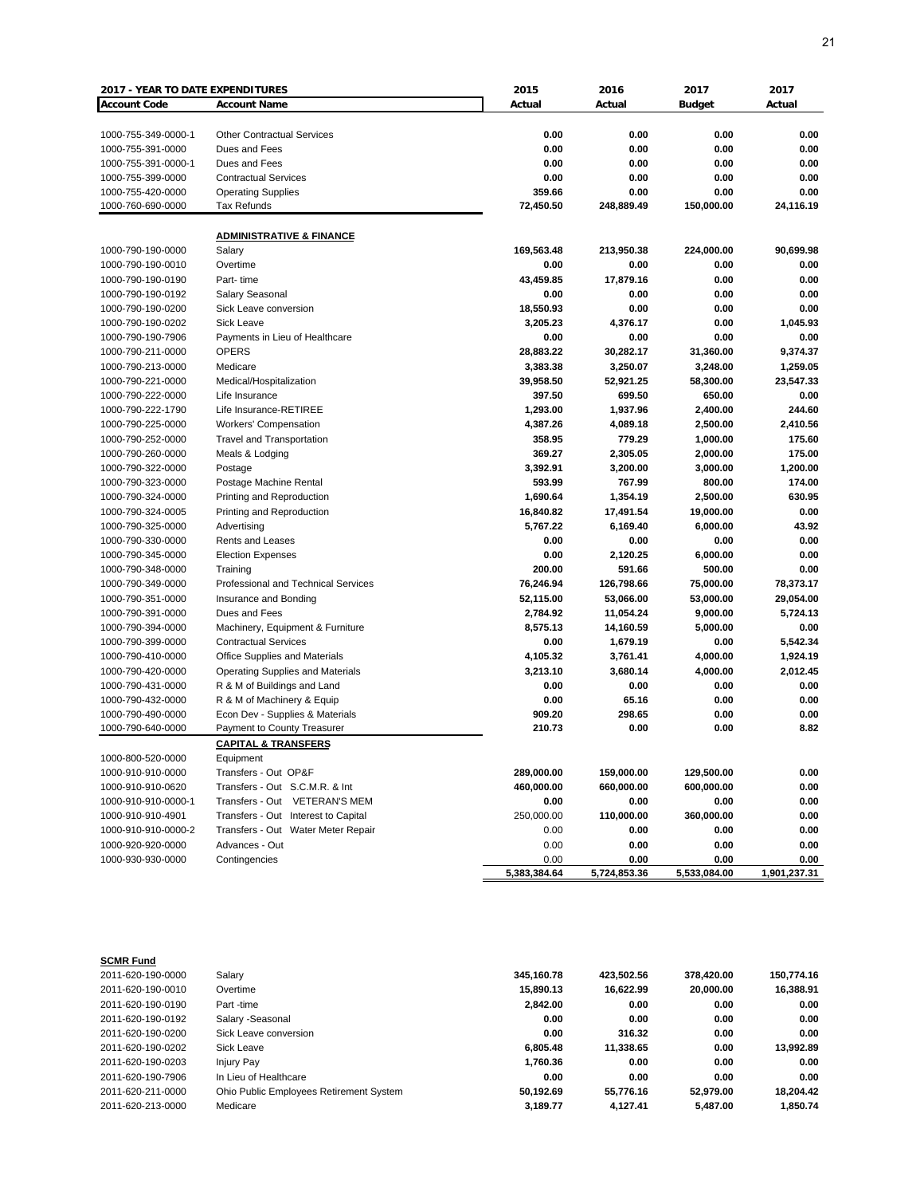| 2017 - YEAR TO DATE EXPENDITURES | | 2015 | 2016 | 2017 | 2017 |
|---|---|---|---|---|---|
| **Account Code** | **Account Name** | **Actual** | **Actual** | **Budget** | **Actual** |
| 1000-755-349-0000-1 | Other Contractual Services | 0.00 | 0.00 | 0.00 | 0.00 |
| 1000-755-391-0000 | Dues and Fees | 0.00 | 0.00 | 0.00 | 0.00 |
| 1000-755-391-0000-1 | Dues and Fees | 0.00 | 0.00 | 0.00 | 0.00 |
| 1000-755-399-0000 | Contractual Services | 0.00 | 0.00 | 0.00 | 0.00 |
| 1000-755-420-0000 | Operating Supplies | 359.66 | 0.00 | 0.00 | 0.00 |
| 1000-760-690-0000 | Tax Refunds | 72,450.50 | 248,889.49 | 150,000.00 | 24,116.19 |
| | **ADMINISTRATIVE & FINANCE** | | | | |
| 1000-790-190-0000 | Salary | 169,563.48 | 213,950.38 | 224,000.00 | 90,699.98 |
| 1000-790-190-0010 | Overtime | 0.00 | 0.00 | 0.00 | 0.00 |
| 1000-790-190-0190 | Part- time | 43,459.85 | 17,879.16 | 0.00 | 0.00 |
| 1000-790-190-0192 | Salary Seasonal | 0.00 | 0.00 | 0.00 | 0.00 |
| 1000-790-190-0200 | Sick Leave conversion | 18,550.93 | 0.00 | 0.00 | 0.00 |
| 1000-790-190-0202 | Sick Leave | 3,205.23 | 4,376.17 | 0.00 | 1,045.93 |
| 1000-790-190-7906 | Payments in Lieu of Healthcare | 0.00 | 0.00 | 0.00 | 0.00 |
| 1000-790-211-0000 | OPERS | 28,883.22 | 30,282.17 | 31,360.00 | 9,374.37 |
| 1000-790-213-0000 | Medicare | 3,383.38 | 3,250.07 | 3,248.00 | 1,259.05 |
| 1000-790-221-0000 | Medical/Hospitalization | 39,958.50 | 52,921.25 | 58,300.00 | 23,547.33 |
| 1000-790-222-0000 | Life Insurance | 397.50 | 699.50 | 650.00 | 0.00 |
| 1000-790-222-1790 | Life Insurance-RETIREE | 1,293.00 | 1,937.96 | 2,400.00 | 244.60 |
| 1000-790-225-0000 | Workers' Compensation | 4,387.26 | 4,089.18 | 2,500.00 | 2,410.56 |
| 1000-790-252-0000 | Travel and Transportation | 358.95 | 779.29 | 1,000.00 | 175.60 |
| 1000-790-260-0000 | Meals & Lodging | 369.27 | 2,305.05 | 2,000.00 | 175.00 |
| 1000-790-322-0000 | Postage | 3,392.91 | 3,200.00 | 3,000.00 | 1,200.00 |
| 1000-790-323-0000 | Postage Machine Rental | 593.99 | 767.99 | 800.00 | 174.00 |
| 1000-790-324-0000 | Printing and Reproduction | 1,690.64 | 1,354.19 | 2,500.00 | 630.95 |
| 1000-790-324-0005 | Printing and Reproduction | 16,840.82 | 17,491.54 | 19,000.00 | 0.00 |
| 1000-790-325-0000 | Advertising | 5,767.22 | 6,169.40 | 6,000.00 | 43.92 |
| 1000-790-330-0000 | Rents and Leases | 0.00 | 0.00 | 0.00 | 0.00 |
| 1000-790-345-0000 | Election Expenses | 0.00 | 2,120.25 | 6,000.00 | 0.00 |
| 1000-790-348-0000 | Training | 200.00 | 591.66 | 500.00 | 0.00 |
| 1000-790-349-0000 | Professional and Technical Services | 76,246.94 | 126,798.66 | 75,000.00 | 78,373.17 |
| 1000-790-351-0000 | Insurance and Bonding | 52,115.00 | 53,066.00 | 53,000.00 | 29,054.00 |
| 1000-790-391-0000 | Dues and Fees | 2,784.92 | 11,054.24 | 9,000.00 | 5,724.13 |
| 1000-790-394-0000 | Machinery, Equipment & Furniture | 8,575.13 | 14,160.59 | 5,000.00 | 0.00 |
| 1000-790-399-0000 | Contractual Services | 0.00 | 1,679.19 | 0.00 | 5,542.34 |
| 1000-790-410-0000 | Office Supplies and Materials | 4,105.32 | 3,761.41 | 4,000.00 | 1,924.19 |
| 1000-790-420-0000 | Operating Supplies and Materials | 3,213.10 | 3,680.14 | 4,000.00 | 2,012.45 |
| 1000-790-431-0000 | R & M of Buildings and Land | 0.00 | 0.00 | 0.00 | 0.00 |
| 1000-790-432-0000 | R & M of Machinery & Equip | 0.00 | 65.16 | 0.00 | 0.00 |
| 1000-790-490-0000 | Econ Dev - Supplies & Materials | 909.20 | 298.65 | 0.00 | 0.00 |
| 1000-790-640-0000 | Payment to County Treasurer | 210.73 | 0.00 | 0.00 | 8.82 |
| | **CAPITAL & TRANSFERS** | | | | |
| 1000-800-520-0000 | Equipment | | | | |
| 1000-910-910-0000 | Transfers - Out OP&F | 289,000.00 | 159,000.00 | 129,500.00 | 0.00 |
| 1000-910-910-0620 | Transfers - Out S.C.M.R. & Int | 460,000.00 | 660,000.00 | 600,000.00 | 0.00 |
| 1000-910-910-0000-1 | Transfers - Out VETERAN'S MEM | 0.00 | 0.00 | 0.00 | 0.00 |
| 1000-910-910-4901 | Transfers - Out Interest to Capital | 250,000.00 | 110,000.00 | 360,000.00 | 0.00 |
| 1000-910-910-0000-2 | Transfers - Out Water Meter Repair | 0.00 | 0.00 | 0.00 | 0.00 |
| 1000-920-920-0000 | Advances - Out | 0.00 | 0.00 | 0.00 | 0.00 |
| 1000-930-930-0000 | Contingencies | 0.00 | 0.00 | 0.00 | 0.00 |
| | | 5,383,384.64 | 5,724,853.36 | 5,533,084.00 | 1,901,237.31 |

**SCMR Fund**

| Account Code | Account Name | 2015 Actual | 2016 Actual | 2017 Budget | 2017 Actual |
|---|---|---|---|---|---|
| 2011-620-190-0000 | Salary | 345,160.78 | 423,502.56 | 378,420.00 | 150,774.16 |
| 2011-620-190-0010 | Overtime | 15,890.13 | 16,622.99 | 20,000.00 | 16,388.91 |
| 2011-620-190-0190 | Part -time | 2,842.00 | 0.00 | 0.00 | 0.00 |
| 2011-620-190-0192 | Salary -Seasonal | 0.00 | 0.00 | 0.00 | 0.00 |
| 2011-620-190-0200 | Sick Leave conversion | 0.00 | 316.32 | 0.00 | 0.00 |
| 2011-620-190-0202 | Sick Leave | 6,805.48 | 11,338.65 | 0.00 | 13,992.89 |
| 2011-620-190-0203 | Injury Pay | 1,760.36 | 0.00 | 0.00 | 0.00 |
| 2011-620-190-7906 | In Lieu of Healthcare | 0.00 | 0.00 | 0.00 | 0.00 |
| 2011-620-211-0000 | Ohio Public Employees Retirement System | 50,192.69 | 55,776.16 | 52,979.00 | 18,204.42 |
| 2011-620-213-0000 | Medicare | 3,189.77 | 4,127.41 | 5,487.00 | 1,850.74 |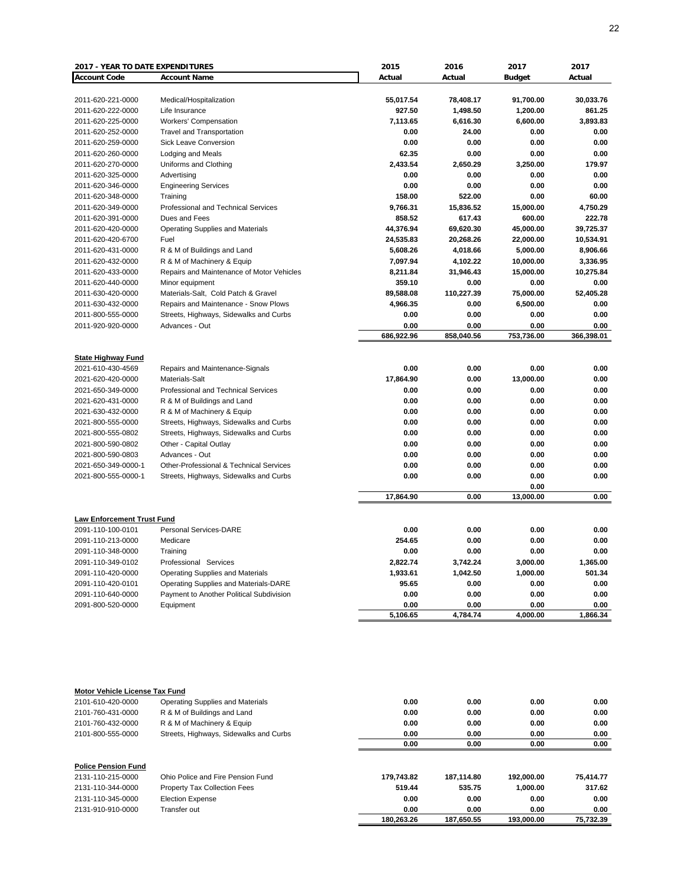**2017 - YEAR TO DATE EXPENDITURES**

| Account Code | Account Name | 2015 Actual | 2016 Actual | 2017 Budget | 2017 Actual |
|---|---|---|---|---|---|
| 2011-620-221-0000 | Medical/Hospitalization | 55,017.54 | 78,408.17 | 91,700.00 | 30,033.76 |
| 2011-620-222-0000 | Life Insurance | 927.50 | 1,498.50 | 1,200.00 | 861.25 |
| 2011-620-225-0000 | Workers' Compensation | 7,113.65 | 6,616.30 | 6,600.00 | 3,893.83 |
| 2011-620-252-0000 | Travel and Transportation | 0.00 | 24.00 | 0.00 | 0.00 |
| 2011-620-259-0000 | Sick Leave Conversion | 0.00 | 0.00 | 0.00 | 0.00 |
| 2011-620-260-0000 | Lodging and Meals | 62.35 | 0.00 | 0.00 | 0.00 |
| 2011-620-270-0000 | Uniforms and Clothing | 2,433.54 | 2,650.29 | 3,250.00 | 179.97 |
| 2011-620-325-0000 | Advertising | 0.00 | 0.00 | 0.00 | 0.00 |
| 2011-620-346-0000 | Engineering Services | 0.00 | 0.00 | 0.00 | 0.00 |
| 2011-620-348-0000 | Training | 158.00 | 522.00 | 0.00 | 60.00 |
| 2011-620-349-0000 | Professional and Technical Services | 9,766.31 | 15,836.52 | 15,000.00 | 4,750.29 |
| 2011-620-391-0000 | Dues and Fees | 858.52 | 617.43 | 600.00 | 222.78 |
| 2011-620-420-0000 | Operating Supplies and Materials | 44,376.94 | 69,620.30 | 45,000.00 | 39,725.37 |
| 2011-620-420-6700 | Fuel | 24,535.83 | 20,268.26 | 22,000.00 | 10,534.91 |
| 2011-620-431-0000 | R & M of Buildings and Land | 5,608.26 | 4,018.66 | 5,000.00 | 8,906.66 |
| 2011-620-432-0000 | R & M of Machinery & Equip | 7,097.94 | 4,102.22 | 10,000.00 | 3,336.95 |
| 2011-620-433-0000 | Repairs and Maintenance of Motor Vehicles | 8,211.84 | 31,946.43 | 15,000.00 | 10,275.84 |
| 2011-620-440-0000 | Minor equipment | 359.10 | 0.00 | 0.00 | 0.00 |
| 2011-630-420-0000 | Materials-Salt, Cold Patch & Gravel | 89,588.08 | 110,227.39 | 75,000.00 | 52,405.28 |
| 2011-630-432-0000 | Repairs and Maintenance - Snow Plows | 4,966.35 | 0.00 | 6,500.00 | 0.00 |
| 2011-800-555-0000 | Streets, Highways, Sidewalks and Curbs | 0.00 | 0.00 | 0.00 | 0.00 |
| 2011-920-920-0000 | Advances - Out | 0.00 | 0.00 | 0.00 | 0.00 |
| | | 686,922.96 | 858,040.56 | 753,736.00 | 366,398.01 |

**State Highway Fund**

| Account Code | Account Name | 2015 Actual | 2016 Actual | 2017 Budget | 2017 Actual |
|---|---|---|---|---|---|
| 2021-610-430-4569 | Repairs and Maintenance-Signals | 0.00 | 0.00 | 0.00 | 0.00 |
| 2021-620-420-0000 | Materials-Salt | 17,864.90 | 0.00 | 13,000.00 | 0.00 |
| 2021-650-349-0000 | Professional and Technical Services | 0.00 | 0.00 | 0.00 | 0.00 |
| 2021-620-431-0000 | R & M of Buildings and Land | 0.00 | 0.00 | 0.00 | 0.00 |
| 2021-630-432-0000 | R & M of Machinery & Equip | 0.00 | 0.00 | 0.00 | 0.00 |
| 2021-800-555-0000 | Streets, Highways, Sidewalks and Curbs | 0.00 | 0.00 | 0.00 | 0.00 |
| 2021-800-555-0802 | Streets, Highways, Sidewalks and Curbs | 0.00 | 0.00 | 0.00 | 0.00 |
| 2021-800-590-0802 | Other - Capital Outlay | 0.00 | 0.00 | 0.00 | 0.00 |
| 2021-800-590-0803 | Advances - Out | 0.00 | 0.00 | 0.00 | 0.00 |
| 2021-650-349-0000-1 | Other-Professional & Technical Services | 0.00 | 0.00 | 0.00 | 0.00 |
| 2021-800-555-0000-1 | Streets, Highways, Sidewalks and Curbs | 0.00 | 0.00 | 0.00 | 0.00 |
| | | | | 0.00 | |
| | | 17,864.90 | 0.00 | 13,000.00 | 0.00 |

**Law Enforcement Trust Fund**

| Account Code | Account Name | 2015 Actual | 2016 Actual | 2017 Budget | 2017 Actual |
|---|---|---|---|---|---|
| 2091-110-100-0101 | Personal Services-DARE | 0.00 | 0.00 | 0.00 | 0.00 |
| 2091-110-213-0000 | Medicare | 254.65 | 0.00 | 0.00 | 0.00 |
| 2091-110-348-0000 | Training | 0.00 | 0.00 | 0.00 | 0.00 |
| 2091-110-349-0102 | Professional Services | 2,822.74 | 3,742.24 | 3,000.00 | 1,365.00 |
| 2091-110-420-0000 | Operating Supplies and Materials | 1,933.61 | 1,042.50 | 1,000.00 | 501.34 |
| 2091-110-420-0101 | Operating Supplies and Materials-DARE | 95.65 | 0.00 | 0.00 | 0.00 |
| 2091-110-640-0000 | Payment to Another Political Subdivision | 0.00 | 0.00 | 0.00 | 0.00 |
| 2091-800-520-0000 | Equipment | 0.00 | 0.00 | 0.00 | 0.00 |
| | | 5,106.65 | 4,784.74 | 4,000.00 | 1,866.34 |

**Motor Vehicle License Tax Fund**

| Account Code | Account Name | 2015 Actual | 2016 Actual | 2017 Budget | 2017 Actual |
|---|---|---|---|---|---|
| 2101-610-420-0000 | Operating Supplies and Materials | 0.00 | 0.00 | 0.00 | 0.00 |
| 2101-760-431-0000 | R & M of Buildings and Land | 0.00 | 0.00 | 0.00 | 0.00 |
| 2101-760-432-0000 | R & M of Machinery & Equip | 0.00 | 0.00 | 0.00 | 0.00 |
| 2101-800-555-0000 | Streets, Highways, Sidewalks and Curbs | 0.00 | 0.00 | 0.00 | 0.00 |
| | | 0.00 | 0.00 | 0.00 | 0.00 |

**Police Pension Fund**

| Account Code | Account Name | 2015 Actual | 2016 Actual | 2017 Budget | 2017 Actual |
|---|---|---|---|---|---|
| 2131-110-215-0000 | Ohio Police and Fire Pension Fund | 179,743.82 | 187,114.80 | 192,000.00 | 75,414.77 |
| 2131-110-344-0000 | Property Tax Collection Fees | 519.44 | 535.75 | 1,000.00 | 317.62 |
| 2131-110-345-0000 | Election Expense | 0.00 | 0.00 | 0.00 | 0.00 |
| 2131-910-910-0000 | Transfer out | 0.00 | 0.00 | 0.00 | 0.00 |
| | | 180,263.26 | 187,650.55 | 193,000.00 | 75,732.39 |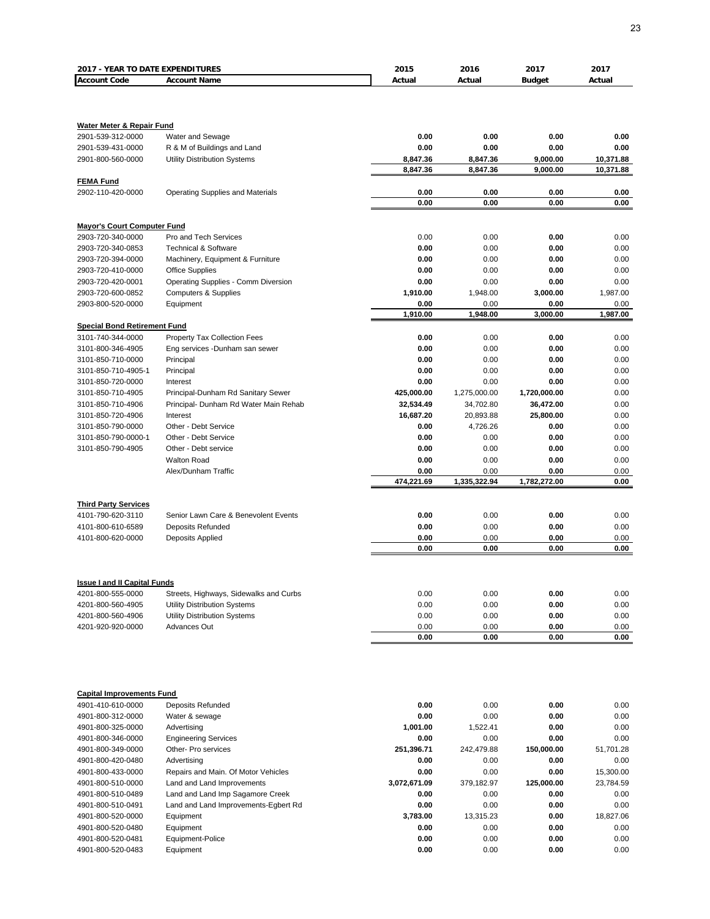| 2017 - YEAR TO DATE EXPENDITURES | | 2015 | 2016 | 2017 | 2017 |
|---|---|---|---|---|---|
| **Account Code** | **Account Name** | **Actual** | **Actual** | **Budget** | **Actual** |
| **Water Meter & Repair Fund** | | | | | |
| 2901-539-312-0000 | Water and Sewage | 0.00 | 0.00 | 0.00 | 0.00 |
| 2901-539-431-0000 | R & M of Buildings and Land | 0.00 | 0.00 | 0.00 | 0.00 |
| 2901-800-560-0000 | Utility Distribution Systems | 8,847.36 | 8,847.36 | 9,000.00 | 10,371.88 |
| | | 8,847.36 | 8,847.36 | 9,000.00 | 10,371.88 |
| **FEMA Fund** | | | | | |
| 2902-110-420-0000 | Operating Supplies and Materials | 0.00 | 0.00 | 0.00 | 0.00 |
| | | 0.00 | 0.00 | 0.00 | 0.00 |
| **Mayor's Court Computer Fund** | | | | | |
| 2903-720-340-0000 | Pro and Tech Services | 0.00 | 0.00 | 0.00 | 0.00 |
| 2903-720-340-0853 | Technical & Software | 0.00 | 0.00 | 0.00 | 0.00 |
| 2903-720-394-0000 | Machinery, Equipment & Furniture | 0.00 | 0.00 | 0.00 | 0.00 |
| 2903-720-410-0000 | Office Supplies | 0.00 | 0.00 | 0.00 | 0.00 |
| 2903-720-420-0001 | Operating Supplies - Comm Diversion | 0.00 | 0.00 | 0.00 | 0.00 |
| 2903-720-600-0852 | Computers & Supplies | 1,910.00 | 1,948.00 | 3,000.00 | 1,987.00 |
| 2903-800-520-0000 | Equipment | 0.00 | 0.00 | 0.00 | 0.00 |
| | | 1,910.00 | 1,948.00 | 3,000.00 | 1,987.00 |
| **Special Bond Retirement Fund** | | | | | |
| 3101-740-344-0000 | Property Tax Collection Fees | 0.00 | 0.00 | 0.00 | 0.00 |
| 3101-800-346-4905 | Eng services -Dunham san sewer | 0.00 | 0.00 | 0.00 | 0.00 |
| 3101-850-710-0000 | Principal | 0.00 | 0.00 | 0.00 | 0.00 |
| 3101-850-710-4905-1 | Principal | 0.00 | 0.00 | 0.00 | 0.00 |
| 3101-850-720-0000 | Interest | 0.00 | 0.00 | 0.00 | 0.00 |
| 3101-850-710-4905 | Principal-Dunham Rd Sanitary Sewer | 425,000.00 | 1,275,000.00 | 1,720,000.00 | 0.00 |
| 3101-850-710-4906 | Principal- Dunham Rd Water Main Rehab | 32,534.49 | 34,702.80 | 36,472.00 | 0.00 |
| 3101-850-720-4906 | Interest | 16,687.20 | 20,893.88 | 25,800.00 | 0.00 |
| 3101-850-790-0000 | Other - Debt Service | 0.00 | 4,726.26 | 0.00 | 0.00 |
| 3101-850-790-0000-1 | Other - Debt Service | 0.00 | 0.00 | 0.00 | 0.00 |
| 3101-850-790-4905 | Other - Debt service | 0.00 | 0.00 | 0.00 | 0.00 |
| | Walton Road | 0.00 | 0.00 | 0.00 | 0.00 |
| | Alex/Dunham Traffic | 0.00 | 0.00 | 0.00 | 0.00 |
| | | 474,221.69 | 1,335,322.94 | 1,782,272.00 | 0.00 |
| **Third Party Services** | | | | | |
| 4101-790-620-3110 | Senior Lawn Care & Benevolent Events | 0.00 | 0.00 | 0.00 | 0.00 |
| 4101-800-610-6589 | Deposits Refunded | 0.00 | 0.00 | 0.00 | 0.00 |
| 4101-800-620-0000 | Deposits Applied | 0.00 | 0.00 | 0.00 | 0.00 |
| | | 0.00 | 0.00 | 0.00 | 0.00 |
| **Issue I and II Capital Funds** | | | | | |
| 4201-800-555-0000 | Streets, Highways, Sidewalks and Curbs | 0.00 | 0.00 | 0.00 | 0.00 |
| 4201-800-560-4905 | Utility Distribution Systems | 0.00 | 0.00 | 0.00 | 0.00 |
| 4201-800-560-4906 | Utility Distribution Systems | 0.00 | 0.00 | 0.00 | 0.00 |
| 4201-920-920-0000 | Advances Out | 0.00 | 0.00 | 0.00 | 0.00 |
| | | 0.00 | 0.00 | 0.00 | 0.00 |
| **Capital Improvements Fund** | | | | | |
| 4901-410-610-0000 | Deposits Refunded | 0.00 | 0.00 | 0.00 | 0.00 |
| 4901-800-312-0000 | Water & sewage | 0.00 | 0.00 | 0.00 | 0.00 |
| 4901-800-325-0000 | Advertising | 1,001.00 | 1,522.41 | 0.00 | 0.00 |
| 4901-800-346-0000 | Engineering Services | 0.00 | 0.00 | 0.00 | 0.00 |
| 4901-800-349-0000 | Other- Pro services | 251,396.71 | 242,479.88 | 150,000.00 | 51,701.28 |
| 4901-800-420-0480 | Advertising | 0.00 | 0.00 | 0.00 | 0.00 |
| 4901-800-433-0000 | Repairs and Main. Of Motor Vehicles | 0.00 | 0.00 | 0.00 | 15,300.00 |
| 4901-800-510-0000 | Land and Land Improvements | 3,072,671.09 | 379,182.97 | 125,000.00 | 23,784.59 |
| 4901-800-510-0489 | Land and Land Imp Sagamore Creek | 0.00 | 0.00 | 0.00 | 0.00 |
| 4901-800-510-0491 | Land and Land Improvements-Egbert Rd | 0.00 | 0.00 | 0.00 | 0.00 |
| 4901-800-520-0000 | Equipment | 3,783.00 | 13,315.23 | 0.00 | 18,827.06 |
| 4901-800-520-0480 | Equipment | 0.00 | 0.00 | 0.00 | 0.00 |
| 4901-800-520-0481 | Equipment-Police | 0.00 | 0.00 | 0.00 | 0.00 |
| 4901-800-520-0483 | Equipment | 0.00 | 0.00 | 0.00 | 0.00 |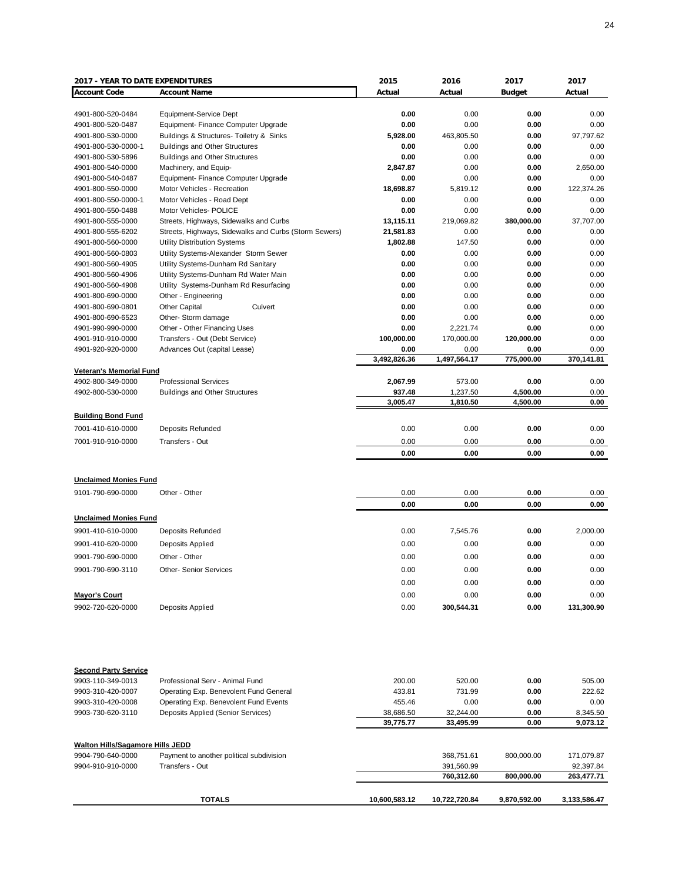| 2017 - YEAR TO DATE EXPENDITURES | | 2015 | 2016 | 2017 | 2017 |
|---|---|---|---|---|---|
| **Account Code** | **Account Name** | **Actual** | **Actual** | **Budget** | **Actual** |
| 4901-800-520-0484 | Equipment-Service Dept | **0.00** | 0.00 | **0.00** | 0.00 |
| 4901-800-520-0487 | Equipment- Finance Computer Upgrade | **0.00** | 0.00 | **0.00** | 0.00 |
| 4901-800-530-0000 | Buildings & Structures- Toiletry & Sinks | **5,928.00** | 463,805.50 | **0.00** | 97,797.62 |
| 4901-800-530-0000-1 | Buildings and Other Structures | **0.00** | 0.00 | **0.00** | 0.00 |
| 4901-800-530-5896 | Buildings and Other Structures | **0.00** | 0.00 | **0.00** | 0.00 |
| 4901-800-540-0000 | Machinery, and Equip- | **2,847.87** | 0.00 | **0.00** | 2,650.00 |
| 4901-800-540-0487 | Equipment- Finance Computer Upgrade | **0.00** | 0.00 | **0.00** | 0.00 |
| 4901-800-550-0000 | Motor Vehicles - Recreation | **18,698.87** | 5,819.12 | **0.00** | 122,374.26 |
| 4901-800-550-0000-1 | Motor Vehicles - Road Dept | **0.00** | 0.00 | **0.00** | 0.00 |
| 4901-800-550-0488 | Motor Vehicles- POLICE | **0.00** | 0.00 | **0.00** | 0.00 |
| 4901-800-555-0000 | Streets, Highways, Sidewalks and Curbs | **13,115.11** | 219,069.82 | **380,000.00** | 37,707.00 |
| 4901-800-555-6202 | Streets, Highways, Sidewalks and Curbs (Storm Sewers) | **21,581.83** | 0.00 | **0.00** | 0.00 |
| 4901-800-560-0000 | Utility Distribution Systems | **1,802.88** | 147.50 | **0.00** | 0.00 |
| 4901-800-560-0803 | Utility Systems-Alexander Storm Sewer | **0.00** | 0.00 | **0.00** | 0.00 |
| 4901-800-560-4905 | Utility Systems-Dunham Rd Sanitary | **0.00** | 0.00 | **0.00** | 0.00 |
| 4901-800-560-4906 | Utility Systems-Dunham Rd Water Main | **0.00** | 0.00 | **0.00** | 0.00 |
| 4901-800-560-4908 | Utility Systems-Dunham Rd Resurfacing | **0.00** | 0.00 | **0.00** | 0.00 |
| 4901-800-690-0000 | Other - Engineering | **0.00** | 0.00 | **0.00** | 0.00 |
| 4901-800-690-0801 | Other Capital Culvert | **0.00** | 0.00 | **0.00** | 0.00 |
| 4901-800-690-6523 | Other- Storm damage | **0.00** | 0.00 | **0.00** | 0.00 |
| 4901-990-990-0000 | Other - Other Financing Uses | **0.00** | 2,221.74 | **0.00** | 0.00 |
| 4901-910-910-0000 | Transfers - Out (Debt Service) | **100,000.00** | 170,000.00 | **120,000.00** | 0.00 |
| 4901-920-920-0000 | Advances Out (capital Lease) | **0.00** | 0.00 | **0.00** | 0.00 |
| | | **3,492,826.36** | **1,497,564.17** | **775,000.00** | **370,141.81** |
| **Veteran's Memorial Fund** | | | | | |
| 4902-800-349-0000 | Professional Services | **2,067.99** | 573.00 | **0.00** | 0.00 |
| 4902-800-530-0000 | Buildings and Other Structures | **937.48** | 1,237.50 | **4,500.00** | 0.00 |
| | | **3,005.47** | **1,810.50** | **4,500.00** | **0.00** |
| **Building Bond Fund** | | | | | |
| 7001-410-610-0000 | Deposits Refunded | 0.00 | 0.00 | **0.00** | 0.00 |
| 7001-910-910-0000 | Transfers - Out | 0.00 | 0.00 | **0.00** | 0.00 |
| | | **0.00** | **0.00** | **0.00** | **0.00** |
| **Unclaimed Monies Fund** | | | | | |
| 9101-790-690-0000 | Other - Other | 0.00 | 0.00 | **0.00** | 0.00 |
| | | **0.00** | **0.00** | **0.00** | **0.00** |
| **Unclaimed Monies Fund** | | | | | |
| 9901-410-610-0000 | Deposits Refunded | 0.00 | 7,545.76 | **0.00** | 2,000.00 |
| 9901-410-620-0000 | Deposits Applied | 0.00 | 0.00 | **0.00** | 0.00 |
| 9901-790-690-0000 | Other - Other | 0.00 | 0.00 | **0.00** | 0.00 |
| 9901-790-690-3110 | Other- Senior Services | 0.00 | 0.00 | **0.00** | 0.00 |
| | | 0.00 | 0.00 | **0.00** | 0.00 |
| **Mayor's Court** | | 0.00 | 0.00 | **0.00** | 0.00 |
| 9902-720-620-0000 | Deposits Applied | 0.00 | **300,544.31** | **0.00** | **131,300.90** |
| **Second Party Service** | | | | | |
| 9903-110-349-0013 | Professional Serv - Animal Fund | 200.00 | 520.00 | **0.00** | 505.00 |
| 9903-310-420-0007 | Operating Exp. Benevolent Fund General | 433.81 | 731.99 | **0.00** | 222.62 |
| 9903-310-420-0008 | Operating Exp. Benevolent Fund Events | 455.46 | 0.00 | **0.00** | 0.00 |
| 9903-730-620-3110 | Deposits Applied (Senior Services) | 38,686.50 | 32,244.00 | **0.00** | 8,345.50 |
| | | **39,775.77** | **33,495.99** | **0.00** | **9,073.12** |
| **Walton Hills/Sagamore Hills JEDD** | | | | | |
| 9904-790-640-0000 | Payment to another political subdivision | | 368,751.61 | 800,000.00 | 171,079.87 |
| 9904-910-910-0000 | Transfers - Out | | 391,560.99 | | 92,397.84 |
| | | | **760,312.60** | **800,000.00** | **263,477.71** |
| | **TOTALS** | **10,600,583.12** | **10,722,720.84** | **9,870,592.00** | **3,133,586.47** |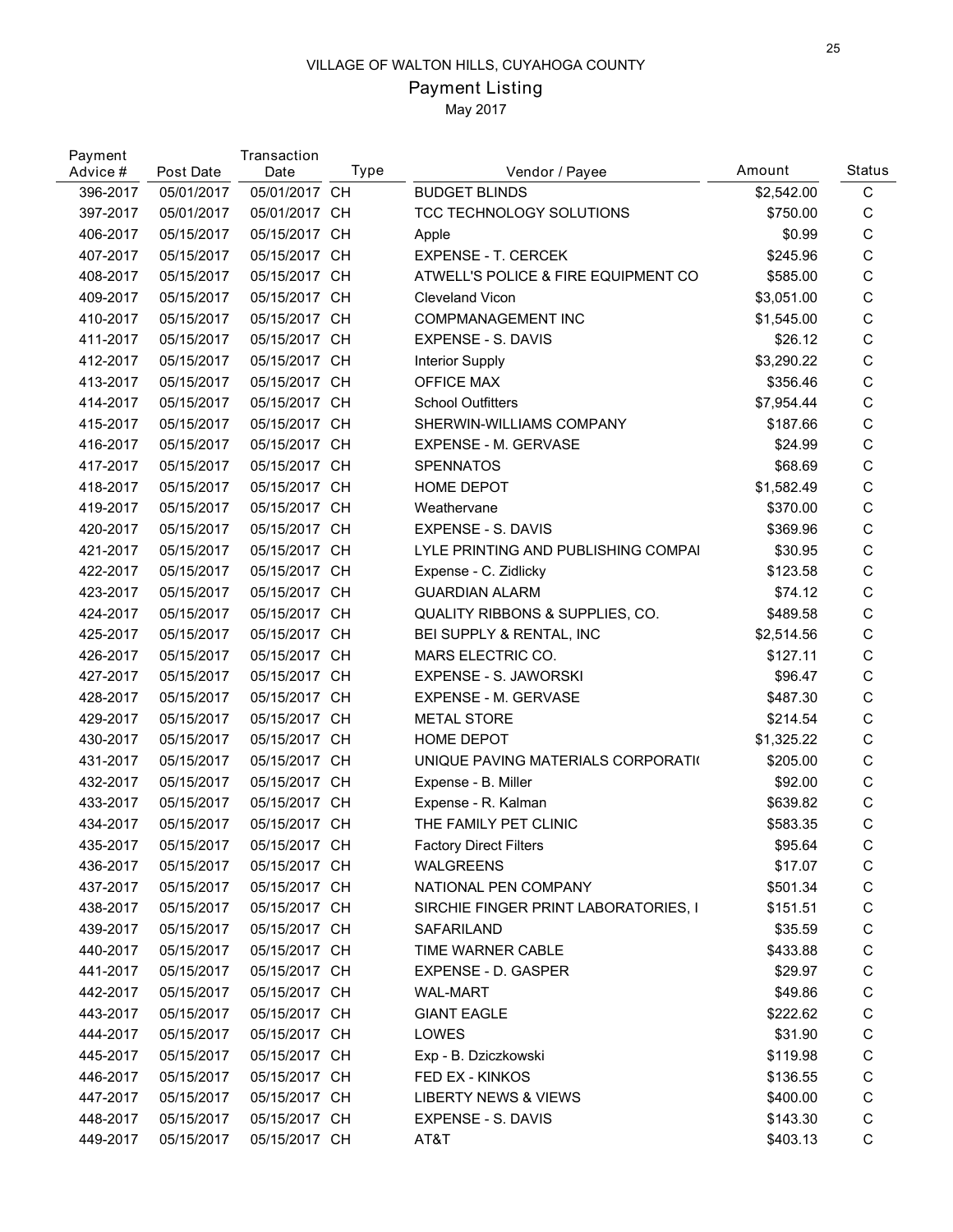VILLAGE OF WALTON HILLS, CUYAHOGA COUNTY

# Payment Listing

May 2017

| Payment Advice # | Post Date | Transaction Date | Type | Vendor / Payee | Amount | Status |
|---|---|---|---|---|---|---|
| 396-2017 | 05/01/2017 | 05/01/2017 | CH | BUDGET BLINDS | $2,542.00 | C |
| 397-2017 | 05/01/2017 | 05/01/2017 | CH | TCC TECHNOLOGY SOLUTIONS | $750.00 | C |
| 406-2017 | 05/15/2017 | 05/15/2017 | CH | Apple | $0.99 | C |
| 407-2017 | 05/15/2017 | 05/15/2017 | CH | EXPENSE - T. CERCEK | $245.96 | C |
| 408-2017 | 05/15/2017 | 05/15/2017 | CH | ATWELL'S POLICE & FIRE EQUIPMENT CO | $585.00 | C |
| 409-2017 | 05/15/2017 | 05/15/2017 | CH | Cleveland Vicon | $3,051.00 | C |
| 410-2017 | 05/15/2017 | 05/15/2017 | CH | COMPMANAGEMENT INC | $1,545.00 | C |
| 411-2017 | 05/15/2017 | 05/15/2017 | CH | EXPENSE - S. DAVIS | $26.12 | C |
| 412-2017 | 05/15/2017 | 05/15/2017 | CH | Interior Supply | $3,290.22 | C |
| 413-2017 | 05/15/2017 | 05/15/2017 | CH | OFFICE MAX | $356.46 | C |
| 414-2017 | 05/15/2017 | 05/15/2017 | CH | School Outfitters | $7,954.44 | C |
| 415-2017 | 05/15/2017 | 05/15/2017 | CH | SHERWIN-WILLIAMS COMPANY | $187.66 | C |
| 416-2017 | 05/15/2017 | 05/15/2017 | CH | EXPENSE - M. GERVASE | $24.99 | C |
| 417-2017 | 05/15/2017 | 05/15/2017 | CH | SPENNATOS | $68.69 | C |
| 418-2017 | 05/15/2017 | 05/15/2017 | CH | HOME DEPOT | $1,582.49 | C |
| 419-2017 | 05/15/2017 | 05/15/2017 | CH | Weathervane | $370.00 | C |
| 420-2017 | 05/15/2017 | 05/15/2017 | CH | EXPENSE - S. DAVIS | $369.96 | C |
| 421-2017 | 05/15/2017 | 05/15/2017 | CH | LYLE PRINTING AND PUBLISHING COMPAI | $30.95 | C |
| 422-2017 | 05/15/2017 | 05/15/2017 | CH | Expense - C. Zidlicky | $123.58 | C |
| 423-2017 | 05/15/2017 | 05/15/2017 | CH | GUARDIAN ALARM | $74.12 | C |
| 424-2017 | 05/15/2017 | 05/15/2017 | CH | QUALITY RIBBONS & SUPPLIES, CO. | $489.58 | C |
| 425-2017 | 05/15/2017 | 05/15/2017 | CH | BEI SUPPLY & RENTAL, INC | $2,514.56 | C |
| 426-2017 | 05/15/2017 | 05/15/2017 | CH | MARS ELECTRIC CO. | $127.11 | C |
| 427-2017 | 05/15/2017 | 05/15/2017 | CH | EXPENSE - S. JAWORSKI | $96.47 | C |
| 428-2017 | 05/15/2017 | 05/15/2017 | CH | EXPENSE - M. GERVASE | $487.30 | C |
| 429-2017 | 05/15/2017 | 05/15/2017 | CH | METAL STORE | $214.54 | C |
| 430-2017 | 05/15/2017 | 05/15/2017 | CH | HOME DEPOT | $1,325.22 | C |
| 431-2017 | 05/15/2017 | 05/15/2017 | CH | UNIQUE PAVING MATERIALS CORPORATI( | $205.00 | C |
| 432-2017 | 05/15/2017 | 05/15/2017 | CH | Expense - B. Miller | $92.00 | C |
| 433-2017 | 05/15/2017 | 05/15/2017 | CH | Expense - R. Kalman | $639.82 | C |
| 434-2017 | 05/15/2017 | 05/15/2017 | CH | THE FAMILY PET CLINIC | $583.35 | C |
| 435-2017 | 05/15/2017 | 05/15/2017 | CH | Factory Direct Filters | $95.64 | C |
| 436-2017 | 05/15/2017 | 05/15/2017 | CH | WALGREENS | $17.07 | C |
| 437-2017 | 05/15/2017 | 05/15/2017 | CH | NATIONAL PEN COMPANY | $501.34 | C |
| 438-2017 | 05/15/2017 | 05/15/2017 | CH | SIRCHIE FINGER PRINT LABORATORIES, I | $151.51 | C |
| 439-2017 | 05/15/2017 | 05/15/2017 | CH | SAFARILAND | $35.59 | C |
| 440-2017 | 05/15/2017 | 05/15/2017 | CH | TIME WARNER CABLE | $433.88 | C |
| 441-2017 | 05/15/2017 | 05/15/2017 | CH | EXPENSE - D. GASPER | $29.97 | C |
| 442-2017 | 05/15/2017 | 05/15/2017 | CH | WAL-MART | $49.86 | C |
| 443-2017 | 05/15/2017 | 05/15/2017 | CH | GIANT EAGLE | $222.62 | C |
| 444-2017 | 05/15/2017 | 05/15/2017 | CH | LOWES | $31.90 | C |
| 445-2017 | 05/15/2017 | 05/15/2017 | CH | Exp - B. Dziczkowski | $119.98 | C |
| 446-2017 | 05/15/2017 | 05/15/2017 | CH | FED EX - KINKOS | $136.55 | C |
| 447-2017 | 05/15/2017 | 05/15/2017 | CH | LIBERTY NEWS & VIEWS | $400.00 | C |
| 448-2017 | 05/15/2017 | 05/15/2017 | CH | EXPENSE - S. DAVIS | $143.30 | C |
| 449-2017 | 05/15/2017 | 05/15/2017 | CH | AT&T | $403.13 | C |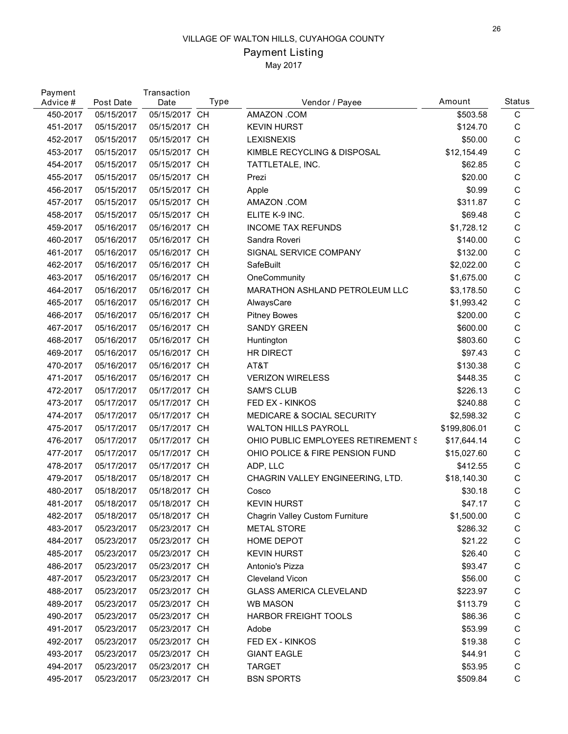VILLAGE OF WALTON HILLS, CUYAHOGA COUNTY

## Payment Listing

May 2017

| Payment Advice # | Post Date | Transaction Date | Type | Vendor / Payee | Amount | Status |
|---|---|---|---|---|---|---|
| 450-2017 | 05/15/2017 | 05/15/2017 | CH | AMAZON .COM | $503.58 | C |
| 451-2017 | 05/15/2017 | 05/15/2017 | CH | KEVIN HURST | $124.70 | C |
| 452-2017 | 05/15/2017 | 05/15/2017 | CH | LEXISNEXIS | $50.00 | C |
| 453-2017 | 05/15/2017 | 05/15/2017 | CH | KIMBLE RECYCLING & DISPOSAL | $12,154.49 | C |
| 454-2017 | 05/15/2017 | 05/15/2017 | CH | TATTLETALE, INC. | $62.85 | C |
| 455-2017 | 05/15/2017 | 05/15/2017 | CH | Prezi | $20.00 | C |
| 456-2017 | 05/15/2017 | 05/15/2017 | CH | Apple | $0.99 | C |
| 457-2017 | 05/15/2017 | 05/15/2017 | CH | AMAZON .COM | $311.87 | C |
| 458-2017 | 05/15/2017 | 05/15/2017 | CH | ELITE K-9 INC. | $69.48 | C |
| 459-2017 | 05/16/2017 | 05/16/2017 | CH | INCOME TAX REFUNDS | $1,728.12 | C |
| 460-2017 | 05/16/2017 | 05/16/2017 | CH | Sandra Roveri | $140.00 | C |
| 461-2017 | 05/16/2017 | 05/16/2017 | CH | SIGNAL SERVICE COMPANY | $132.00 | C |
| 462-2017 | 05/16/2017 | 05/16/2017 | CH | SafeBuilt | $2,022.00 | C |
| 463-2017 | 05/16/2017 | 05/16/2017 | CH | OneCommunity | $1,675.00 | C |
| 464-2017 | 05/16/2017 | 05/16/2017 | CH | MARATHON ASHLAND PETROLEUM LLC | $3,178.50 | C |
| 465-2017 | 05/16/2017 | 05/16/2017 | CH | AlwaysCare | $1,993.42 | C |
| 466-2017 | 05/16/2017 | 05/16/2017 | CH | Pitney Bowes | $200.00 | C |
| 467-2017 | 05/16/2017 | 05/16/2017 | CH | SANDY GREEN | $600.00 | C |
| 468-2017 | 05/16/2017 | 05/16/2017 | CH | Huntington | $803.60 | C |
| 469-2017 | 05/16/2017 | 05/16/2017 | CH | HR DIRECT | $97.43 | C |
| 470-2017 | 05/16/2017 | 05/16/2017 | CH | AT&T | $130.38 | C |
| 471-2017 | 05/16/2017 | 05/16/2017 | CH | VERIZON WIRELESS | $448.35 | C |
| 472-2017 | 05/17/2017 | 05/17/2017 | CH | SAM'S CLUB | $226.13 | C |
| 473-2017 | 05/17/2017 | 05/17/2017 | CH | FED EX - KINKOS | $240.88 | C |
| 474-2017 | 05/17/2017 | 05/17/2017 | CH | MEDICARE & SOCIAL SECURITY | $2,598.32 | C |
| 475-2017 | 05/17/2017 | 05/17/2017 | CH | WALTON HILLS PAYROLL | $199,806.01 | C |
| 476-2017 | 05/17/2017 | 05/17/2017 | CH | OHIO PUBLIC EMPLOYEES RETIREMENT S | $17,644.14 | C |
| 477-2017 | 05/17/2017 | 05/17/2017 | CH | OHIO POLICE & FIRE PENSION FUND | $15,027.60 | C |
| 478-2017 | 05/17/2017 | 05/17/2017 | CH | ADP, LLC | $412.55 | C |
| 479-2017 | 05/18/2017 | 05/18/2017 | CH | CHAGRIN VALLEY ENGINEERING, LTD. | $18,140.30 | C |
| 480-2017 | 05/18/2017 | 05/18/2017 | CH | Cosco | $30.18 | C |
| 481-2017 | 05/18/2017 | 05/18/2017 | CH | KEVIN HURST | $47.17 | C |
| 482-2017 | 05/18/2017 | 05/18/2017 | CH | Chagrin Valley Custom Furniture | $1,500.00 | C |
| 483-2017 | 05/23/2017 | 05/23/2017 | CH | METAL STORE | $286.32 | C |
| 484-2017 | 05/23/2017 | 05/23/2017 | CH | HOME DEPOT | $21.22 | C |
| 485-2017 | 05/23/2017 | 05/23/2017 | CH | KEVIN HURST | $26.40 | C |
| 486-2017 | 05/23/2017 | 05/23/2017 | CH | Antonio's Pizza | $93.47 | C |
| 487-2017 | 05/23/2017 | 05/23/2017 | CH | Cleveland Vicon | $56.00 | C |
| 488-2017 | 05/23/2017 | 05/23/2017 | CH | GLASS AMERICA CLEVELAND | $223.97 | C |
| 489-2017 | 05/23/2017 | 05/23/2017 | CH | WB MASON | $113.79 | C |
| 490-2017 | 05/23/2017 | 05/23/2017 | CH | HARBOR FREIGHT TOOLS | $86.36 | C |
| 491-2017 | 05/23/2017 | 05/23/2017 | CH | Adobe | $53.99 | C |
| 492-2017 | 05/23/2017 | 05/23/2017 | CH | FED EX - KINKOS | $19.38 | C |
| 493-2017 | 05/23/2017 | 05/23/2017 | CH | GIANT EAGLE | $44.91 | C |
| 494-2017 | 05/23/2017 | 05/23/2017 | CH | TARGET | $53.95 | C |
| 495-2017 | 05/23/2017 | 05/23/2017 | CH | BSN SPORTS | $509.84 | C |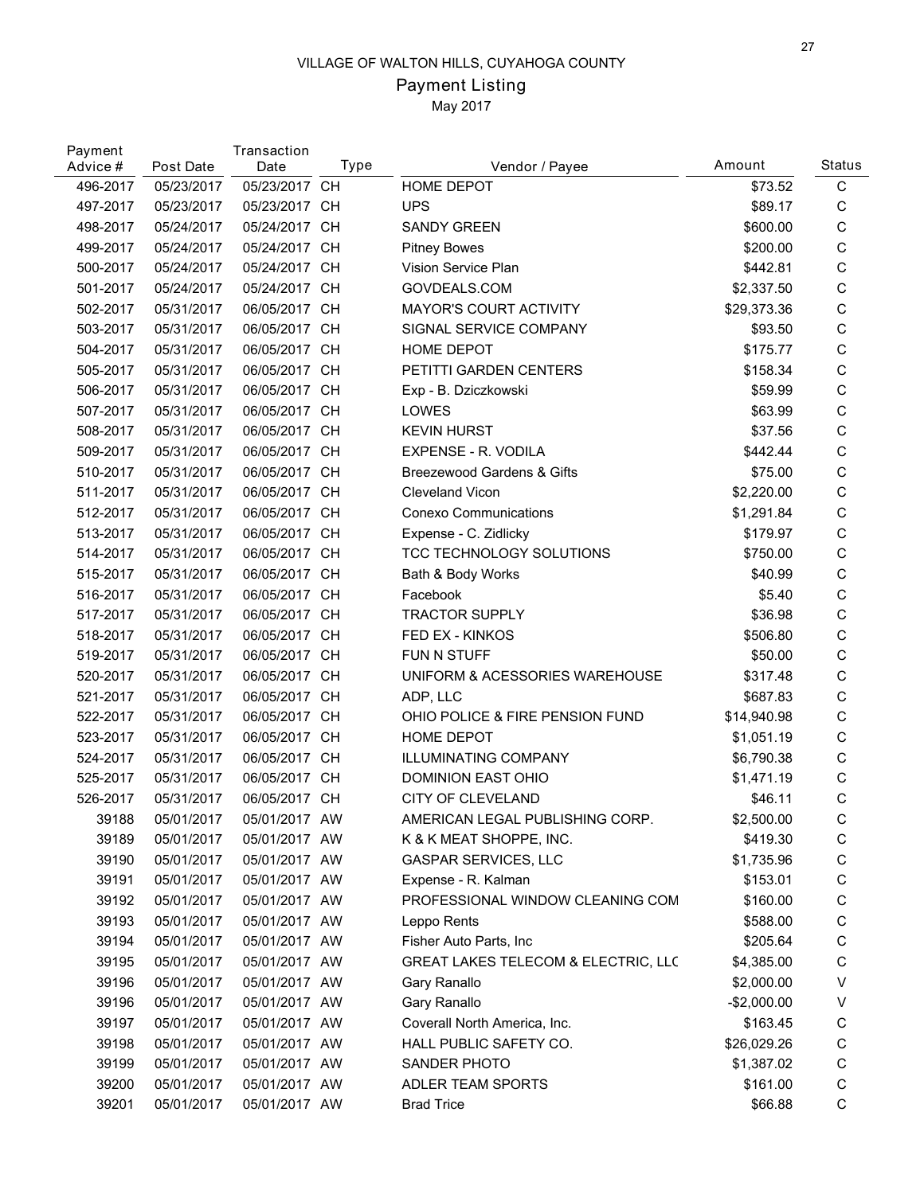VILLAGE OF WALTON HILLS, CUYAHOGA COUNTY

# Payment Listing

May 2017

| Payment Advice # | Post Date | Transaction Date | Type | Vendor / Payee | Amount | Status |
|---|---|---|---|---|---|---|
| 496-2017 | 05/23/2017 | 05/23/2017 | CH | HOME DEPOT | $73.52 | C |
| 497-2017 | 05/23/2017 | 05/23/2017 | CH | UPS | $89.17 | C |
| 498-2017 | 05/24/2017 | 05/24/2017 | CH | SANDY GREEN | $600.00 | C |
| 499-2017 | 05/24/2017 | 05/24/2017 | CH | Pitney Bowes | $200.00 | C |
| 500-2017 | 05/24/2017 | 05/24/2017 | CH | Vision Service Plan | $442.81 | C |
| 501-2017 | 05/24/2017 | 05/24/2017 | CH | GOVDEALS.COM | $2,337.50 | C |
| 502-2017 | 05/31/2017 | 06/05/2017 | CH | MAYOR'S COURT ACTIVITY | $29,373.36 | C |
| 503-2017 | 05/31/2017 | 06/05/2017 | CH | SIGNAL SERVICE COMPANY | $93.50 | C |
| 504-2017 | 05/31/2017 | 06/05/2017 | CH | HOME DEPOT | $175.77 | C |
| 505-2017 | 05/31/2017 | 06/05/2017 | CH | PETITTI GARDEN CENTERS | $158.34 | C |
| 506-2017 | 05/31/2017 | 06/05/2017 | CH | Exp - B. Dziczkowski | $59.99 | C |
| 507-2017 | 05/31/2017 | 06/05/2017 | CH | LOWES | $63.99 | C |
| 508-2017 | 05/31/2017 | 06/05/2017 | CH | KEVIN HURST | $37.56 | C |
| 509-2017 | 05/31/2017 | 06/05/2017 | CH | EXPENSE - R. VODILA | $442.44 | C |
| 510-2017 | 05/31/2017 | 06/05/2017 | CH | Breezewood Gardens & Gifts | $75.00 | C |
| 511-2017 | 05/31/2017 | 06/05/2017 | CH | Cleveland Vicon | $2,220.00 | C |
| 512-2017 | 05/31/2017 | 06/05/2017 | CH | Conexo Communications | $1,291.84 | C |
| 513-2017 | 05/31/2017 | 06/05/2017 | CH | Expense - C. Zidlicky | $179.97 | C |
| 514-2017 | 05/31/2017 | 06/05/2017 | CH | TCC TECHNOLOGY SOLUTIONS | $750.00 | C |
| 515-2017 | 05/31/2017 | 06/05/2017 | CH | Bath & Body Works | $40.99 | C |
| 516-2017 | 05/31/2017 | 06/05/2017 | CH | Facebook | $5.40 | C |
| 517-2017 | 05/31/2017 | 06/05/2017 | CH | TRACTOR SUPPLY | $36.98 | C |
| 518-2017 | 05/31/2017 | 06/05/2017 | CH | FED EX - KINKOS | $506.80 | C |
| 519-2017 | 05/31/2017 | 06/05/2017 | CH | FUN N STUFF | $50.00 | C |
| 520-2017 | 05/31/2017 | 06/05/2017 | CH | UNIFORM & ACESSORIES WAREHOUSE | $317.48 | C |
| 521-2017 | 05/31/2017 | 06/05/2017 | CH | ADP, LLC | $687.83 | C |
| 522-2017 | 05/31/2017 | 06/05/2017 | CH | OHIO POLICE & FIRE PENSION FUND | $14,940.98 | C |
| 523-2017 | 05/31/2017 | 06/05/2017 | CH | HOME DEPOT | $1,051.19 | C |
| 524-2017 | 05/31/2017 | 06/05/2017 | CH | ILLUMINATING COMPANY | $6,790.38 | C |
| 525-2017 | 05/31/2017 | 06/05/2017 | CH | DOMINION EAST OHIO | $1,471.19 | C |
| 526-2017 | 05/31/2017 | 06/05/2017 | CH | CITY OF CLEVELAND | $46.11 | C |
| 39188 | 05/01/2017 | 05/01/2017 | AW | AMERICAN LEGAL PUBLISHING CORP. | $2,500.00 | C |
| 39189 | 05/01/2017 | 05/01/2017 | AW | K & K MEAT SHOPPE, INC. | $419.30 | C |
| 39190 | 05/01/2017 | 05/01/2017 | AW | GASPAR SERVICES, LLC | $1,735.96 | C |
| 39191 | 05/01/2017 | 05/01/2017 | AW | Expense - R. Kalman | $153.01 | C |
| 39192 | 05/01/2017 | 05/01/2017 | AW | PROFESSIONAL WINDOW CLEANING COM | $160.00 | C |
| 39193 | 05/01/2017 | 05/01/2017 | AW | Leppo Rents | $588.00 | C |
| 39194 | 05/01/2017 | 05/01/2017 | AW | Fisher Auto Parts, Inc | $205.64 | C |
| 39195 | 05/01/2017 | 05/01/2017 | AW | GREAT LAKES TELECOM & ELECTRIC, LLC | $4,385.00 | C |
| 39196 | 05/01/2017 | 05/01/2017 | AW | Gary Ranallo | $2,000.00 | V |
| 39196 | 05/01/2017 | 05/01/2017 | AW | Gary Ranallo | -$2,000.00 | V |
| 39197 | 05/01/2017 | 05/01/2017 | AW | Coverall North America, Inc. | $163.45 | C |
| 39198 | 05/01/2017 | 05/01/2017 | AW | HALL PUBLIC SAFETY CO. | $26,029.26 | C |
| 39199 | 05/01/2017 | 05/01/2017 | AW | SANDER PHOTO | $1,387.02 | C |
| 39200 | 05/01/2017 | 05/01/2017 | AW | ADLER TEAM SPORTS | $161.00 | C |
| 39201 | 05/01/2017 | 05/01/2017 | AW | Brad Trice | $66.88 | C |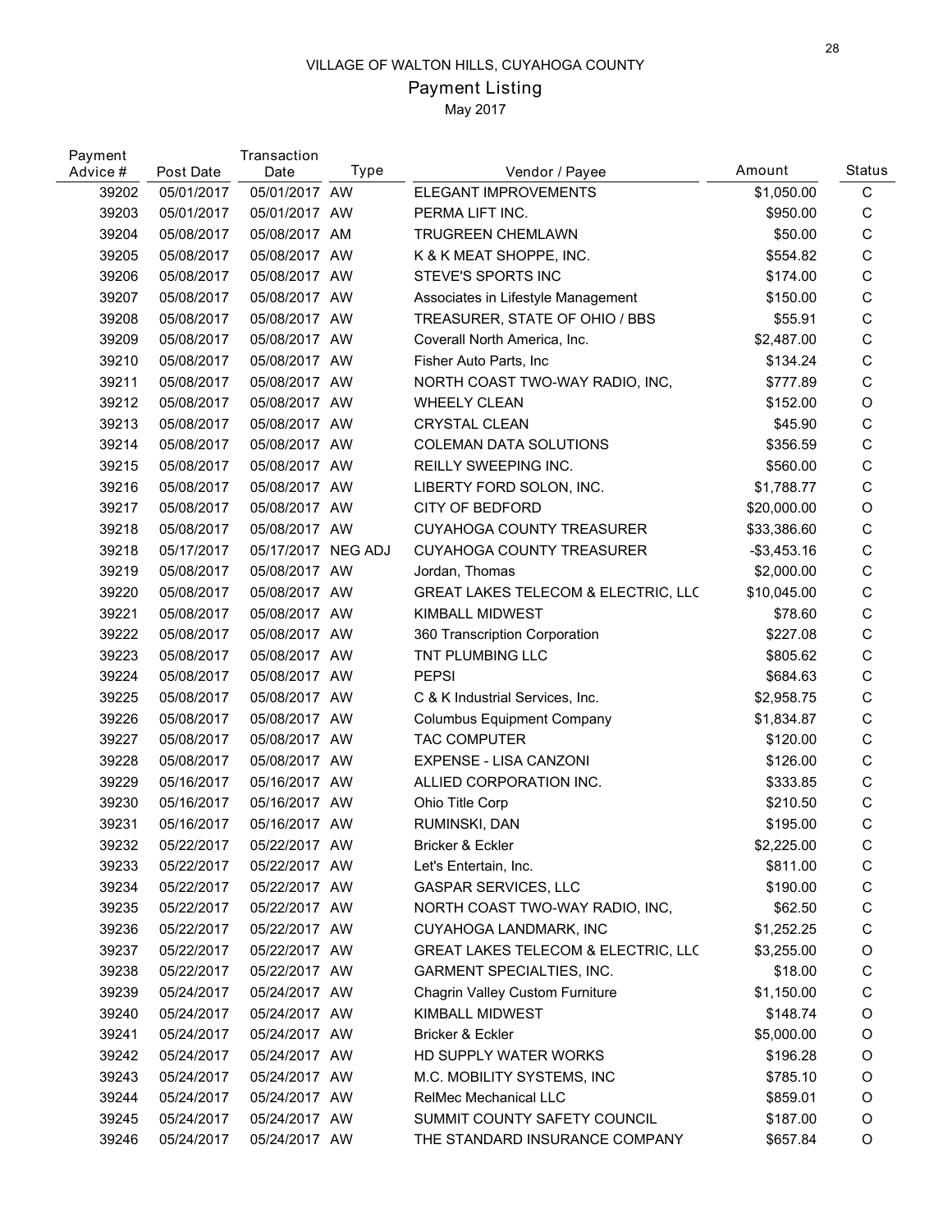VILLAGE OF WALTON HILLS, CUYAHOGA COUNTY

# Payment Listing

May 2017

| Payment Advice # | Post Date | Transaction Date | Type | Vendor / Payee | Amount | Status |
|---|---|---|---|---|---|---|
| 39202 | 05/01/2017 | 05/01/2017 | AW | ELEGANT IMPROVEMENTS | $1,050.00 | C |
| 39203 | 05/01/2017 | 05/01/2017 | AW | PERMA LIFT INC. | $950.00 | C |
| 39204 | 05/08/2017 | 05/08/2017 | AM | TRUGREEN CHEMLAWN | $50.00 | C |
| 39205 | 05/08/2017 | 05/08/2017 | AW | K & K MEAT SHOPPE, INC. | $554.82 | C |
| 39206 | 05/08/2017 | 05/08/2017 | AW | STEVE'S SPORTS INC | $174.00 | C |
| 39207 | 05/08/2017 | 05/08/2017 | AW | Associates in Lifestyle Management | $150.00 | C |
| 39208 | 05/08/2017 | 05/08/2017 | AW | TREASURER, STATE OF OHIO / BBS | $55.91 | C |
| 39209 | 05/08/2017 | 05/08/2017 | AW | Coverall North America, Inc. | $2,487.00 | C |
| 39210 | 05/08/2017 | 05/08/2017 | AW | Fisher Auto Parts, Inc | $134.24 | C |
| 39211 | 05/08/2017 | 05/08/2017 | AW | NORTH COAST TWO-WAY RADIO, INC, | $777.89 | C |
| 39212 | 05/08/2017 | 05/08/2017 | AW | WHEELY CLEAN | $152.00 | O |
| 39213 | 05/08/2017 | 05/08/2017 | AW | CRYSTAL CLEAN | $45.90 | C |
| 39214 | 05/08/2017 | 05/08/2017 | AW | COLEMAN DATA SOLUTIONS | $356.59 | C |
| 39215 | 05/08/2017 | 05/08/2017 | AW | REILLY SWEEPING INC. | $560.00 | C |
| 39216 | 05/08/2017 | 05/08/2017 | AW | LIBERTY FORD SOLON, INC. | $1,788.77 | C |
| 39217 | 05/08/2017 | 05/08/2017 | AW | CITY OF BEDFORD | $20,000.00 | O |
| 39218 | 05/08/2017 | 05/08/2017 | AW | CUYAHOGA COUNTY TREASURER | $33,386.60 | C |
| 39218 | 05/17/2017 | 05/17/2017 | NEG ADJ | CUYAHOGA COUNTY TREASURER | -$3,453.16 | C |
| 39219 | 05/08/2017 | 05/08/2017 | AW | Jordan, Thomas | $2,000.00 | C |
| 39220 | 05/08/2017 | 05/08/2017 | AW | GREAT LAKES TELECOM & ELECTRIC, LLC | $10,045.00 | C |
| 39221 | 05/08/2017 | 05/08/2017 | AW | KIMBALL MIDWEST | $78.60 | C |
| 39222 | 05/08/2017 | 05/08/2017 | AW | 360 Transcription Corporation | $227.08 | C |
| 39223 | 05/08/2017 | 05/08/2017 | AW | TNT PLUMBING LLC | $805.62 | C |
| 39224 | 05/08/2017 | 05/08/2017 | AW | PEPSI | $684.63 | C |
| 39225 | 05/08/2017 | 05/08/2017 | AW | C & K Industrial Services, Inc. | $2,958.75 | C |
| 39226 | 05/08/2017 | 05/08/2017 | AW | Columbus Equipment Company | $1,834.87 | C |
| 39227 | 05/08/2017 | 05/08/2017 | AW | TAC COMPUTER | $120.00 | C |
| 39228 | 05/08/2017 | 05/08/2017 | AW | EXPENSE - LISA CANZONI | $126.00 | C |
| 39229 | 05/16/2017 | 05/16/2017 | AW | ALLIED CORPORATION INC. | $333.85 | C |
| 39230 | 05/16/2017 | 05/16/2017 | AW | Ohio Title Corp | $210.50 | C |
| 39231 | 05/16/2017 | 05/16/2017 | AW | RUMINSKI, DAN | $195.00 | C |
| 39232 | 05/22/2017 | 05/22/2017 | AW | Bricker & Eckler | $2,225.00 | C |
| 39233 | 05/22/2017 | 05/22/2017 | AW | Let's Entertain, Inc. | $811.00 | C |
| 39234 | 05/22/2017 | 05/22/2017 | AW | GASPAR SERVICES, LLC | $190.00 | C |
| 39235 | 05/22/2017 | 05/22/2017 | AW | NORTH COAST TWO-WAY RADIO, INC, | $62.50 | C |
| 39236 | 05/22/2017 | 05/22/2017 | AW | CUYAHOGA LANDMARK, INC | $1,252.25 | C |
| 39237 | 05/22/2017 | 05/22/2017 | AW | GREAT LAKES TELECOM & ELECTRIC, LLC | $3,255.00 | O |
| 39238 | 05/22/2017 | 05/22/2017 | AW | GARMENT SPECIALTIES, INC. | $18.00 | C |
| 39239 | 05/24/2017 | 05/24/2017 | AW | Chagrin Valley Custom Furniture | $1,150.00 | C |
| 39240 | 05/24/2017 | 05/24/2017 | AW | KIMBALL MIDWEST | $148.74 | O |
| 39241 | 05/24/2017 | 05/24/2017 | AW | Bricker & Eckler | $5,000.00 | O |
| 39242 | 05/24/2017 | 05/24/2017 | AW | HD SUPPLY WATER WORKS | $196.28 | O |
| 39243 | 05/24/2017 | 05/24/2017 | AW | M.C. MOBILITY SYSTEMS, INC | $785.10 | O |
| 39244 | 05/24/2017 | 05/24/2017 | AW | RelMec Mechanical LLC | $859.01 | O |
| 39245 | 05/24/2017 | 05/24/2017 | AW | SUMMIT COUNTY SAFETY COUNCIL | $187.00 | O |
| 39246 | 05/24/2017 | 05/24/2017 | AW | THE STANDARD INSURANCE COMPANY | $657.84 | O |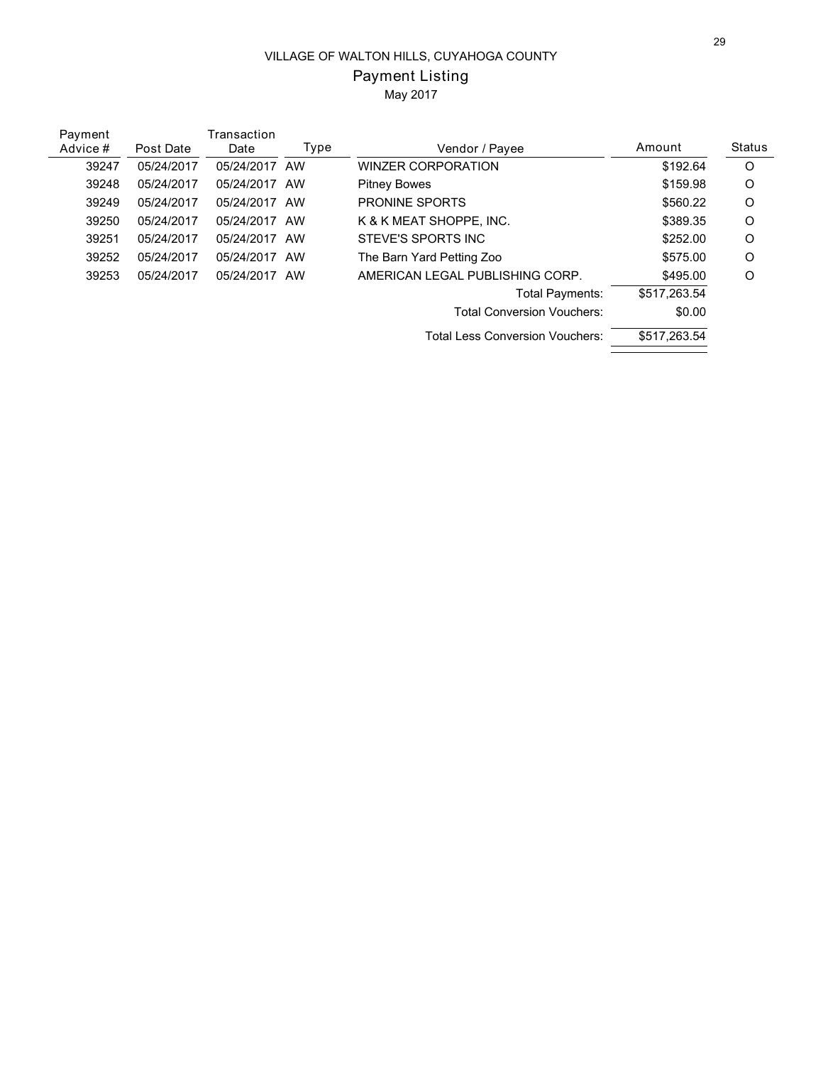VILLAGE OF WALTON HILLS, CUYAHOGA COUNTY

Payment Listing

May 2017

| Payment Advice # | Post Date | Transaction Date | Type | Vendor / Payee | Amount | Status |
|---|---|---|---|---|---|---|
| 39247 | 05/24/2017 | 05/24/2017 | AW | WINZER CORPORATION | $192.64 | O |
| 39248 | 05/24/2017 | 05/24/2017 | AW | Pitney Bowes | $159.98 | O |
| 39249 | 05/24/2017 | 05/24/2017 | AW | PRONINE SPORTS | $560.22 | O |
| 39250 | 05/24/2017 | 05/24/2017 | AW | K & K MEAT SHOPPE, INC. | $389.35 | O |
| 39251 | 05/24/2017 | 05/24/2017 | AW | STEVE'S SPORTS INC | $252.00 | O |
| 39252 | 05/24/2017 | 05/24/2017 | AW | The Barn Yard Petting Zoo | $575.00 | O |
| 39253 | 05/24/2017 | 05/24/2017 | AW | AMERICAN LEGAL PUBLISHING CORP. | $495.00 | O |
| | | | | Total Payments: | $517,263.54 | |
| | | | | Total Conversion Vouchers: | $0.00 | |
| | | | | Total Less Conversion Vouchers: | $517,263.54 | |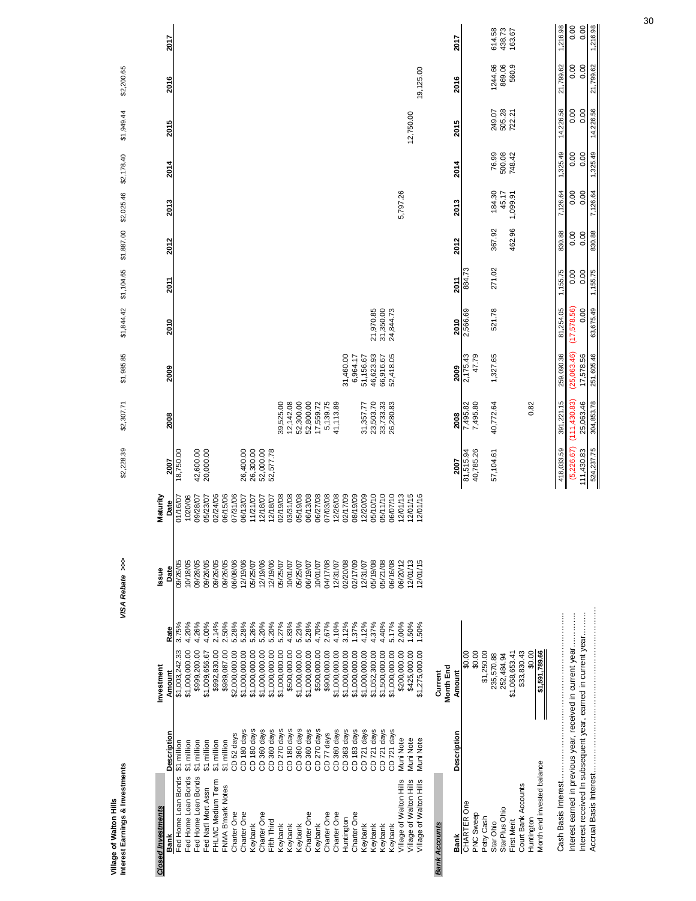**Village of Walton Hills**
**Interest Earnings & Investments**

| | | | | | *VISA Rebate >>>* | $2,228.39 | $2,307.71 | $1,985.85 | $1,844.42 | $1,104.65 | $1,887.00 | $2,025.46 | $2,178.40 | $1,949.44 | $2,200.65 | |
|---|---|---|---|---|---|---|---|---|---|---|---|---|---|---|---|---|
| ***Closed Investments*** | | | | | | | | | | | | | | | | |
| **Bank** | **Description** | **Investment Amount** | **Rate** | **Issue Date** | **Maturity Date** | **2007** | **2008** | **2009** | **2010** | **2011** | **2012** | **2013** | **2014** | **2015** | **2016** | **2017** |
| Fed Home Loan Bonds | $1 million | $1,003,242.33 | 3.75% | 09/26/05 | 01/16/07 | 18,750.00 | | | | | | | | | | |
| Fed Home Loan Bonds | $1 million | $1,000,000.00 | 4.20% | 10/18/05 | 1020/06 | | | | | | | | | | | |
| Fed Home Loan Bonds | $1 million | $999,200.00 | 4.26% | 09/28/05 | 09/28/07 | 42,600.00 | | | | | | | | | | |
| Fed Natl Mort Assn | $1 million | $1,009,656.67 | 4.00% | 09/26/05 | 05/23/07 | 20,000.00 | | | | | | | | | | |
| FHLMC Medium Term | $1 million | $992,830.00 | 2.14% | 09/26/05 | 02/24/06 | | | | | | | | | | | |
| FNMA B'mark Notes | $1 million | $989,087.00 | 2.50% | 09/26/05 | 06/15/06 | | | | | | | | | | | |
| Charter One | CD 52 days | $2,000,000.00 | 5.28% | 06/08/06 | 07/31/06 | | | | | | | | | | | |
| Charter One | CD 180 days | $1,000,000.00 | 5.28% | 12/19/06 | 06/13/07 | 26,400.00 | | | | | | | | | | |
| Keybank | CD 180 days | $1,000,000.00 | 5.26% | 05/25/07 | 11/21/07 | 26,300.00 | | | | | | | | | | |
| Charter One | CD 360 days | $1,000,000.00 | 5.20% | 12/19/06 | 12/18/07 | 52,000.00 | | | | | | | | | | |
| Fifth Third | CD 360 days | $1,000,000.00 | 5.20% | 12/19/06 | 12/18/07 | 52,577.78 | | | | | | | | | | |
| Keybank | CD 270 days | $1,000,000.00 | 5.27% | 05/25/07 | 02/19/08 | | 39,525.00 | | | | | | | | | |
| Keybank | CD 180 days | $500,000.00 | 4.83% | 10/01/07 | 03/31/08 | | 12,142.08 | | | | | | | | | |
| Keybank | CD 360 days | $1,000,000.00 | 5.23% | 05/25/07 | 05/19/08 | | 52,300.00 | | | | | | | | | |
| Charter One | CD 360 days | $1,000,000.00 | 5.28% | 06/19/07 | 06/13/08 | | 52,800.00 | | | | | | | | | |
| Keybank | CD 270 days | $500,000.00 | 4.70% | 10/01/07 | 06/27/08 | | 17,559.72 | | | | | | | | | |
| Charter One | CD 77 days | $900,000.00 | 2.67% | 04/17/08 | 07/03/08 | | 5,139.75 | | | | | | | | | |
| Charter One | CD 360 days | $1,000,000.00 | 4.10% | 12/31/07 | 12/26/08 | | 41,113.89 | | | | | | | | | |
| Huntington | CD 363 days | $1,000,000.00 | 3.12% | 02/20/08 | 02/17/09 | | | 31,460.00 | | | | | | | | |
| Charter One | CD 183 days | $1,000,000.00 | 1.37% | 02/17/09 | 08/19/09 | | | 6,964.17 | | | | | | | | |
| Keybank | CD 721 days | $1,000,000.00 | 4.12% | 12/31/07 | 12/20/09 | | 31,357.77 | 51,156.67 | | | | | | | | |
| Keybank | CD 721 days | $1,052,300.00 | 4.37% | 05/19/08 | 05/10/10 | | 23,503.70 | 46,623.93 | 21,970.85 | | | | | | | |
| Keybank | CD 721 days | $1,500,000.00 | 4.40% | 05/21/08 | 05/11/10 | | 33,733.33 | 66,916.67 | 31,350.00 | | | | | | | |
| Keybank | CD 721 days | $1,000,000.00 | 5.17% | 06/16/08 | 06/07/10 | | 26,280.83 | 52,418.05 | 24,844.73 | | | | | | | |
| Village of Walton Hills | Muni Note | $200,000.00 | 2.00% | 06/20/12 | 12/01/13 | | | | | | | 5,797.26 | | | | |
| Village of Walton Hills | Muni Note | $425,000.00 | 1.50% | 12/01/13 | 12/01/15 | | | | | | | | | 12,750.00 | | |
| Village of Walton Hills | Muni Note | $1,275,000.00 | 1.50% | 12/01/15 | 12/01/16 | | | | | | | | | | 19,125.00 | |

***Bank Accounts***

| **Bank** | **Description** | **Current Month End Amount** | **2007** | **2008** | **2009** | **2010** | **2011** | **2012** | **2013** | **2014** | **2015** | **2016** | **2017** |
|---|---|---|---|---|---|---|---|---|---|---|---|---|---|
| CHARTER One | | $0.00 | 81,515.94 | 7,495.82 | 2,175.43 | 2,566.69 | 884.73 | | | | | | |
| PNC Sweep | | $0.00 | 40,785.26 | 7,495.80 | 47.79 | | | | | | | | |
| Petty Cash | | $1,250.00 | | | | | | | | | | | |
| Star Ohio | | 235,570.88 | 57,104.61 | 40,772.64 | 1,327.65 | 521.78 | 271.02 | 367.92 | 184.30 | 76.99 | 249.07 | 1244.66 | 614.58 |
| StarPlus Ohio | | 252,484.94 | | | | | | | 45.17 | 500.08 | 505.28 | 869.06 | 438.73 |
| First Merit | | $1,068,653.41 | | | | | | 462.96 | 1,099.91 | 748.42 | 722.21 | 560.9 | 163.67 |
| Court Bank Accounts | | $33,830.43 | | | | | | | | | | | |
| Huntington | | $0.00 | | 0.82 | | | | | | | | | |
| Month end invested balance | | $1,591,789.66 | | | | | | | | | | | |

| | **2007** | **2008** | **2009** | **2010** | **2011** | **2012** | **2013** | **2014** | **2015** | **2016** | **2017** |
|---|---|---|---|---|---|---|---|---|---|---|---|
| Cash Basis Interest | 418,033.59 | 391,221.15 | 259,090.36 | 81,254.05 | 1,155.75 | 830.88 | 7,126.64 | 1,325.49 | 14,226.56 | 21,799.62 | 1,216.98 |
| Interest earned in previous year, received in current year | (5,226.67) | (111,430.83) | (25,063.46) | (17,578.56) | 0.00 | 0.00 | 0.00 | 0.00 | 0.00 | 0.00 | 0.00 |
| Interest received in subsequent year, earned in current year | 111,430.83 | 25,063.46 | 17,578.56 | 0.00 | 0.00 | 0.00 | 0.00 | 0.00 | 0.00 | 0.00 | 0.00 |
| Accrual Basis Interest | 524,237.75 | 304,853.78 | 251,605.46 | 63,675.49 | 1,155.75 | 830.88 | 7,126.64 | 1,325.49 | 14,226.56 | 21,799.62 | 1,216.98 |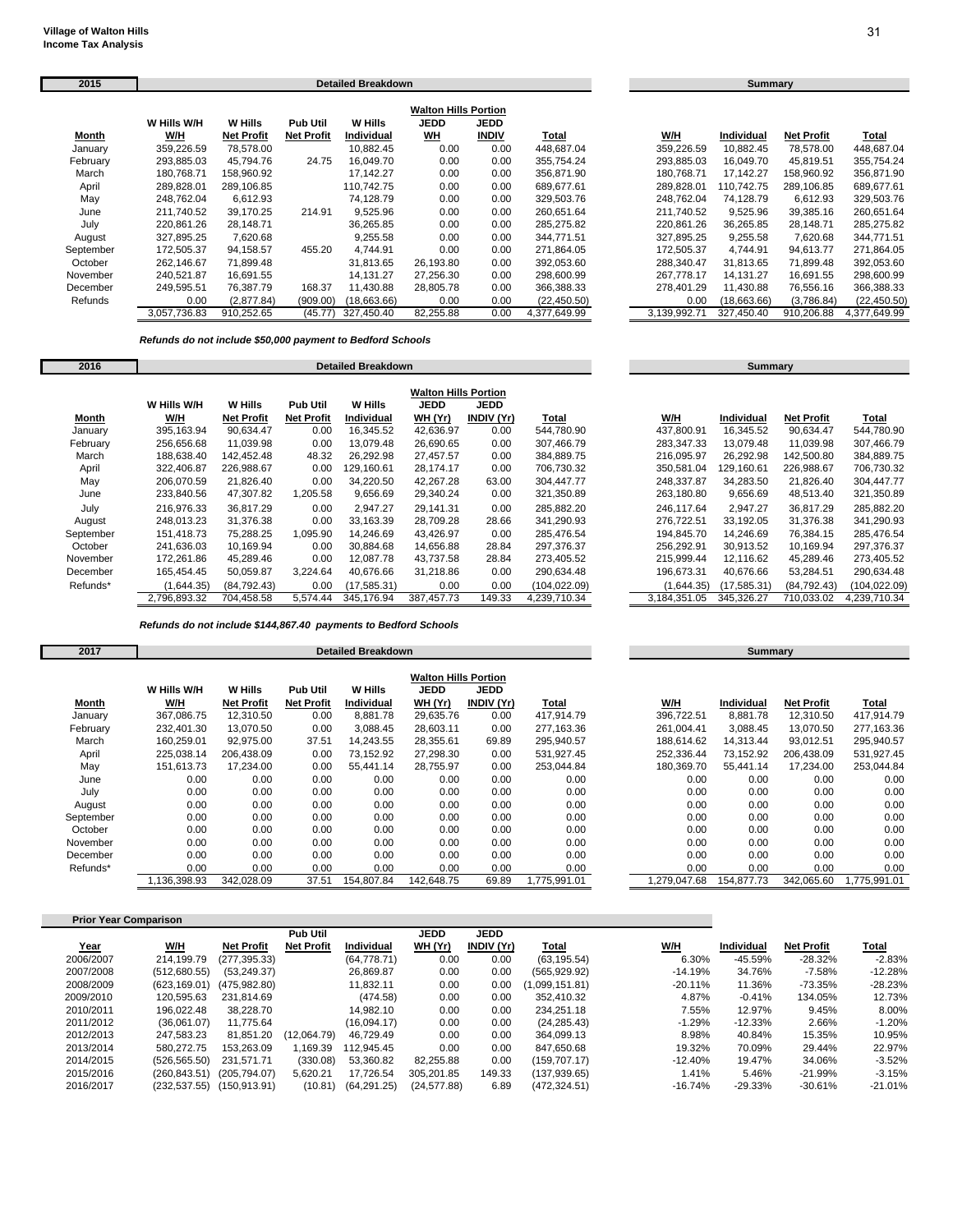**Village of Walton Hills**
**Income Tax Analysis**

## 2015

| Month | W Hills W/H W/H | W Hills Net Profit | Pub Util Net Profit | W Hills Individual | Walton Hills Portion JEDD WH | JEDD INDIV | Total | | W/H | Individual | Net Profit | Total |
|---|---|---|---|---|---|---|---|---|---|---|---|---|
| | | | | **Detailed Breakdown** | | | | | | **Summary** | | |
| January | 359,226.59 | 78,578.00 | | 10,882.45 | 0.00 | 0.00 | 448,687.04 | | 359,226.59 | 10,882.45 | 78,578.00 | 448,687.04 |
| February | 293,885.03 | 45,794.76 | 24.75 | 16,049.70 | 0.00 | 0.00 | 355,754.24 | | 293,885.03 | 16,049.70 | 45,819.51 | 355,754.24 |
| March | 180,768.71 | 158,960.92 | | 17,142.27 | 0.00 | 0.00 | 356,871.90 | | 180,768.71 | 17,142.27 | 158,960.92 | 356,871.90 |
| April | 289,828.01 | 289,106.85 | | 110,742.75 | 0.00 | 0.00 | 689,677.61 | | 289,828.01 | 110,742.75 | 289,106.85 | 689,677.61 |
| May | 248,762.04 | 6,612.93 | | 74,128.79 | 0.00 | 0.00 | 329,503.76 | | 248,762.04 | 74,128.79 | 6,612.93 | 329,503.76 |
| June | 211,740.52 | 39,170.25 | 214.91 | 9,525.96 | 0.00 | 0.00 | 260,651.64 | | 211,740.52 | 9,525.96 | 39,385.16 | 260,651.64 |
| July | 220,861.26 | 28,148.71 | | 36,265.85 | 0.00 | 0.00 | 285,275.82 | | 220,861.26 | 36,265.85 | 28,148.71 | 285,275.82 |
| August | 327,895.25 | 7,620.68 | | 9,255.58 | 0.00 | 0.00 | 344,771.51 | | 327,895.25 | 9,255.58 | 7,620.68 | 344,771.51 |
| September | 172,505.37 | 94,158.57 | 455.20 | 4,744.91 | 0.00 | 0.00 | 271,864.05 | | 172,505.37 | 4,744.91 | 94,613.77 | 271,864.05 |
| October | 262,146.67 | 71,899.48 | | 31,813.65 | 26,193.80 | 0.00 | 392,053.60 | | 288,340.47 | 31,813.65 | 71,899.48 | 392,053.60 |
| November | 240,521.87 | 16,691.55 | | 14,131.27 | 27,256.30 | 0.00 | 298,600.99 | | 267,778.17 | 14,131.27 | 16,691.55 | 298,600.99 |
| December | 249,595.51 | 76,387.79 | 168.37 | 11,430.88 | 28,805.78 | 0.00 | 366,388.33 | | 278,401.29 | 11,430.88 | 76,556.16 | 366,388.33 |
| Refunds | 0.00 | (2,877.84) | (909.00) | (18,663.66) | 0.00 | 0.00 | (22,450.50) | | 0.00 | (18,663.66) | (3,786.84) | (22,450.50) |
| | 3,057,736.83 | 910,252.65 | (45.77) | 327,450.40 | 82,255.88 | 0.00 | 4,377,649.99 | | 3,139,992.71 | 327,450.40 | 910,206.88 | 4,377,649.99 |

*Refunds do not include $50,000 payment to Bedford Schools*

## 2016

| Month | W Hills W/H W/H | W Hills Net Profit | Pub Util Net Profit | W Hills Individual | Walton Hills Portion JEDD WH (Yr) | JEDD INDIV (Yr) | Total | | W/H | Individual | Net Profit | Total |
|---|---|---|---|---|---|---|---|---|---|---|---|---|
| | | | | **Detailed Breakdown** | | | | | | **Summary** | | |
| January | 395,163.94 | 90,634.47 | 0.00 | 16,345.52 | 42,636.97 | 0.00 | 544,780.90 | | 437,800.91 | 16,345.52 | 90,634.47 | 544,780.90 |
| February | 256,656.68 | 11,039.98 | 0.00 | 13,079.48 | 26,690.65 | 0.00 | 307,466.79 | | 283,347.33 | 13,079.48 | 11,039.98 | 307,466.79 |
| March | 188,638.40 | 142,452.48 | 48.32 | 26,292.98 | 27,457.57 | 0.00 | 384,889.75 | | 216,095.97 | 26,292.98 | 142,500.80 | 384,889.75 |
| April | 322,406.87 | 226,988.67 | 0.00 | 129,160.61 | 28,174.17 | 0.00 | 706,730.32 | | 350,581.04 | 129,160.61 | 226,988.67 | 706,730.32 |
| May | 206,070.59 | 21,826.40 | 0.00 | 34,220.50 | 42,267.28 | 63.00 | 304,447.77 | | 248,337.87 | 34,283.50 | 21,826.40 | 304,447.77 |
| June | 233,840.56 | 47,307.82 | 1,205.58 | 9,656.69 | 29,340.24 | 0.00 | 321,350.89 | | 263,180.80 | 9,656.69 | 48,513.40 | 321,350.89 |
| July | 216,976.33 | 36,817.29 | 0.00 | 2,947.27 | 29,141.31 | 0.00 | 285,882.20 | | 246,117.64 | 2,947.27 | 36,817.29 | 285,882.20 |
| August | 248,013.23 | 31,376.38 | 0.00 | 33,163.39 | 28,709.28 | 28.66 | 341,290.93 | | 276,722.51 | 33,192.05 | 31,376.38 | 341,290.93 |
| September | 151,418.73 | 75,288.25 | 1,095.90 | 14,246.69 | 43,426.97 | 0.00 | 285,476.54 | | 194,845.70 | 14,246.69 | 76,384.15 | 285,476.54 |
| October | 241,636.03 | 10,169.94 | 0.00 | 30,884.68 | 14,656.88 | 28.84 | 297,376.37 | | 256,292.91 | 30,913.52 | 10,169.94 | 297,376.37 |
| November | 172,261.86 | 45,289.46 | 0.00 | 12,087.78 | 43,737.58 | 28.84 | 273,405.52 | | 215,999.44 | 12,116.62 | 45,289.46 | 273,405.52 |
| December | 165,454.45 | 50,059.87 | 3,224.64 | 40,676.66 | 31,218.86 | 0.00 | 290,634.48 | | 196,673.31 | 40,676.66 | 53,284.51 | 290,634.48 |
| Refunds* | (1,644.35) | (84,792.43) | 0.00 | (17,585.31) | 0.00 | 0.00 | (104,022.09) | | (1,644.35) | (17,585.31) | (84,792.43) | (104,022.09) |
| | 2,796,893.32 | 704,458.58 | 5,574.44 | 345,176.94 | 387,457.73 | 149.33 | 4,239,710.34 | | 3,184,351.05 | 345,326.27 | 710,033.02 | 4,239,710.34 |

*Refunds do not include $144,867.40 payments to Bedford Schools*

## 2017

| Month | W Hills W/H W/H | W Hills Net Profit | Pub Util Net Profit | W Hills Individual | Walton Hills Portion JEDD WH (Yr) | JEDD INDIV (Yr) | Total | | W/H | Individual | Net Profit | Total |
|---|---|---|---|---|---|---|---|---|---|---|---|---|
| | | | | **Detailed Breakdown** | | | | | | **Summary** | | |
| January | 367,086.75 | 12,310.50 | 0.00 | 8,881.78 | 29,635.76 | 0.00 | 417,914.79 | | 396,722.51 | 8,881.78 | 12,310.50 | 417,914.79 |
| February | 232,401.30 | 13,070.50 | 0.00 | 3,088.45 | 28,603.11 | 0.00 | 277,163.36 | | 261,004.41 | 3,088.45 | 13,070.50 | 277,163.36 |
| March | 160,259.01 | 92,975.00 | 37.51 | 14,243.55 | 28,355.61 | 69.89 | 295,940.57 | | 188,614.62 | 14,313.44 | 93,012.51 | 295,940.57 |
| April | 225,038.14 | 206,438.09 | 0.00 | 73,152.92 | 27,298.30 | 0.00 | 531,927.45 | | 252,336.44 | 73,152.92 | 206,438.09 | 531,927.45 |
| May | 151,613.73 | 17,234.00 | 0.00 | 55,441.14 | 28,755.97 | 0.00 | 253,044.84 | | 180,369.70 | 55,441.14 | 17,234.00 | 253,044.84 |
| June | 0.00 | 0.00 | 0.00 | 0.00 | 0.00 | 0.00 | 0.00 | | 0.00 | 0.00 | 0.00 | 0.00 |
| July | 0.00 | 0.00 | 0.00 | 0.00 | 0.00 | 0.00 | 0.00 | | 0.00 | 0.00 | 0.00 | 0.00 |
| August | 0.00 | 0.00 | 0.00 | 0.00 | 0.00 | 0.00 | 0.00 | | 0.00 | 0.00 | 0.00 | 0.00 |
| September | 0.00 | 0.00 | 0.00 | 0.00 | 0.00 | 0.00 | 0.00 | | 0.00 | 0.00 | 0.00 | 0.00 |
| October | 0.00 | 0.00 | 0.00 | 0.00 | 0.00 | 0.00 | 0.00 | | 0.00 | 0.00 | 0.00 | 0.00 |
| November | 0.00 | 0.00 | 0.00 | 0.00 | 0.00 | 0.00 | 0.00 | | 0.00 | 0.00 | 0.00 | 0.00 |
| December | 0.00 | 0.00 | 0.00 | 0.00 | 0.00 | 0.00 | 0.00 | | 0.00 | 0.00 | 0.00 | 0.00 |
| Refunds* | 0.00 | 0.00 | 0.00 | 0.00 | 0.00 | 0.00 | 0.00 | | 0.00 | 0.00 | 0.00 | 0.00 |
| | 1,136,398.93 | 342,028.09 | 37.51 | 154,807.84 | 142,648.75 | 69.89 | 1,775,991.01 | | 1,279,047.68 | 154,877.73 | 342,065.60 | 1,775,991.01 |

## Prior Year Comparison

| Year | W/H | Net Profit | Pub Util Net Profit | Individual | JEDD WH (Yr) | JEDD INDIV (Yr) | Total | | W/H | Individual | Net Profit | Total |
|---|---|---|---|---|---|---|---|---|---|---|---|---|
| 2006/2007 | 214,199.79 | (277,395.33) | | (64,778.71) | 0.00 | 0.00 | (63,195.54) | | 6.30% | -45.59% | -28.32% | -2.83% |
| 2007/2008 | (512,680.55) | (53,249.37) | | 26,869.87 | 0.00 | 0.00 | (565,929.92) | | -14.19% | 34.76% | -7.58% | -12.28% |
| 2008/2009 | (623,169.01) | (475,982.80) | | 11,832.11 | 0.00 | 0.00 | (1,099,151.81) | | -20.11% | 11.36% | -73.35% | -28.23% |
| 2009/2010 | 120,595.63 | 231,814.69 | | (474.58) | 0.00 | 0.00 | 352,410.32 | | 4.87% | -0.41% | 134.05% | 12.73% |
| 2010/2011 | 196,022.48 | 38,228.70 | | 14,982.10 | 0.00 | 0.00 | 234,251.18 | | 7.55% | 12.97% | 9.45% | 8.00% |
| 2011/2012 | (36,061.07) | 11,775.64 | | (16,094.17) | 0.00 | 0.00 | (24,285.43) | | -1.29% | -12.33% | 2.66% | -1.20% |
| 2012/2013 | 247,583.23 | 81,851.20 | (12,064.79) | 46,729.49 | 0.00 | 0.00 | 364,099.13 | | 8.98% | 40.84% | 15.35% | 10.95% |
| 2013/2014 | 580,272.75 | 153,263.09 | 1,169.39 | 112,945.45 | 0.00 | 0.00 | 847,650.68 | | 19.32% | 70.09% | 29.44% | 22.97% |
| 2014/2015 | (526,565.50) | 231,571.71 | (330.08) | 53,360.82 | 82,255.88 | 0.00 | (159,707.17) | | -12.40% | 19.47% | 34.06% | -3.52% |
| 2015/2016 | (260,843.51) | (205,794.07) | 5,620.21 | 17,726.54 | 305,201.85 | 149.33 | (137,939.65) | | 1.41% | 5.46% | -21.99% | -3.15% |
| 2016/2017 | (232,537.55) | (150,913.91) | (10.81) | (64,291.25) | (24,577.88) | 6.89 | (472,324.51) | | -16.74% | -29.33% | -30.61% | -21.01% |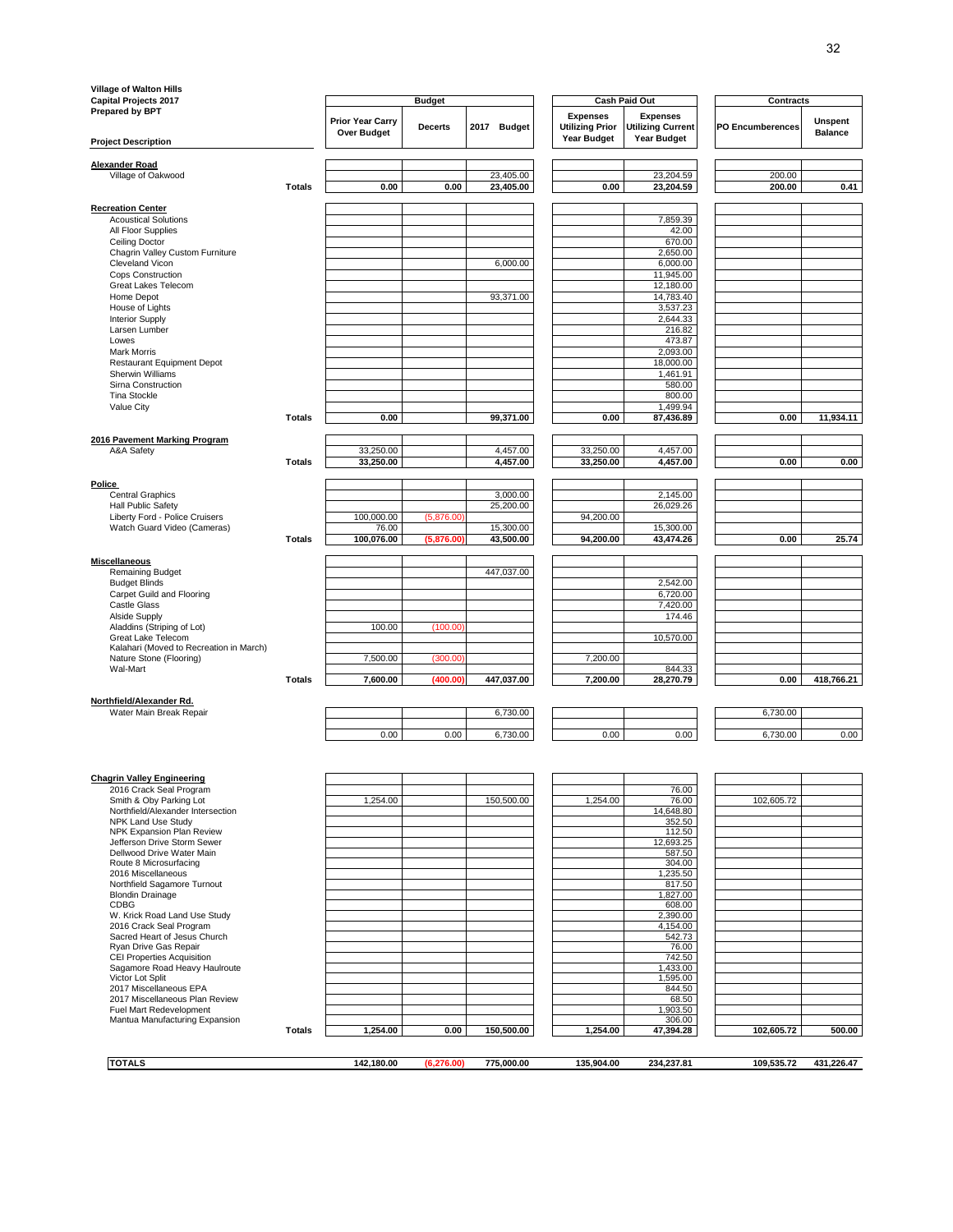**Village of Walton Hills**
**Capital Projects 2017**
**Prepared by BPT**

| Project Description | | Budget: Prior Year Carry Over Budget | Budget: Decerts | Budget: 2017 Budget | Cash Paid Out: Expenses Utilizing Prior Year Budget | Cash Paid Out: Expenses Utilizing Current Year Budget | Contracts: PO Encumberences | Contracts: Unspent Balance |
|---|---|---|---|---|---|---|---|---|
| **Alexander Road** | | | | | | | | |
| Village of Oakwood | | | | 23,405.00 | | 23,204.59 | 200.00 | |
| | **Totals** | **0.00** | **0.00** | **23,405.00** | **0.00** | **23,204.59** | **200.00** | **0.41** |
| **Recreation Center** | | | | | | | | |
| Acoustical Solutions | | | | | | 7,859.39 | | |
| All Floor Supplies | | | | | | 42.00 | | |
| Ceiling Doctor | | | | | | 670.00 | | |
| Chagrin Valley Custom Furniture | | | | | | 2,650.00 | | |
| Cleveland Vicon | | | | 6,000.00 | | 6,000.00 | | |
| Cops Construction | | | | | | 11,945.00 | | |
| Great Lakes Telecom | | | | | | 12,180.00 | | |
| Home Depot | | | | 93,371.00 | | 14,783.40 | | |
| House of Lights | | | | | | 3,537.23 | | |
| Interior Supply | | | | | | 2,644.33 | | |
| Larsen Lumber | | | | | | 216.82 | | |
| Lowes | | | | | | 473.87 | | |
| Mark Morris | | | | | | 2,093.00 | | |
| Restaurant Equipment Depot | | | | | | 18,000.00 | | |
| Sherwin Williams | | | | | | 1,461.91 | | |
| Sirna Construction | | | | | | 580.00 | | |
| Tina Stockle | | | | | | 800.00 | | |
| Value City | | | | | | 1,499.94 | | |
| | **Totals** | **0.00** | | **99,371.00** | **0.00** | **87,436.89** | **0.00** | **11,934.11** |
| **2016 Pavement Marking Program** | | | | | | | | |
| A&A Safety | | 33,250.00 | | 4,457.00 | 33,250.00 | 4,457.00 | | |
| | **Totals** | **33,250.00** | | **4,457.00** | **33,250.00** | **4,457.00** | **0.00** | **0.00** |
| **Police** | | | | | | | | |
| Central Graphics | | | | 3,000.00 | | 2,145.00 | | |
| Hall Public Safety | | | | 25,200.00 | | 26,029.26 | | |
| Liberty Ford - Police Cruisers | | 100,000.00 | (5,876.00) | | 94,200.00 | | | |
| Watch Guard Video (Cameras) | | 76.00 | | 15,300.00 | | 15,300.00 | | |
| | **Totals** | **100,076.00** | **(5,876.00)** | **43,500.00** | **94,200.00** | **43,474.26** | **0.00** | **25.74** |
| **Miscellaneous** | | | | | | | | |
| Remaining Budget | | | | 447,037.00 | | | | |
| Budget Blinds | | | | | | 2,542.00 | | |
| Carpet Guild and Flooring | | | | | | 6,720.00 | | |
| Castle Glass | | | | | | 7,420.00 | | |
| Alside Supply | | | | | | 174.46 | | |
| Aladdins (Striping of Lot) | | 100.00 | (100.00) | | | | | |
| Great Lake Telecom | | | | | | 10,570.00 | | |
| Kalahari (Moved to Recreation in March) | | | | | | | | |
| Nature Stone (Flooring) | | 7,500.00 | (300.00) | | 7,200.00 | | | |
| Wal-Mart | | | | | | 844.33 | | |
| | **Totals** | **7,600.00** | **(400.00)** | **447,037.00** | **7,200.00** | **28,270.79** | **0.00** | **418,766.21** |
| **Northfield/Alexander Rd.** | | | | | | | | |
| Water Main Break Repair | | | | 6,730.00 | | | 6,730.00 | |
| | | 0.00 | 0.00 | 6,730.00 | 0.00 | 0.00 | 6,730.00 | 0.00 |
| **Chagrin Valley Engineering** | | | | | | | | |
| 2016 Crack Seal Program | | | | | | 76.00 | | |
| Smith & Oby Parking Lot | | 1,254.00 | | 150,500.00 | 1,254.00 | 76.00 | 102,605.72 | |
| Northfield/Alexander Intersection | | | | | | 14,648.80 | | |
| NPK Land Use Study | | | | | | 352.50 | | |
| NPK Expansion Plan Review | | | | | | 112.50 | | |
| Jefferson Drive Storm Sewer | | | | | | 12,693.25 | | |
| Dellwood Drive Water Main | | | | | | 587.50 | | |
| Route 8 Microsurfacing | | | | | | 304.00 | | |
| 2016 Miscellaneous | | | | | | 1,235.50 | | |
| Northfield Sagamore Turnout | | | | | | 817.50 | | |
| Blondin Drainage | | | | | | 1,827.00 | | |
| CDBG | | | | | | 608.00 | | |
| W. Krick Road Land Use Study | | | | | | 2,390.00 | | |
| 2016 Crack Seal Program | | | | | | 4,154.00 | | |
| Sacred Heart of Jesus Church | | | | | | 542.73 | | |
| Ryan Drive Gas Repair | | | | | | 76.00 | | |
| CEI Properties Acquisition | | | | | | 742.50 | | |
| Sagamore Road Heavy Haulroute | | | | | | 1,433.00 | | |
| Victor Lot Split | | | | | | 1,595.00 | | |
| 2017 Miscellaneous EPA | | | | | | 844.50 | | |
| 2017 Miscellaneous Plan Review | | | | | | 68.50 | | |
| Fuel Mart Redevelopment | | | | | | 1,903.50 | | |
| Mantua Manufacturing Expansion | | | | | | 306.00 | | |
| | **Totals** | **1,254.00** | **0.00** | **150,500.00** | **1,254.00** | **47,394.28** | **102,605.72** | **500.00** |
| **TOTALS** | | **142,180.00** | **(6,276.00)** | **775,000.00** | **135,904.00** | **234,237.81** | **109,535.72** | **431,226.47** |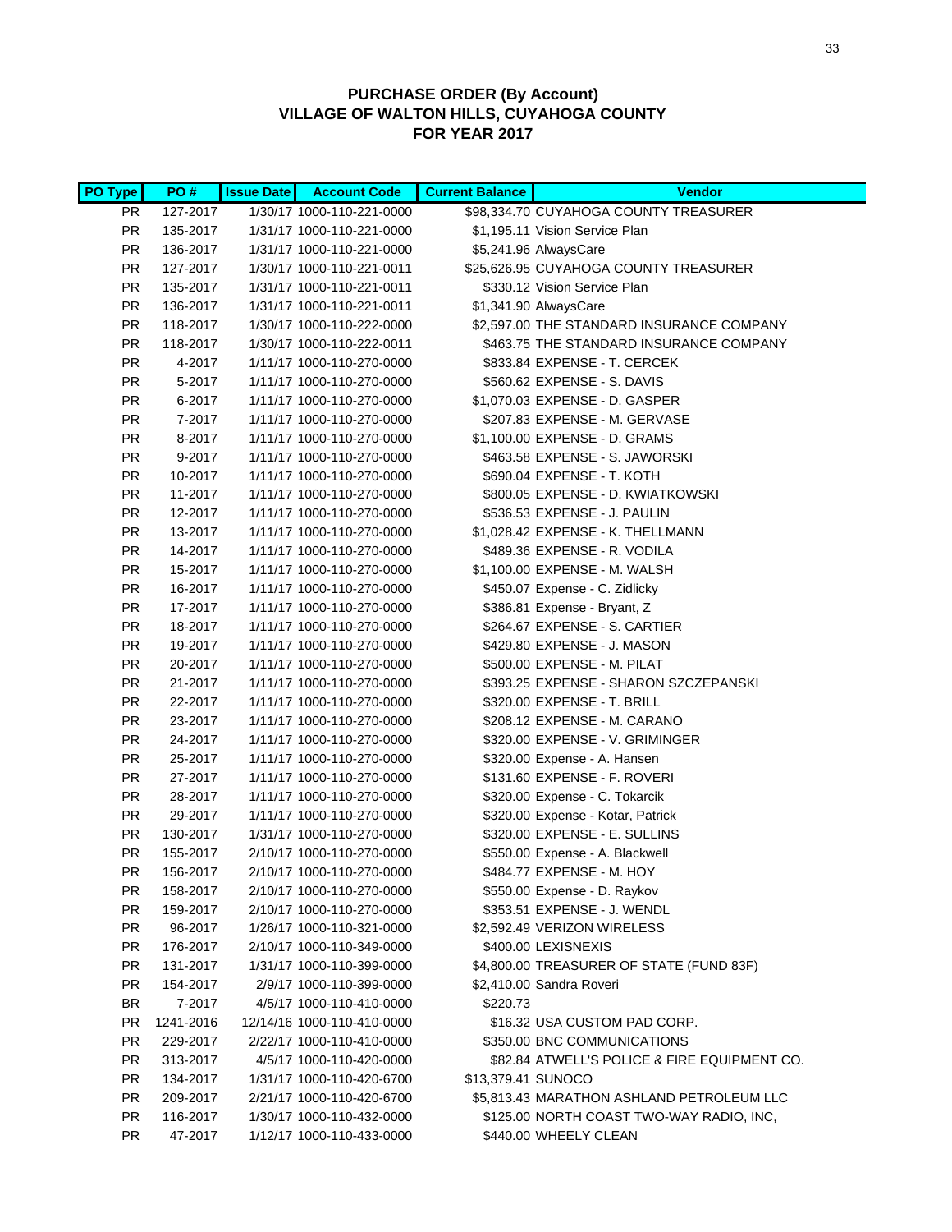**PURCHASE ORDER (By Account)**
**VILLAGE OF WALTON HILLS, CUYAHOGA COUNTY**
**FOR YEAR 2017**

| PO Type | PO # | Issue Date | Account Code | Current Balance | Vendor |
|---|---|---|---|---|---|
| PR | 127-2017 | 1/30/17 | 1000-110-221-0000 | $98,334.70 | CUYAHOGA COUNTY TREASURER |
| PR | 135-2017 | 1/31/17 | 1000-110-221-0000 | $1,195.11 | Vision Service Plan |
| PR | 136-2017 | 1/31/17 | 1000-110-221-0000 | $5,241.96 | AlwaysCare |
| PR | 127-2017 | 1/30/17 | 1000-110-221-0011 | $25,626.95 | CUYAHOGA COUNTY TREASURER |
| PR | 135-2017 | 1/31/17 | 1000-110-221-0011 | $330.12 | Vision Service Plan |
| PR | 136-2017 | 1/31/17 | 1000-110-221-0011 | $1,341.90 | AlwaysCare |
| PR | 118-2017 | 1/30/17 | 1000-110-222-0000 | $2,597.00 | THE STANDARD INSURANCE COMPANY |
| PR | 118-2017 | 1/30/17 | 1000-110-222-0011 | $463.75 | THE STANDARD INSURANCE COMPANY |
| PR | 4-2017 | 1/11/17 | 1000-110-270-0000 | $833.84 | EXPENSE - T. CERCEK |
| PR | 5-2017 | 1/11/17 | 1000-110-270-0000 | $560.62 | EXPENSE - S. DAVIS |
| PR | 6-2017 | 1/11/17 | 1000-110-270-0000 | $1,070.03 | EXPENSE - D. GASPER |
| PR | 7-2017 | 1/11/17 | 1000-110-270-0000 | $207.83 | EXPENSE - M. GERVASE |
| PR | 8-2017 | 1/11/17 | 1000-110-270-0000 | $1,100.00 | EXPENSE - D. GRAMS |
| PR | 9-2017 | 1/11/17 | 1000-110-270-0000 | $463.58 | EXPENSE - S. JAWORSKI |
| PR | 10-2017 | 1/11/17 | 1000-110-270-0000 | $690.04 | EXPENSE - T. KOTH |
| PR | 11-2017 | 1/11/17 | 1000-110-270-0000 | $800.05 | EXPENSE - D. KWIATKOWSKI |
| PR | 12-2017 | 1/11/17 | 1000-110-270-0000 | $536.53 | EXPENSE - J. PAULIN |
| PR | 13-2017 | 1/11/17 | 1000-110-270-0000 | $1,028.42 | EXPENSE - K. THELLMANN |
| PR | 14-2017 | 1/11/17 | 1000-110-270-0000 | $489.36 | EXPENSE - R. VODILA |
| PR | 15-2017 | 1/11/17 | 1000-110-270-0000 | $1,100.00 | EXPENSE - M. WALSH |
| PR | 16-2017 | 1/11/17 | 1000-110-270-0000 | $450.07 | Expense - C. Zidlicky |
| PR | 17-2017 | 1/11/17 | 1000-110-270-0000 | $386.81 | Expense - Bryant, Z |
| PR | 18-2017 | 1/11/17 | 1000-110-270-0000 | $264.67 | EXPENSE - S. CARTIER |
| PR | 19-2017 | 1/11/17 | 1000-110-270-0000 | $429.80 | EXPENSE - J. MASON |
| PR | 20-2017 | 1/11/17 | 1000-110-270-0000 | $500.00 | EXPENSE - M. PILAT |
| PR | 21-2017 | 1/11/17 | 1000-110-270-0000 | $393.25 | EXPENSE - SHARON SZCZEPANSKI |
| PR | 22-2017 | 1/11/17 | 1000-110-270-0000 | $320.00 | EXPENSE - T. BRILL |
| PR | 23-2017 | 1/11/17 | 1000-110-270-0000 | $208.12 | EXPENSE - M. CARANO |
| PR | 24-2017 | 1/11/17 | 1000-110-270-0000 | $320.00 | EXPENSE - V. GRIMINGER |
| PR | 25-2017 | 1/11/17 | 1000-110-270-0000 | $320.00 | Expense - A. Hansen |
| PR | 27-2017 | 1/11/17 | 1000-110-270-0000 | $131.60 | EXPENSE - F. ROVERI |
| PR | 28-2017 | 1/11/17 | 1000-110-270-0000 | $320.00 | Expense - C. Tokarcik |
| PR | 29-2017 | 1/11/17 | 1000-110-270-0000 | $320.00 | Expense - Kotar, Patrick |
| PR | 130-2017 | 1/31/17 | 1000-110-270-0000 | $320.00 | EXPENSE - E. SULLINS |
| PR | 155-2017 | 2/10/17 | 1000-110-270-0000 | $550.00 | Expense - A. Blackwell |
| PR | 156-2017 | 2/10/17 | 1000-110-270-0000 | $484.77 | EXPENSE - M. HOY |
| PR | 158-2017 | 2/10/17 | 1000-110-270-0000 | $550.00 | Expense - D. Raykov |
| PR | 159-2017 | 2/10/17 | 1000-110-270-0000 | $353.51 | EXPENSE - J. WENDL |
| PR | 96-2017 | 1/26/17 | 1000-110-321-0000 | $2,592.49 | VERIZON WIRELESS |
| PR | 176-2017 | 2/10/17 | 1000-110-349-0000 | $400.00 | LEXISNEXIS |
| PR | 131-2017 | 1/31/17 | 1000-110-399-0000 | $4,800.00 | TREASURER OF STATE (FUND 83F) |
| PR | 154-2017 | 2/9/17 | 1000-110-399-0000 | $2,410.00 | Sandra Roveri |
| BR | 7-2017 | 4/5/17 | 1000-110-410-0000 | $220.73 | |
| PR | 1241-2016 | 12/14/16 | 1000-110-410-0000 | $16.32 | USA CUSTOM PAD CORP. |
| PR | 229-2017 | 2/22/17 | 1000-110-410-0000 | $350.00 | BNC COMMUNICATIONS |
| PR | 313-2017 | 4/5/17 | 1000-110-420-0000 | $82.84 | ATWELL'S POLICE & FIRE EQUIPMENT CO. |
| PR | 134-2017 | 1/31/17 | 1000-110-420-6700 | $13,379.41 | SUNOCO |
| PR | 209-2017 | 2/21/17 | 1000-110-420-6700 | $5,813.43 | MARATHON ASHLAND PETROLEUM LLC |
| PR | 116-2017 | 1/30/17 | 1000-110-432-0000 | $125.00 | NORTH COAST TWO-WAY RADIO, INC, |
| PR | 47-2017 | 1/12/17 | 1000-110-433-0000 | $440.00 | WHEELY CLEAN |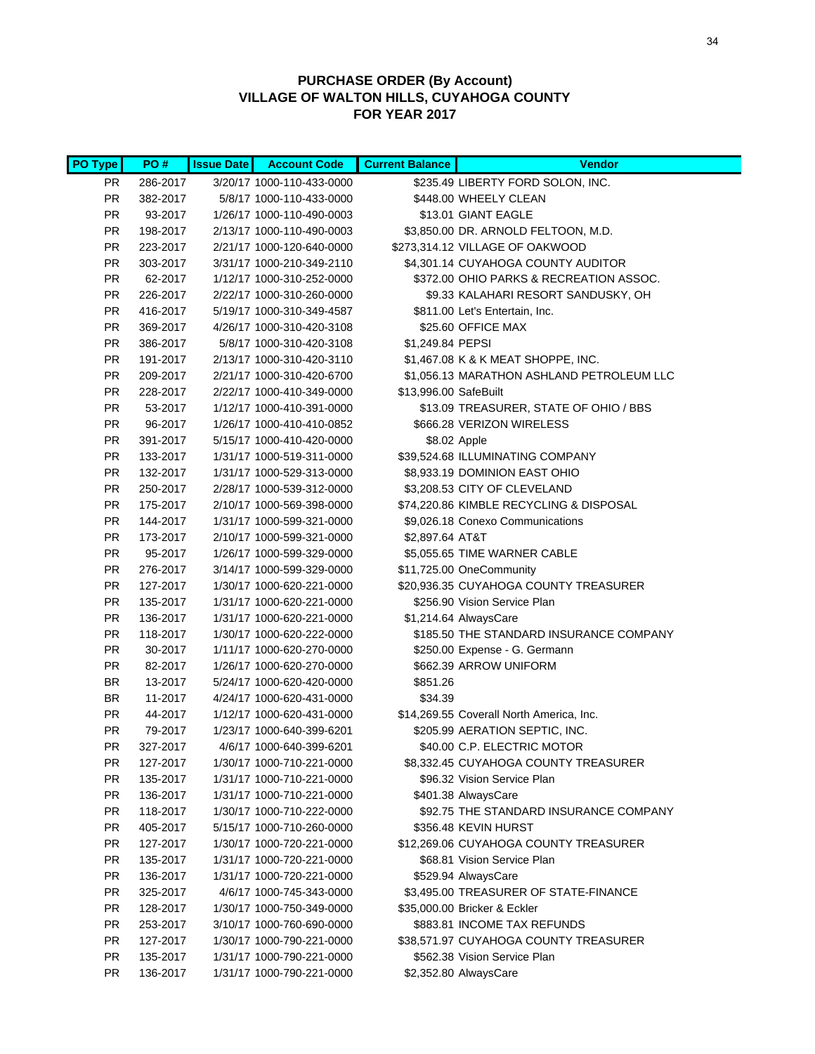## PURCHASE ORDER (By Account)
## VILLAGE OF WALTON HILLS, CUYAHOGA COUNTY
## FOR YEAR 2017

| PO Type | PO # | Issue Date | Account Code | Current Balance | Vendor |
|---|---|---|---|---|---|
| PR | 286-2017 | 3/20/17 | 1000-110-433-0000 | $235.49 | LIBERTY FORD SOLON, INC. |
| PR | 382-2017 | 5/8/17 | 1000-110-433-0000 | $448.00 | WHEELY CLEAN |
| PR | 93-2017 | 1/26/17 | 1000-110-490-0003 | $13.01 | GIANT EAGLE |
| PR | 198-2017 | 2/13/17 | 1000-110-490-0003 | $3,850.00 | DR. ARNOLD FELTOON, M.D. |
| PR | 223-2017 | 2/21/17 | 1000-120-640-0000 | $273,314.12 | VILLAGE OF OAKWOOD |
| PR | 303-2017 | 3/31/17 | 1000-210-349-2110 | $4,301.14 | CUYAHOGA COUNTY AUDITOR |
| PR | 62-2017 | 1/12/17 | 1000-310-252-0000 | $372.00 | OHIO PARKS & RECREATION ASSOC. |
| PR | 226-2017 | 2/22/17 | 1000-310-260-0000 | $9.33 | KALAHARI RESORT SANDUSKY, OH |
| PR | 416-2017 | 5/19/17 | 1000-310-349-4587 | $811.00 | Let's Entertain, Inc. |
| PR | 369-2017 | 4/26/17 | 1000-310-420-3108 | $25.60 | OFFICE MAX |
| PR | 386-2017 | 5/8/17 | 1000-310-420-3108 | $1,249.84 | PEPSI |
| PR | 191-2017 | 2/13/17 | 1000-310-420-3110 | $1,467.08 | K & K MEAT SHOPPE, INC. |
| PR | 209-2017 | 2/21/17 | 1000-310-420-6700 | $1,056.13 | MARATHON ASHLAND PETROLEUM LLC |
| PR | 228-2017 | 2/22/17 | 1000-410-349-0000 | $13,996.00 | SafeBuilt |
| PR | 53-2017 | 1/12/17 | 1000-410-391-0000 | $13.09 | TREASURER, STATE OF OHIO / BBS |
| PR | 96-2017 | 1/26/17 | 1000-410-410-0852 | $666.28 | VERIZON WIRELESS |
| PR | 391-2017 | 5/15/17 | 1000-410-420-0000 | $8.02 | Apple |
| PR | 133-2017 | 1/31/17 | 1000-519-311-0000 | $39,524.68 | ILLUMINATING COMPANY |
| PR | 132-2017 | 1/31/17 | 1000-529-313-0000 | $8,933.19 | DOMINION EAST OHIO |
| PR | 250-2017 | 2/28/17 | 1000-539-312-0000 | $3,208.53 | CITY OF CLEVELAND |
| PR | 175-2017 | 2/10/17 | 1000-569-398-0000 | $74,220.86 | KIMBLE RECYCLING & DISPOSAL |
| PR | 144-2017 | 1/31/17 | 1000-599-321-0000 | $9,026.18 | Conexo Communications |
| PR | 173-2017 | 2/10/17 | 1000-599-321-0000 | $2,897.64 | AT&T |
| PR | 95-2017 | 1/26/17 | 1000-599-329-0000 | $5,055.65 | TIME WARNER CABLE |
| PR | 276-2017 | 3/14/17 | 1000-599-329-0000 | $11,725.00 | OneCommunity |
| PR | 127-2017 | 1/30/17 | 1000-620-221-0000 | $20,936.35 | CUYAHOGA COUNTY TREASURER |
| PR | 135-2017 | 1/31/17 | 1000-620-221-0000 | $256.90 | Vision Service Plan |
| PR | 136-2017 | 1/31/17 | 1000-620-221-0000 | $1,214.64 | AlwaysCare |
| PR | 118-2017 | 1/30/17 | 1000-620-222-0000 | $185.50 | THE STANDARD INSURANCE COMPANY |
| PR | 30-2017 | 1/11/17 | 1000-620-270-0000 | $250.00 | Expense - G. Germann |
| PR | 82-2017 | 1/26/17 | 1000-620-270-0000 | $662.39 | ARROW UNIFORM |
| BR | 13-2017 | 5/24/17 | 1000-620-420-0000 | $851.26 | |
| BR | 11-2017 | 4/24/17 | 1000-620-431-0000 | $34.39 | |
| PR | 44-2017 | 1/12/17 | 1000-620-431-0000 | $14,269.55 | Coverall North America, Inc. |
| PR | 79-2017 | 1/23/17 | 1000-640-399-6201 | $205.99 | AERATION SEPTIC, INC. |
| PR | 327-2017 | 4/6/17 | 1000-640-399-6201 | $40.00 | C.P. ELECTRIC MOTOR |
| PR | 127-2017 | 1/30/17 | 1000-710-221-0000 | $8,332.45 | CUYAHOGA COUNTY TREASURER |
| PR | 135-2017 | 1/31/17 | 1000-710-221-0000 | $96.32 | Vision Service Plan |
| PR | 136-2017 | 1/31/17 | 1000-710-221-0000 | $401.38 | AlwaysCare |
| PR | 118-2017 | 1/30/17 | 1000-710-222-0000 | $92.75 | THE STANDARD INSURANCE COMPANY |
| PR | 405-2017 | 5/15/17 | 1000-710-260-0000 | $356.48 | KEVIN HURST |
| PR | 127-2017 | 1/30/17 | 1000-720-221-0000 | $12,269.06 | CUYAHOGA COUNTY TREASURER |
| PR | 135-2017 | 1/31/17 | 1000-720-221-0000 | $68.81 | Vision Service Plan |
| PR | 136-2017 | 1/31/17 | 1000-720-221-0000 | $529.94 | AlwaysCare |
| PR | 325-2017 | 4/6/17 | 1000-745-343-0000 | $3,495.00 | TREASURER OF STATE-FINANCE |
| PR | 128-2017 | 1/30/17 | 1000-750-349-0000 | $35,000.00 | Bricker & Eckler |
| PR | 253-2017 | 3/10/17 | 1000-760-690-0000 | $883.81 | INCOME TAX REFUNDS |
| PR | 127-2017 | 1/30/17 | 1000-790-221-0000 | $38,571.97 | CUYAHOGA COUNTY TREASURER |
| PR | 135-2017 | 1/31/17 | 1000-790-221-0000 | $562.38 | Vision Service Plan |
| PR | 136-2017 | 1/31/17 | 1000-790-221-0000 | $2,352.80 | AlwaysCare |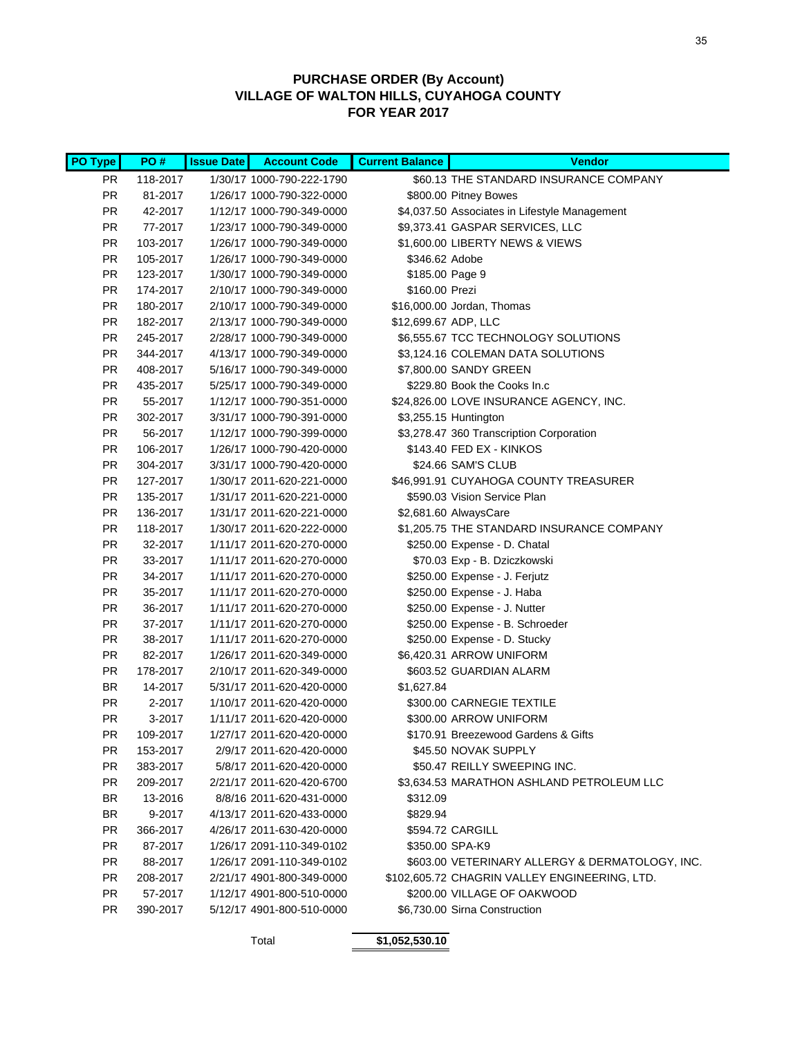**PURCHASE ORDER (By Account)**
**VILLAGE OF WALTON HILLS, CUYAHOGA COUNTY**
**FOR YEAR 2017**

| PO Type | PO # | Issue Date | Account Code | Current Balance | Vendor |
|---|---|---|---|---|---|
| PR | 118-2017 | 1/30/17 | 1000-790-222-1790 | $60.13 | THE STANDARD INSURANCE COMPANY |
| PR | 81-2017 | 1/26/17 | 1000-790-322-0000 | $800.00 | Pitney Bowes |
| PR | 42-2017 | 1/12/17 | 1000-790-349-0000 | $4,037.50 | Associates in Lifestyle Management |
| PR | 77-2017 | 1/23/17 | 1000-790-349-0000 | $9,373.41 | GASPAR SERVICES, LLC |
| PR | 103-2017 | 1/26/17 | 1000-790-349-0000 | $1,600.00 | LIBERTY NEWS & VIEWS |
| PR | 105-2017 | 1/26/17 | 1000-790-349-0000 | $346.62 | Adobe |
| PR | 123-2017 | 1/30/17 | 1000-790-349-0000 | $185.00 | Page 9 |
| PR | 174-2017 | 2/10/17 | 1000-790-349-0000 | $160.00 | Prezi |
| PR | 180-2017 | 2/10/17 | 1000-790-349-0000 | $16,000.00 | Jordan, Thomas |
| PR | 182-2017 | 2/13/17 | 1000-790-349-0000 | $12,699.67 | ADP, LLC |
| PR | 245-2017 | 2/28/17 | 1000-790-349-0000 | $6,555.67 | TCC TECHNOLOGY SOLUTIONS |
| PR | 344-2017 | 4/13/17 | 1000-790-349-0000 | $3,124.16 | COLEMAN DATA SOLUTIONS |
| PR | 408-2017 | 5/16/17 | 1000-790-349-0000 | $7,800.00 | SANDY GREEN |
| PR | 435-2017 | 5/25/17 | 1000-790-349-0000 | $229.80 | Book the Cooks In.c |
| PR | 55-2017 | 1/12/17 | 1000-790-351-0000 | $24,826.00 | LOVE INSURANCE AGENCY, INC. |
| PR | 302-2017 | 3/31/17 | 1000-790-391-0000 | $3,255.15 | Huntington |
| PR | 56-2017 | 1/12/17 | 1000-790-399-0000 | $3,278.47 | 360 Transcription Corporation |
| PR | 106-2017 | 1/26/17 | 1000-790-420-0000 | $143.40 | FED EX - KINKOS |
| PR | 304-2017 | 3/31/17 | 1000-790-420-0000 | $24.66 | SAM'S CLUB |
| PR | 127-2017 | 1/30/17 | 2011-620-221-0000 | $46,991.91 | CUYAHOGA COUNTY TREASURER |
| PR | 135-2017 | 1/31/17 | 2011-620-221-0000 | $590.03 | Vision Service Plan |
| PR | 136-2017 | 1/31/17 | 2011-620-221-0000 | $2,681.60 | AlwaysCare |
| PR | 118-2017 | 1/30/17 | 2011-620-222-0000 | $1,205.75 | THE STANDARD INSURANCE COMPANY |
| PR | 32-2017 | 1/11/17 | 2011-620-270-0000 | $250.00 | Expense - D. Chatal |
| PR | 33-2017 | 1/11/17 | 2011-620-270-0000 | $70.03 | Exp - B. Dziczkowski |
| PR | 34-2017 | 1/11/17 | 2011-620-270-0000 | $250.00 | Expense - J. Ferjutz |
| PR | 35-2017 | 1/11/17 | 2011-620-270-0000 | $250.00 | Expense - J. Haba |
| PR | 36-2017 | 1/11/17 | 2011-620-270-0000 | $250.00 | Expense - J. Nutter |
| PR | 37-2017 | 1/11/17 | 2011-620-270-0000 | $250.00 | Expense - B. Schroeder |
| PR | 38-2017 | 1/11/17 | 2011-620-270-0000 | $250.00 | Expense - D. Stucky |
| PR | 82-2017 | 1/26/17 | 2011-620-349-0000 | $6,420.31 | ARROW UNIFORM |
| PR | 178-2017 | 2/10/17 | 2011-620-349-0000 | $603.52 | GUARDIAN ALARM |
| BR | 14-2017 | 5/31/17 | 2011-620-420-0000 | $1,627.84 | |
| PR | 2-2017 | 1/10/17 | 2011-620-420-0000 | $300.00 | CARNEGIE TEXTILE |
| PR | 3-2017 | 1/11/17 | 2011-620-420-0000 | $300.00 | ARROW UNIFORM |
| PR | 109-2017 | 1/27/17 | 2011-620-420-0000 | $170.91 | Breezewood Gardens & Gifts |
| PR | 153-2017 | 2/9/17 | 2011-620-420-0000 | $45.50 | NOVAK SUPPLY |
| PR | 383-2017 | 5/8/17 | 2011-620-420-0000 | $50.47 | REILLY SWEEPING INC. |
| PR | 209-2017 | 2/21/17 | 2011-620-420-6700 | $3,634.53 | MARATHON ASHLAND PETROLEUM LLC |
| BR | 13-2016 | 8/8/16 | 2011-620-431-0000 | $312.09 | |
| BR | 9-2017 | 4/13/17 | 2011-620-433-0000 | $829.94 | |
| PR | 366-2017 | 4/26/17 | 2011-630-420-0000 | $594.72 | CARGILL |
| PR | 87-2017 | 1/26/17 | 2091-110-349-0102 | $350.00 | SPA-K9 |
| PR | 88-2017 | 1/26/17 | 2091-110-349-0102 | $603.00 | VETERINARY ALLERGY & DERMATOLOGY, INC. |
| PR | 208-2017 | 2/21/17 | 4901-800-349-0000 | $102,605.72 | CHAGRIN VALLEY ENGINEERING, LTD. |
| PR | 57-2017 | 1/12/17 | 4901-800-510-0000 | $200.00 | VILLAGE OF OAKWOOD |
| PR | 390-2017 | 5/12/17 | 4901-800-510-0000 | $6,730.00 | Sirna Construction |
| | | | Total | **$1,052,530.10** | |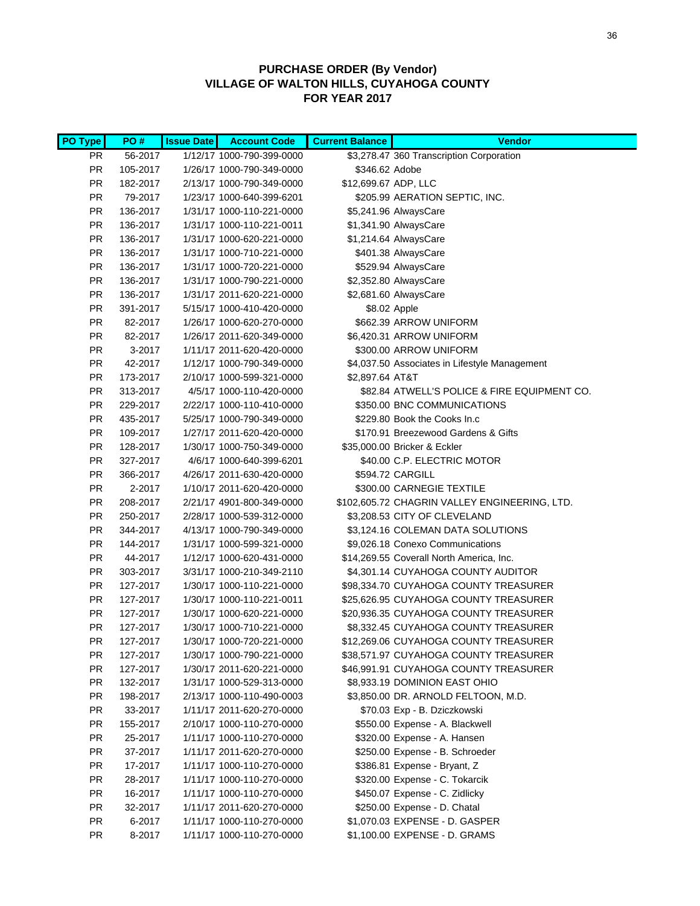## PURCHASE ORDER (By Vendor)
## VILLAGE OF WALTON HILLS, CUYAHOGA COUNTY
## FOR YEAR 2017

| PO Type | PO # | Issue Date | Account Code | Current Balance | Vendor |
|---|---|---|---|---|---|
| PR | 56-2017 | 1/12/17 | 1000-790-399-0000 | $3,278.47 | 360 Transcription Corporation |
| PR | 105-2017 | 1/26/17 | 1000-790-349-0000 | $346.62 | Adobe |
| PR | 182-2017 | 2/13/17 | 1000-790-349-0000 | $12,699.67 | ADP, LLC |
| PR | 79-2017 | 1/23/17 | 1000-640-399-6201 | $205.99 | AERATION SEPTIC, INC. |
| PR | 136-2017 | 1/31/17 | 1000-110-221-0000 | $5,241.96 | AlwaysCare |
| PR | 136-2017 | 1/31/17 | 1000-110-221-0011 | $1,341.90 | AlwaysCare |
| PR | 136-2017 | 1/31/17 | 1000-620-221-0000 | $1,214.64 | AlwaysCare |
| PR | 136-2017 | 1/31/17 | 1000-710-221-0000 | $401.38 | AlwaysCare |
| PR | 136-2017 | 1/31/17 | 1000-720-221-0000 | $529.94 | AlwaysCare |
| PR | 136-2017 | 1/31/17 | 1000-790-221-0000 | $2,352.80 | AlwaysCare |
| PR | 136-2017 | 1/31/17 | 2011-620-221-0000 | $2,681.60 | AlwaysCare |
| PR | 391-2017 | 5/15/17 | 1000-410-420-0000 | $8.02 | Apple |
| PR | 82-2017 | 1/26/17 | 1000-620-270-0000 | $662.39 | ARROW UNIFORM |
| PR | 82-2017 | 1/26/17 | 2011-620-349-0000 | $6,420.31 | ARROW UNIFORM |
| PR | 3-2017 | 1/11/17 | 2011-620-420-0000 | $300.00 | ARROW UNIFORM |
| PR | 42-2017 | 1/12/17 | 1000-790-349-0000 | $4,037.50 | Associates in Lifestyle Management |
| PR | 173-2017 | 2/10/17 | 1000-599-321-0000 | $2,897.64 | AT&T |
| PR | 313-2017 | 4/5/17 | 1000-110-420-0000 | $82.84 | ATWELL'S POLICE & FIRE EQUIPMENT CO. |
| PR | 229-2017 | 2/22/17 | 1000-110-410-0000 | $350.00 | BNC COMMUNICATIONS |
| PR | 435-2017 | 5/25/17 | 1000-790-349-0000 | $229.80 | Book the Cooks In.c |
| PR | 109-2017 | 1/27/17 | 2011-620-420-0000 | $170.91 | Breezewood Gardens & Gifts |
| PR | 128-2017 | 1/30/17 | 1000-750-349-0000 | $35,000.00 | Bricker & Eckler |
| PR | 327-2017 | 4/6/17 | 1000-640-399-6201 | $40.00 | C.P. ELECTRIC MOTOR |
| PR | 366-2017 | 4/26/17 | 2011-630-420-0000 | $594.72 | CARGILL |
| PR | 2-2017 | 1/10/17 | 2011-620-420-0000 | $300.00 | CARNEGIE TEXTILE |
| PR | 208-2017 | 2/21/17 | 4901-800-349-0000 | $102,605.72 | CHAGRIN VALLEY ENGINEERING, LTD. |
| PR | 250-2017 | 2/28/17 | 1000-539-312-0000 | $3,208.53 | CITY OF CLEVELAND |
| PR | 344-2017 | 4/13/17 | 1000-790-349-0000 | $3,124.16 | COLEMAN DATA SOLUTIONS |
| PR | 144-2017 | 1/31/17 | 1000-599-321-0000 | $9,026.18 | Conexo Communications |
| PR | 44-2017 | 1/12/17 | 1000-620-431-0000 | $14,269.55 | Coverall North America, Inc. |
| PR | 303-2017 | 3/31/17 | 1000-210-349-2110 | $4,301.14 | CUYAHOGA COUNTY AUDITOR |
| PR | 127-2017 | 1/30/17 | 1000-110-221-0000 | $98,334.70 | CUYAHOGA COUNTY TREASURER |
| PR | 127-2017 | 1/30/17 | 1000-110-221-0011 | $25,626.95 | CUYAHOGA COUNTY TREASURER |
| PR | 127-2017 | 1/30/17 | 1000-620-221-0000 | $20,936.35 | CUYAHOGA COUNTY TREASURER |
| PR | 127-2017 | 1/30/17 | 1000-710-221-0000 | $8,332.45 | CUYAHOGA COUNTY TREASURER |
| PR | 127-2017 | 1/30/17 | 1000-720-221-0000 | $12,269.06 | CUYAHOGA COUNTY TREASURER |
| PR | 127-2017 | 1/30/17 | 1000-790-221-0000 | $38,571.97 | CUYAHOGA COUNTY TREASURER |
| PR | 127-2017 | 1/30/17 | 2011-620-221-0000 | $46,991.91 | CUYAHOGA COUNTY TREASURER |
| PR | 132-2017 | 1/31/17 | 1000-529-313-0000 | $8,933.19 | DOMINION EAST OHIO |
| PR | 198-2017 | 2/13/17 | 1000-110-490-0003 | $3,850.00 | DR. ARNOLD FELTOON, M.D. |
| PR | 33-2017 | 1/11/17 | 2011-620-270-0000 | $70.03 | Exp - B. Dziczkowski |
| PR | 155-2017 | 2/10/17 | 1000-110-270-0000 | $550.00 | Expense - A. Blackwell |
| PR | 25-2017 | 1/11/17 | 1000-110-270-0000 | $320.00 | Expense - A. Hansen |
| PR | 37-2017 | 1/11/17 | 2011-620-270-0000 | $250.00 | Expense - B. Schroeder |
| PR | 17-2017 | 1/11/17 | 1000-110-270-0000 | $386.81 | Expense - Bryant, Z |
| PR | 28-2017 | 1/11/17 | 1000-110-270-0000 | $320.00 | Expense - C. Tokarcik |
| PR | 16-2017 | 1/11/17 | 1000-110-270-0000 | $450.07 | Expense - C. Zidlicky |
| PR | 32-2017 | 1/11/17 | 2011-620-270-0000 | $250.00 | Expense - D. Chatal |
| PR | 6-2017 | 1/11/17 | 1000-110-270-0000 | $1,070.03 | EXPENSE - D. GASPER |
| PR | 8-2017 | 1/11/17 | 1000-110-270-0000 | $1,100.00 | EXPENSE - D. GRAMS |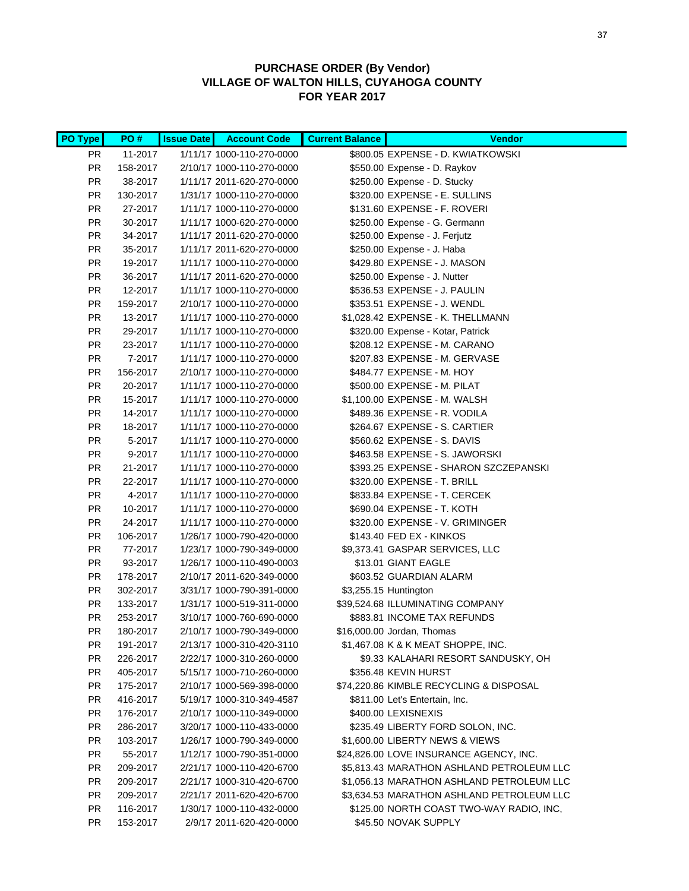**PURCHASE ORDER (By Vendor)**
**VILLAGE OF WALTON HILLS, CUYAHOGA COUNTY**
**FOR YEAR 2017**

| PO Type | PO # | Issue Date | Account Code | Current Balance | Vendor |
|---|---|---|---|---|---|
| PR | 11-2017 | 1/11/17 | 1000-110-270-0000 | $800.05 | EXPENSE - D. KWIATKOWSKI |
| PR | 158-2017 | 2/10/17 | 1000-110-270-0000 | $550.00 | Expense - D. Raykov |
| PR | 38-2017 | 1/11/17 | 2011-620-270-0000 | $250.00 | Expense - D. Stucky |
| PR | 130-2017 | 1/31/17 | 1000-110-270-0000 | $320.00 | EXPENSE - E. SULLINS |
| PR | 27-2017 | 1/11/17 | 1000-110-270-0000 | $131.60 | EXPENSE - F. ROVERI |
| PR | 30-2017 | 1/11/17 | 1000-620-270-0000 | $250.00 | Expense - G. Germann |
| PR | 34-2017 | 1/11/17 | 2011-620-270-0000 | $250.00 | Expense - J. Ferjutz |
| PR | 35-2017 | 1/11/17 | 2011-620-270-0000 | $250.00 | Expense - J. Haba |
| PR | 19-2017 | 1/11/17 | 1000-110-270-0000 | $429.80 | EXPENSE - J. MASON |
| PR | 36-2017 | 1/11/17 | 2011-620-270-0000 | $250.00 | Expense - J. Nutter |
| PR | 12-2017 | 1/11/17 | 1000-110-270-0000 | $536.53 | EXPENSE - J. PAULIN |
| PR | 159-2017 | 2/10/17 | 1000-110-270-0000 | $353.51 | EXPENSE - J. WENDL |
| PR | 13-2017 | 1/11/17 | 1000-110-270-0000 | $1,028.42 | EXPENSE - K. THELLMANN |
| PR | 29-2017 | 1/11/17 | 1000-110-270-0000 | $320.00 | Expense - Kotar, Patrick |
| PR | 23-2017 | 1/11/17 | 1000-110-270-0000 | $208.12 | EXPENSE - M. CARANO |
| PR | 7-2017 | 1/11/17 | 1000-110-270-0000 | $207.83 | EXPENSE - M. GERVASE |
| PR | 156-2017 | 2/10/17 | 1000-110-270-0000 | $484.77 | EXPENSE - M. HOY |
| PR | 20-2017 | 1/11/17 | 1000-110-270-0000 | $500.00 | EXPENSE - M. PILAT |
| PR | 15-2017 | 1/11/17 | 1000-110-270-0000 | $1,100.00 | EXPENSE - M. WALSH |
| PR | 14-2017 | 1/11/17 | 1000-110-270-0000 | $489.36 | EXPENSE - R. VODILA |
| PR | 18-2017 | 1/11/17 | 1000-110-270-0000 | $264.67 | EXPENSE - S. CARTIER |
| PR | 5-2017 | 1/11/17 | 1000-110-270-0000 | $560.62 | EXPENSE - S. DAVIS |
| PR | 9-2017 | 1/11/17 | 1000-110-270-0000 | $463.58 | EXPENSE - S. JAWORSKI |
| PR | 21-2017 | 1/11/17 | 1000-110-270-0000 | $393.25 | EXPENSE - SHARON SZCZEPANSKI |
| PR | 22-2017 | 1/11/17 | 1000-110-270-0000 | $320.00 | EXPENSE - T. BRILL |
| PR | 4-2017 | 1/11/17 | 1000-110-270-0000 | $833.84 | EXPENSE - T. CERCEK |
| PR | 10-2017 | 1/11/17 | 1000-110-270-0000 | $690.04 | EXPENSE - T. KOTH |
| PR | 24-2017 | 1/11/17 | 1000-110-270-0000 | $320.00 | EXPENSE - V. GRIMINGER |
| PR | 106-2017 | 1/26/17 | 1000-790-420-0000 | $143.40 | FED EX - KINKOS |
| PR | 77-2017 | 1/23/17 | 1000-790-349-0000 | $9,373.41 | GASPAR SERVICES, LLC |
| PR | 93-2017 | 1/26/17 | 1000-110-490-0003 | $13.01 | GIANT EAGLE |
| PR | 178-2017 | 2/10/17 | 2011-620-349-0000 | $603.52 | GUARDIAN ALARM |
| PR | 302-2017 | 3/31/17 | 1000-790-391-0000 | $3,255.15 | Huntington |
| PR | 133-2017 | 1/31/17 | 1000-519-311-0000 | $39,524.68 | ILLUMINATING COMPANY |
| PR | 253-2017 | 3/10/17 | 1000-760-690-0000 | $883.81 | INCOME TAX REFUNDS |
| PR | 180-2017 | 2/10/17 | 1000-790-349-0000 | $16,000.00 | Jordan, Thomas |
| PR | 191-2017 | 2/13/17 | 1000-310-420-3110 | $1,467.08 | K & K MEAT SHOPPE, INC. |
| PR | 226-2017 | 2/22/17 | 1000-310-260-0000 | $9.33 | KALAHARI RESORT SANDUSKY, OH |
| PR | 405-2017 | 5/15/17 | 1000-710-260-0000 | $356.48 | KEVIN HURST |
| PR | 175-2017 | 2/10/17 | 1000-569-398-0000 | $74,220.86 | KIMBLE RECYCLING & DISPOSAL |
| PR | 416-2017 | 5/19/17 | 1000-310-349-4587 | $811.00 | Let's Entertain, Inc. |
| PR | 176-2017 | 2/10/17 | 1000-110-349-0000 | $400.00 | LEXISNEXIS |
| PR | 286-2017 | 3/20/17 | 1000-110-433-0000 | $235.49 | LIBERTY FORD SOLON, INC. |
| PR | 103-2017 | 1/26/17 | 1000-790-349-0000 | $1,600.00 | LIBERTY NEWS & VIEWS |
| PR | 55-2017 | 1/12/17 | 1000-790-351-0000 | $24,826.00 | LOVE INSURANCE AGENCY, INC. |
| PR | 209-2017 | 2/21/17 | 1000-110-420-6700 | $5,813.43 | MARATHON ASHLAND PETROLEUM LLC |
| PR | 209-2017 | 2/21/17 | 1000-310-420-6700 | $1,056.13 | MARATHON ASHLAND PETROLEUM LLC |
| PR | 209-2017 | 2/21/17 | 2011-620-420-6700 | $3,634.53 | MARATHON ASHLAND PETROLEUM LLC |
| PR | 116-2017 | 1/30/17 | 1000-110-432-0000 | $125.00 | NORTH COAST TWO-WAY RADIO, INC, |
| PR | 153-2017 | 2/9/17 | 2011-620-420-0000 | $45.50 | NOVAK SUPPLY |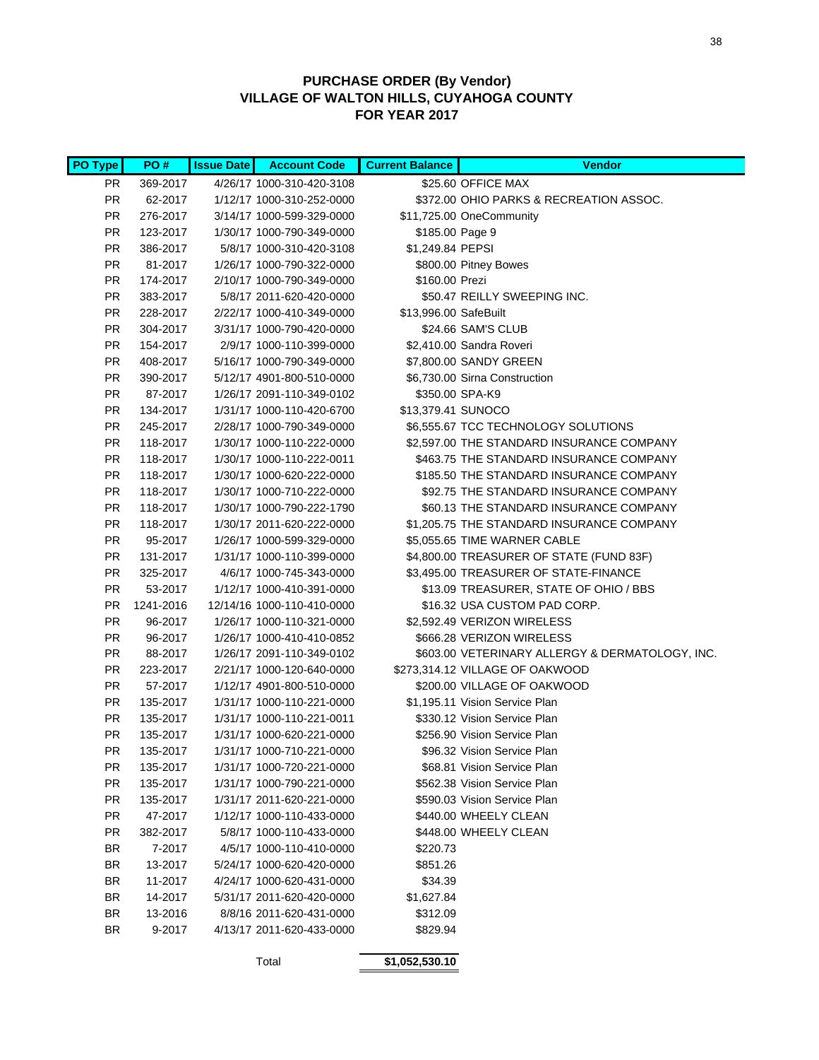# PURCHASE ORDER (By Vendor)
# VILLAGE OF WALTON HILLS, CUYAHOGA COUNTY
# FOR YEAR 2017

| PO Type | PO # | Issue Date | Account Code | Current Balance | Vendor |
|---|---|---|---|---|---|
| PR | 369-2017 | 4/26/17 | 1000-310-420-3108 | $25.60 | OFFICE MAX |
| PR | 62-2017 | 1/12/17 | 1000-310-252-0000 | $372.00 | OHIO PARKS & RECREATION ASSOC. |
| PR | 276-2017 | 3/14/17 | 1000-599-329-0000 | $11,725.00 | OneCommunity |
| PR | 123-2017 | 1/30/17 | 1000-790-349-0000 | $185.00 | Page 9 |
| PR | 386-2017 | 5/8/17 | 1000-310-420-3108 | $1,249.84 | PEPSI |
| PR | 81-2017 | 1/26/17 | 1000-790-322-0000 | $800.00 | Pitney Bowes |
| PR | 174-2017 | 2/10/17 | 1000-790-349-0000 | $160.00 | Prezi |
| PR | 383-2017 | 5/8/17 | 2011-620-420-0000 | $50.47 | REILLY SWEEPING INC. |
| PR | 228-2017 | 2/22/17 | 1000-410-349-0000 | $13,996.00 | SafeBuilt |
| PR | 304-2017 | 3/31/17 | 1000-790-420-0000 | $24.66 | SAM'S CLUB |
| PR | 154-2017 | 2/9/17 | 1000-110-399-0000 | $2,410.00 | Sandra Roveri |
| PR | 408-2017 | 5/16/17 | 1000-790-349-0000 | $7,800.00 | SANDY GREEN |
| PR | 390-2017 | 5/12/17 | 4901-800-510-0000 | $6,730.00 | Sirna Construction |
| PR | 87-2017 | 1/26/17 | 2091-110-349-0102 | $350.00 | SPA-K9 |
| PR | 134-2017 | 1/31/17 | 1000-110-420-6700 | $13,379.41 | SUNOCO |
| PR | 245-2017 | 2/28/17 | 1000-790-349-0000 | $6,555.67 | TCC TECHNOLOGY SOLUTIONS |
| PR | 118-2017 | 1/30/17 | 1000-110-222-0000 | $2,597.00 | THE STANDARD INSURANCE COMPANY |
| PR | 118-2017 | 1/30/17 | 1000-110-222-0011 | $463.75 | THE STANDARD INSURANCE COMPANY |
| PR | 118-2017 | 1/30/17 | 1000-620-222-0000 | $185.50 | THE STANDARD INSURANCE COMPANY |
| PR | 118-2017 | 1/30/17 | 1000-710-222-0000 | $92.75 | THE STANDARD INSURANCE COMPANY |
| PR | 118-2017 | 1/30/17 | 1000-790-222-1790 | $60.13 | THE STANDARD INSURANCE COMPANY |
| PR | 118-2017 | 1/30/17 | 2011-620-222-0000 | $1,205.75 | THE STANDARD INSURANCE COMPANY |
| PR | 95-2017 | 1/26/17 | 1000-599-329-0000 | $5,055.65 | TIME WARNER CABLE |
| PR | 131-2017 | 1/31/17 | 1000-110-399-0000 | $4,800.00 | TREASURER OF STATE (FUND 83F) |
| PR | 325-2017 | 4/6/17 | 1000-745-343-0000 | $3,495.00 | TREASURER OF STATE-FINANCE |
| PR | 53-2017 | 1/12/17 | 1000-410-391-0000 | $13.09 | TREASURER, STATE OF OHIO / BBS |
| PR | 1241-2016 | 12/14/16 | 1000-110-410-0000 | $16.32 | USA CUSTOM PAD CORP. |
| PR | 96-2017 | 1/26/17 | 1000-110-321-0000 | $2,592.49 | VERIZON WIRELESS |
| PR | 96-2017 | 1/26/17 | 1000-410-410-0852 | $666.28 | VERIZON WIRELESS |
| PR | 88-2017 | 1/26/17 | 2091-110-349-0102 | $603.00 | VETERINARY ALLERGY & DERMATOLOGY, INC. |
| PR | 223-2017 | 2/21/17 | 1000-120-640-0000 | $273,314.12 | VILLAGE OF OAKWOOD |
| PR | 57-2017 | 1/12/17 | 4901-800-510-0000 | $200.00 | VILLAGE OF OAKWOOD |
| PR | 135-2017 | 1/31/17 | 1000-110-221-0000 | $1,195.11 | Vision Service Plan |
| PR | 135-2017 | 1/31/17 | 1000-110-221-0011 | $330.12 | Vision Service Plan |
| PR | 135-2017 | 1/31/17 | 1000-620-221-0000 | $256.90 | Vision Service Plan |
| PR | 135-2017 | 1/31/17 | 1000-710-221-0000 | $96.32 | Vision Service Plan |
| PR | 135-2017 | 1/31/17 | 1000-720-221-0000 | $68.81 | Vision Service Plan |
| PR | 135-2017 | 1/31/17 | 1000-790-221-0000 | $562.38 | Vision Service Plan |
| PR | 135-2017 | 1/31/17 | 2011-620-221-0000 | $590.03 | Vision Service Plan |
| PR | 47-2017 | 1/12/17 | 1000-110-433-0000 | $440.00 | WHEELY CLEAN |
| PR | 382-2017 | 5/8/17 | 1000-110-433-0000 | $448.00 | WHEELY CLEAN |
| BR | 7-2017 | 4/5/17 | 1000-110-410-0000 | $220.73 | |
| BR | 13-2017 | 5/24/17 | 1000-620-420-0000 | $851.26 | |
| BR | 11-2017 | 4/24/17 | 1000-620-431-0000 | $34.39 | |
| BR | 14-2017 | 5/31/17 | 2011-620-420-0000 | $1,627.84 | |
| BR | 13-2016 | 8/8/16 | 2011-620-431-0000 | $312.09 | |
| BR | 9-2017 | 4/13/17 | 2011-620-433-0000 | $829.94 | |
| | | | Total | **$1,052,530.10** | |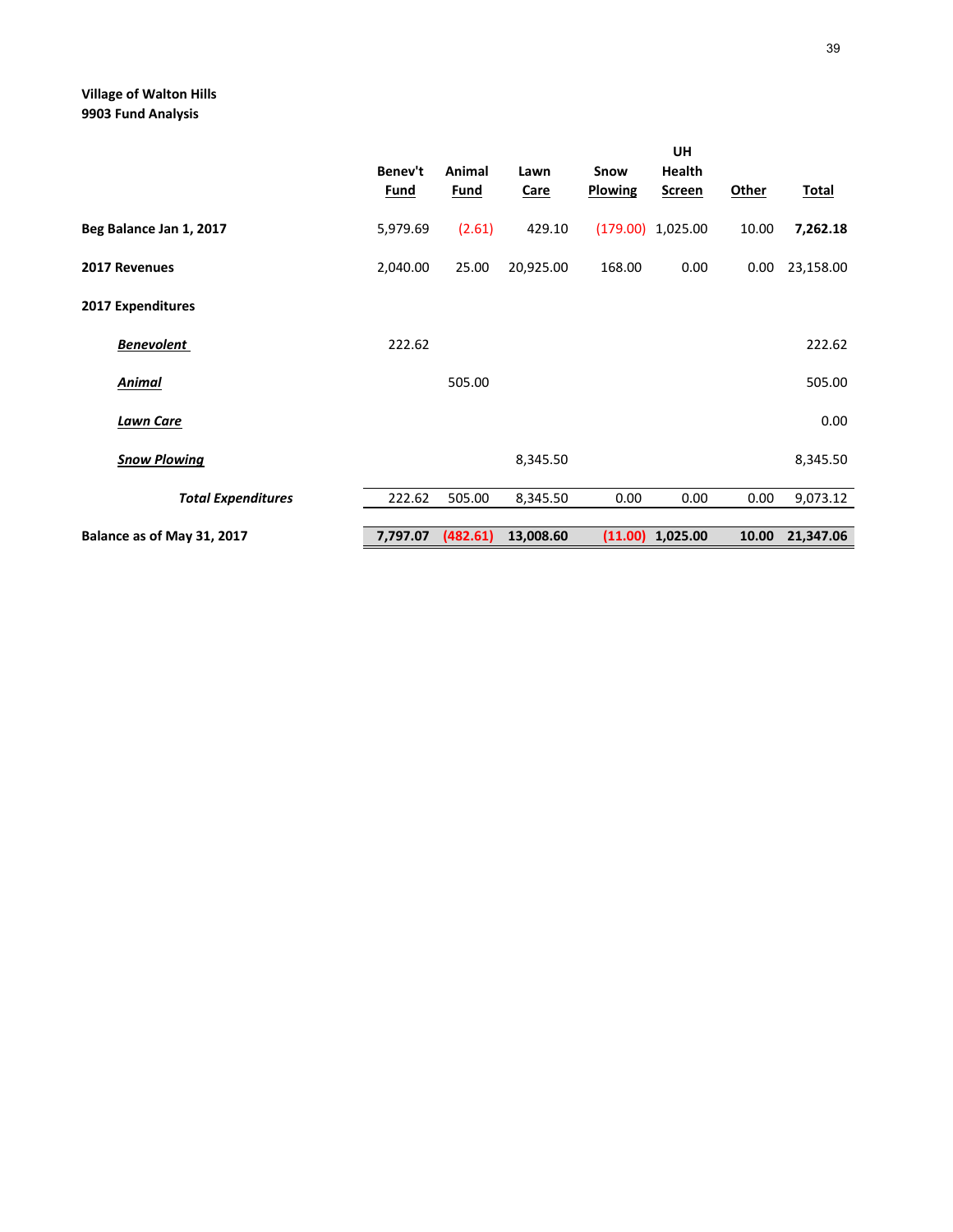**Village of Walton Hills**
**9903 Fund Analysis**

| | Benev't Fund | Animal Fund | Lawn Care | Snow Plowing | UH Health Screen | Other | Total |
|---|---|---|---|---|---|---|---|
| **Beg Balance Jan 1, 2017** | 5,979.69 | (2.61) | 429.10 | (179.00) | 1,025.00 | 10.00 | **7,262.18** |
| **2017 Revenues** | 2,040.00 | 25.00 | 20,925.00 | 168.00 | 0.00 | 0.00 | 23,158.00 |
| **2017 Expenditures** | | | | | | | |
| ***Benevolent*** | 222.62 | | | | | | 222.62 |
| ***Animal*** | | 505.00 | | | | | 505.00 |
| ***Lawn Care*** | | | | | | | 0.00 |
| ***Snow Plowing*** | | | 8,345.50 | | | | 8,345.50 |
| ***Total Expenditures*** | 222.62 | 505.00 | 8,345.50 | 0.00 | 0.00 | 0.00 | 9,073.12 |
| **Balance as of May 31, 2017** | **7,797.07** | **(482.61)** | **13,008.60** | **(11.00)** | **1,025.00** | **10.00** | **21,347.06** |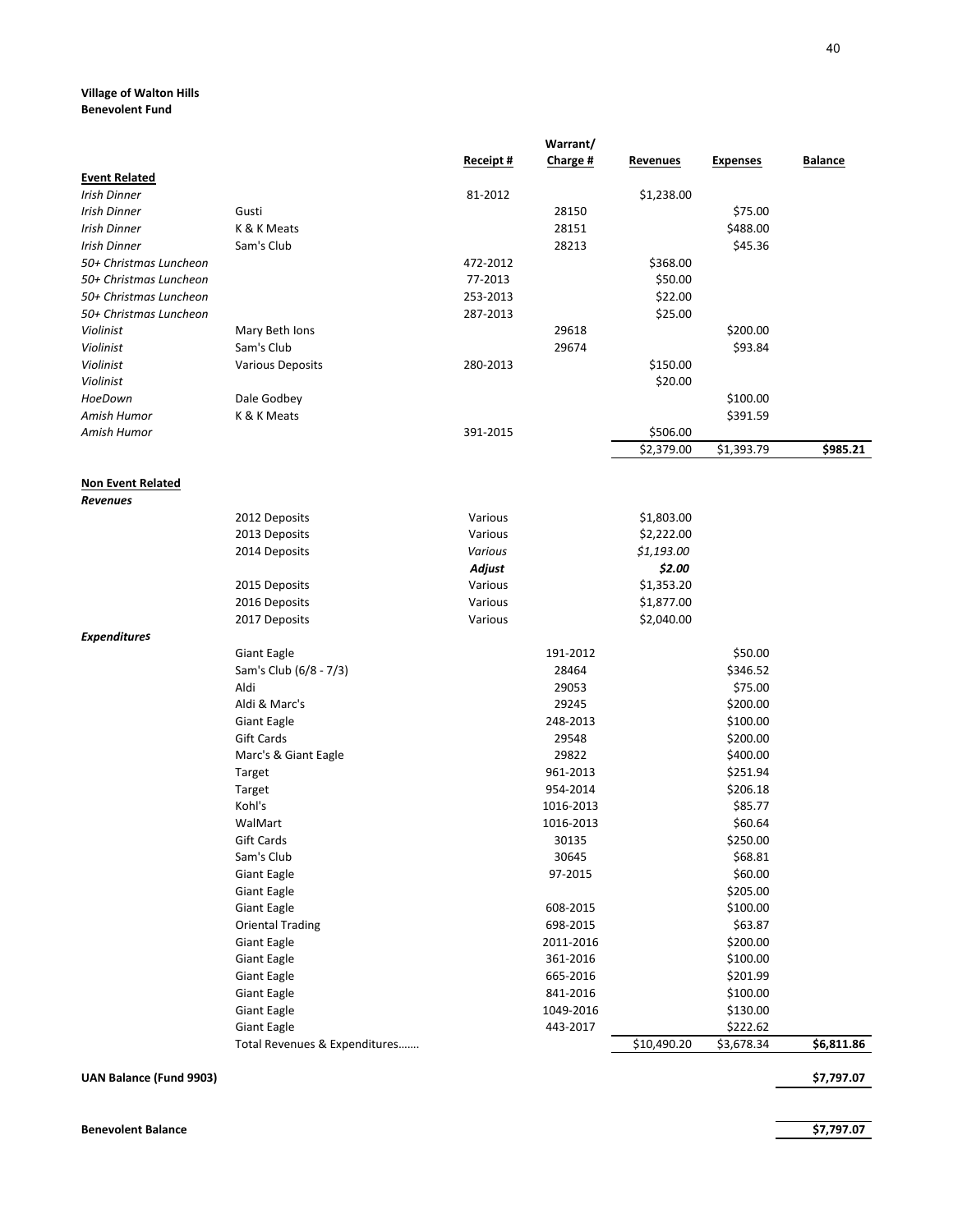**Village of Walton Hills**
**Benevolent Fund**

| | | Receipt # | Warrant/ Charge # | Revenues | Expenses | Balance |
|---|---|---|---|---|---|---|
| **Event Related** | | | | | | |
| *Irish Dinner* | | 81-2012 | | $1,238.00 | | |
| *Irish Dinner* | Gusti | | 28150 | | $75.00 | |
| *Irish Dinner* | K & K Meats | | 28151 | | $488.00 | |
| *Irish Dinner* | Sam's Club | | 28213 | | $45.36 | |
| *50+ Christmas Luncheon* | | 472-2012 | | $368.00 | | |
| *50+ Christmas Luncheon* | | 77-2013 | | $50.00 | | |
| *50+ Christmas Luncheon* | | 253-2013 | | $22.00 | | |
| *50+ Christmas Luncheon* | | 287-2013 | | $25.00 | | |
| *Violinist* | Mary Beth Ions | | 29618 | | $200.00 | |
| *Violinist* | Sam's Club | | 29674 | | $93.84 | |
| *Violinist* | Various Deposits | 280-2013 | | $150.00 | | |
| *Violinist* | | | | $20.00 | | |
| *HoeDown* | Dale Godbey | | | | $100.00 | |
| *Amish Humor* | K & K Meats | | | | $391.59 | |
| *Amish Humor* | | 391-2015 | | $506.00 | | |
| | | | | $2,379.00 | $1,393.79 | **$985.21** |
| **Non Event Related** | | | | | | |
| ***Revenues*** | | | | | | |
| | 2012 Deposits | Various | | $1,803.00 | | |
| | 2013 Deposits | Various | | $2,222.00 | | |
| | 2014 Deposits | *Various* | | *$1,193.00* | | |
| | | ***Adjust*** | | ***$2.00*** | | |
| | 2015 Deposits | Various | | $1,353.20 | | |
| | 2016 Deposits | Various | | $1,877.00 | | |
| | 2017 Deposits | Various | | $2,040.00 | | |
| ***Expenditures*** | | | | | | |
| | Giant Eagle | | 191-2012 | | $50.00 | |
| | Sam's Club (6/8 - 7/3) | | 28464 | | $346.52 | |
| | Aldi | | 29053 | | $75.00 | |
| | Aldi & Marc's | | 29245 | | $200.00 | |
| | Giant Eagle | | 248-2013 | | $100.00 | |
| | Gift Cards | | 29548 | | $200.00 | |
| | Marc's & Giant Eagle | | 29822 | | $400.00 | |
| | Target | | 961-2013 | | $251.94 | |
| | Target | | 954-2014 | | $206.18 | |
| | Kohl's | | 1016-2013 | | $85.77 | |
| | WalMart | | 1016-2013 | | $60.64 | |
| | Gift Cards | | 30135 | | $250.00 | |
| | Sam's Club | | 30645 | | $68.81 | |
| | Giant Eagle | | 97-2015 | | $60.00 | |
| | Giant Eagle | | | | $205.00 | |
| | Giant Eagle | | 608-2015 | | $100.00 | |
| | Oriental Trading | | 698-2015 | | $63.87 | |
| | Giant Eagle | | 2011-2016 | | $200.00 | |
| | Giant Eagle | | 361-2016 | | $100.00 | |
| | Giant Eagle | | 665-2016 | | $201.99 | |
| | Giant Eagle | | 841-2016 | | $100.00 | |
| | Giant Eagle | | 1049-2016 | | $130.00 | |
| | Giant Eagle | | 443-2017 | | $222.62 | |
| | Total Revenues & Expenditures……. | | | $10,490.20 | $3,678.34 | **$6,811.86** |
| **UAN Balance (Fund 9903)** | | | | | | **$7,797.07** |
| **Benevolent Balance** | | | | | | **$7,797.07** |